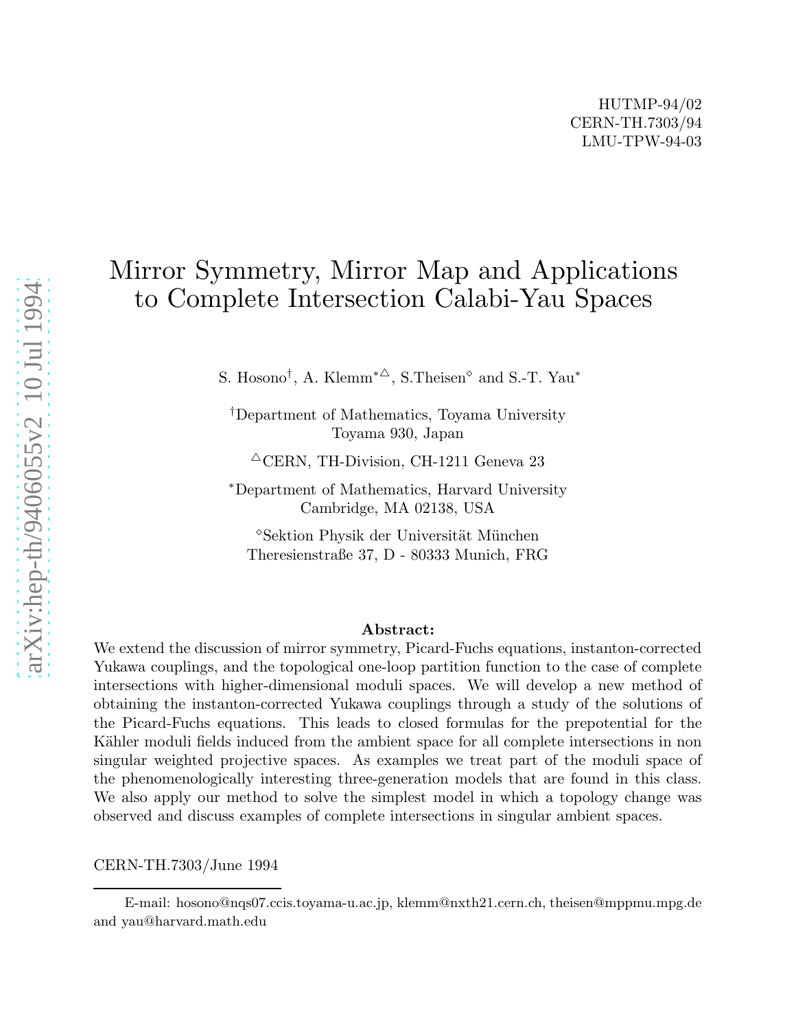HUTMP-94/02
CERN-TH.7303/94
LMU-TPW-94-03

# Mirror Symmetry, Mirror Map and Applications to Complete Intersection Calabi-Yau Spaces

S. Hosono[†], A. Klemm[*△], S.Theisen[◇] and S.-T. Yau[*]

[†]Department of Mathematics, Toyama University
Toyama 930, Japan

[△]CERN, TH-Division, CH-1211 Geneva 23

[*]Department of Mathematics, Harvard University
Cambridge, MA 02138, USA

[◇]Sektion Physik der Universität München
Theresienstraße 37, D - 80333 Munich, FRG

**Abstract:**

We extend the discussion of mirror symmetry, Picard-Fuchs equations, instanton-corrected Yukawa couplings, and the topological one-loop partition function to the case of complete intersections with higher-dimensional moduli spaces. We will develop a new method of obtaining the instanton-corrected Yukawa couplings through a study of the solutions of the Picard-Fuchs equations. This leads to closed formulas for the prepotential for the Kähler moduli fields induced from the ambient space for all complete intersections in non singular weighted projective spaces. As examples we treat part of the moduli space of the phenomenologically interesting three-generation models that are found in this class. We also apply our method to solve the simplest model in which a topology change was observed and discuss examples of complete intersections in singular ambient spaces.

CERN-TH.7303/June 1994

E-mail: hosono@nqs07.ccis.toyama-u.ac.jp, klemm@nxth21.cern.ch, theisen@mppmu.mpg.de and yau@harvard.math.edu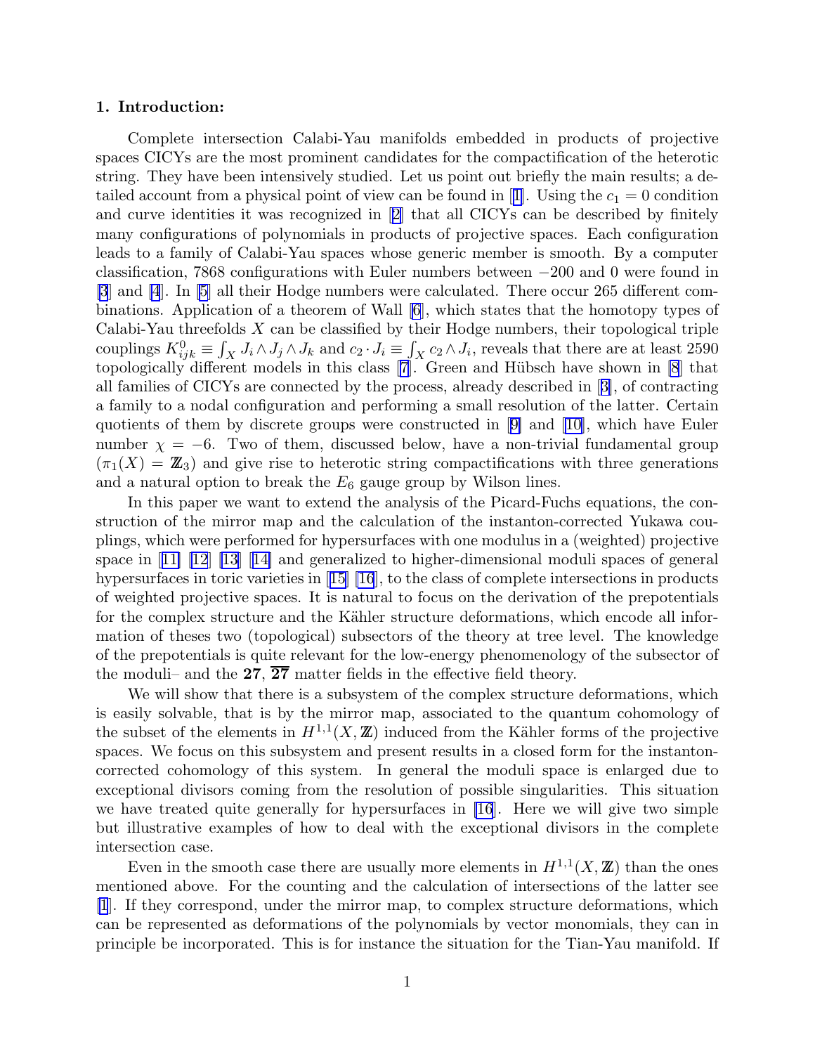## 1. Introduction:

Complete intersection Calabi-Yau manifolds embedded in products of projective spaces CICYs are the most prominent candidates for the compactification of the heterotic string. They have been intensively studied. Let us point out briefly the main results; a detailed account from a physical point of view can be found in [1]. Using the $c_1 = 0$ condition and curve identities it was recognized in [2] that all CICYs can be described by finitely many configurations of polynomials in products of projective spaces. Each configuration leads to a family of Calabi-Yau spaces whose generic member is smooth. By a computer classification, 7868 configurations with Euler numbers between $-200$ and 0 were found in [3] and [4]. In [5] all their Hodge numbers were calculated. There occur 265 different combinations. Application of a theorem of Wall [6], which states that the homotopy types of Calabi-Yau threefolds $X$ can be classified by their Hodge numbers, their topological triple couplings $K^0_{ijk} \equiv \int_X J_i \wedge J_j \wedge J_k$ and $c_2 \cdot J_i \equiv \int_X c_2 \wedge J_i$, reveals that there are at least 2590 topologically different models in this class [7]. Green and Hübsch have shown in [8] that all families of CICYs are connected by the process, already described in [3], of contracting a family to a nodal configuration and performing a small resolution of the latter. Certain quotients of them by discrete groups were constructed in [9] and [10], which have Euler number $\chi = -6$. Two of them, discussed below, have a non-trivial fundamental group ($\pi_1(X) = \mathbb{Z}_3$) and give rise to heterotic string compactifications with three generations and a natural option to break the $E_6$ gauge group by Wilson lines.

In this paper we want to extend the analysis of the Picard-Fuchs equations, the construction of the mirror map and the calculation of the instanton-corrected Yukawa couplings, which were performed for hypersurfaces with one modulus in a (weighted) projective space in [11] [12] [13] [14] and generalized to higher-dimensional moduli spaces of general hypersurfaces in toric varieties in [15] [16], to the class of complete intersections in products of weighted projective spaces. It is natural to focus on the derivation of the prepotentials for the complex structure and the Kähler structure deformations, which encode all information of theses two (topological) subsectors of the theory at tree level. The knowledge of the prepotentials is quite relevant for the low-energy phenomenology of the subsector of the moduli– and the **27**, $\overline{\mathbf{27}}$ matter fields in the effective field theory.

We will show that there is a subsystem of the complex structure deformations, which is easily solvable, that is by the mirror map, associated to the quantum cohomology of the subset of the elements in $H^{1,1}(X, \mathbb{Z})$ induced from the Kähler forms of the projective spaces. We focus on this subsystem and present results in a closed form for the instanton-corrected cohomology of this system. In general the moduli space is enlarged due to exceptional divisors coming from the resolution of possible singularities. This situation we have treated quite generally for hypersurfaces in [16]. Here we will give two simple but illustrative examples of how to deal with the exceptional divisors in the complete intersection case.

Even in the smooth case there are usually more elements in $H^{1,1}(X, \mathbb{Z})$ than the ones mentioned above. For the counting and the calculation of intersections of the latter see [1]. If they correspond, under the mirror map, to complex structure deformations, which can be represented as deformations of the polynomials by vector monomials, they can in principle be incorporated. This is for instance the situation for the Tian-Yau manifold. If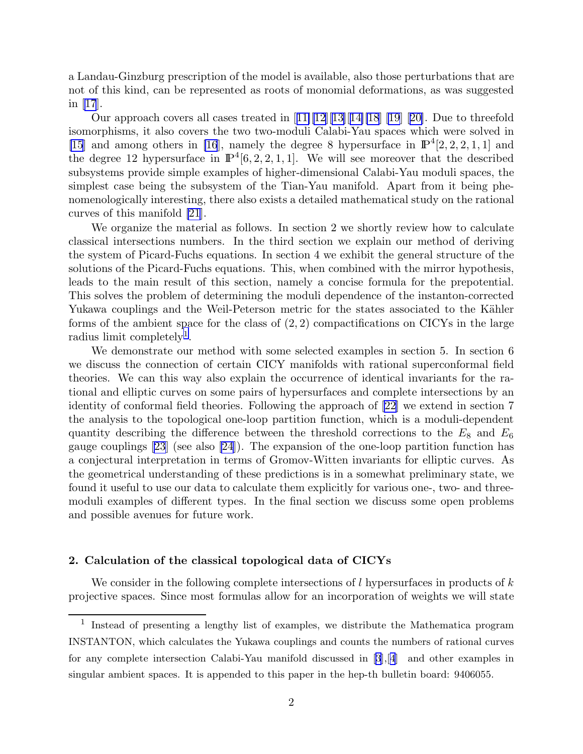a Landau-Ginzburg prescription of the model is available, also those perturbations that are not of this kind, can be represented as roots of monomial deformations, as was suggested in [17].

Our approach covers all cases treated in [11][12][13][14][18] [19] [20]. Due to threefold isomorphisms, it also covers the two two-moduli Calabi-Yau spaces which were solved in [15] and among others in [16], namely the degree 8 hypersurface in $\mathbb{P}^4[2,2,2,1,1]$ and the degree 12 hypersurface in $\mathbb{P}^4[6,2,2,1,1]$. We will see moreover that the described subsystems provide simple examples of higher-dimensional Calabi-Yau moduli spaces, the simplest case being the subsystem of the Tian-Yau manifold. Apart from it being phenomenologically interesting, there also exists a detailed mathematical study on the rational curves of this manifold [21].

We organize the material as follows. In section 2 we shortly review how to calculate classical intersections numbers. In the third section we explain our method of deriving the system of Picard-Fuchs equations. In section 4 we exhibit the general structure of the solutions of the Picard-Fuchs equations. This, when combined with the mirror hypothesis, leads to the main result of this section, namely a concise formula for the prepotential. This solves the problem of determining the moduli dependence of the instanton-corrected Yukawa couplings and the Weil-Peterson metric for the states associated to the Kähler forms of the ambient space for the class of $(2,2)$ compactifications on CICYs in the large radius limit completely[1].

We demonstrate our method with some selected examples in section 5. In section 6 we discuss the connection of certain CICY manifolds with rational superconformal field theories. We can this way also explain the occurrence of identical invariants for the rational and elliptic curves on some pairs of hypersurfaces and complete intersections by an identity of conformal field theories. Following the approach of [22] we extend in section 7 the analysis to the topological one-loop partition function, which is a moduli-dependent quantity describing the difference between the threshold corrections to the $E_8$ and $E_6$ gauge couplings [23] (see also [24]). The expansion of the one-loop partition function has a conjectural interpretation in terms of Gromov-Witten invariants for elliptic curves. As the geometrical understanding of these predictions is in a somewhat preliminary state, we found it useful to use our data to calculate them explicitly for various one-, two- and three-moduli examples of different types. In the final section we discuss some open problems and possible avenues for future work.

## 2. Calculation of the classical topological data of CICYs

We consider in the following complete intersections of $l$ hypersurfaces in products of $k$ projective spaces. Since most formulas allow for an incorporation of weights we will state

---

[1] Instead of presenting a lengthy list of examples, we distribute the Mathematica program INSTANTON, which calculates the Yukawa couplings and counts the numbers of rational curves for any complete intersection Calabi-Yau manifold discussed in [3],[4] and other examples in singular ambient spaces. It is appended to this paper in the hep-th bulletin board: 9406055.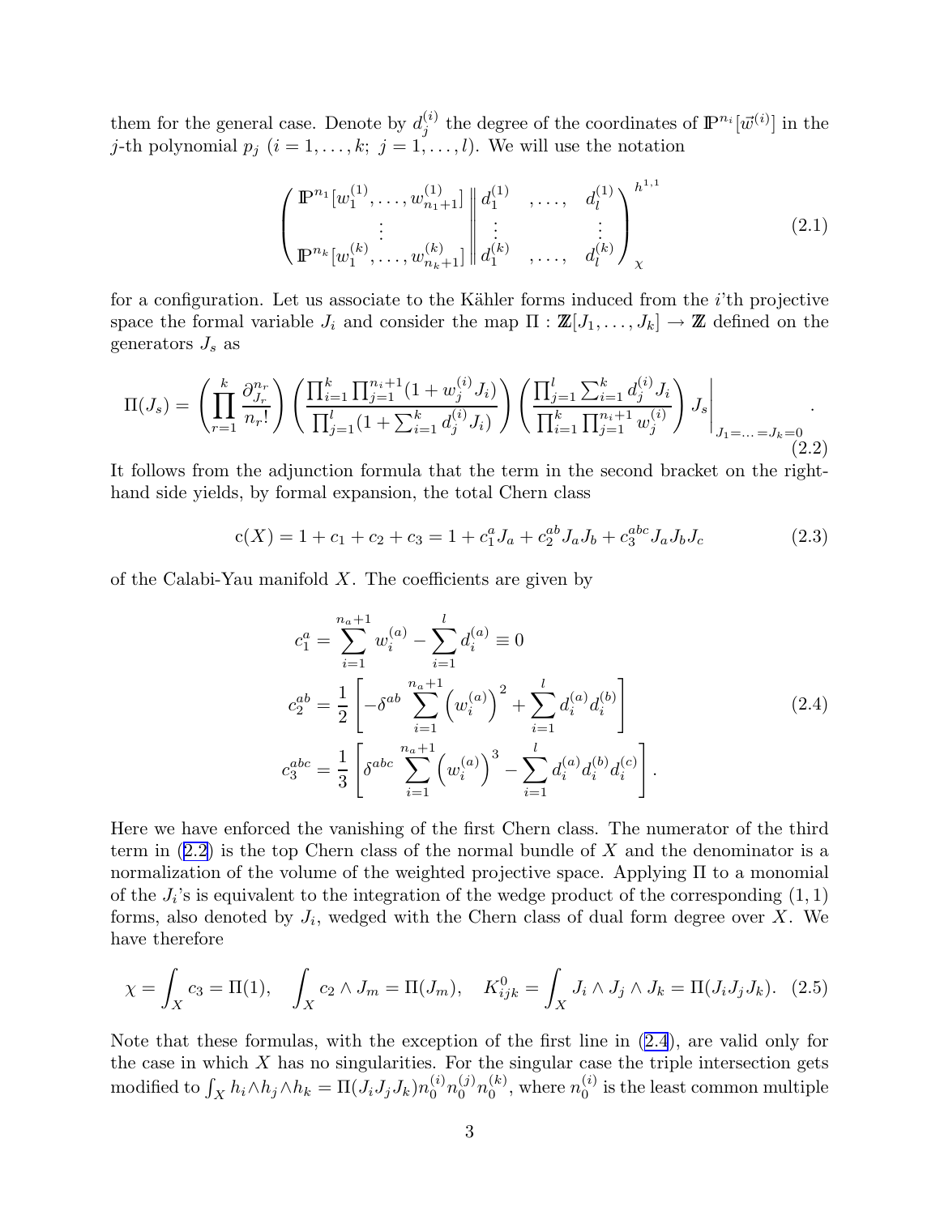them for the general case. Denote by $d_j^{(i)}$ the degree of the coordinates of $\mathbb{P}^{n_i}[\vec{w}^{(i)}]$ in the $j$-th polynomial $p_j$ ($i = 1, \dots, k;\ j = 1, \dots, l$). We will use the notation

$$
\left( \begin{array}{c} \mathbb{P}^{n_1}[w_1^{(1)}, \dots, w_{n_1+1}^{(1)}] \\ \vdots \\ \mathbb{P}^{n_k}[w_1^{(k)}, \dots, w_{n_k+1}^{(k)}] \end{array} \right\| \left. \begin{array}{ccc} d_1^{(1)} & , \dots, & d_l^{(1)} \\ \vdots & & \vdots \\ d_1^{(k)} & , \dots, & d_l^{(k)} \end{array} \right)^{h^{1,1}}_{\chi} \tag{2.1}
$$

for a configuration. Let us associate to the Kähler forms induced from the $i$'th projective space the formal variable $J_i$ and consider the map $\Pi : \mathbb{Z}[J_1, \dots, J_k] \to \mathbb{Z}$ defined on the generators $J_s$ as

$$
\Pi(J_s) = \left( \prod_{r=1}^{k} \frac{\partial_{J_r}^{n_r}}{n_r!} \right) \left( \frac{\prod_{i=1}^{k} \prod_{j=1}^{n_i+1} (1 + w_j^{(i)} J_i)}{\prod_{j=1}^{l} (1 + \sum_{i=1}^{k} d_j^{(i)} J_i)} \right) \left( \frac{\prod_{j=1}^{l} \sum_{i=1}^{k} d_j^{(i)} J_i}{\prod_{i=1}^{k} \prod_{j=1}^{n_i+1} w_j^{(i)}} \right) J_s \Bigg|_{J_1 = \dots = J_k = 0}. \tag{2.2}
$$

It follows from the adjunction formula that the term in the second bracket on the right-hand side yields, by formal expansion, the total Chern class

$$
\mathrm{c}(X) = 1 + c_1 + c_2 + c_3 = 1 + c_1^a J_a + c_2^{ab} J_a J_b + c_3^{abc} J_a J_b J_c \tag{2.3}
$$

of the Calabi-Yau manifold $X$. The coefficients are given by

$$
\begin{aligned}
c_1^a &= \sum_{i=1}^{n_a+1} w_i^{(a)} - \sum_{i=1}^{l} d_i^{(a)} \equiv 0 \\
c_2^{ab} &= \frac{1}{2} \left[ -\delta^{ab} \sum_{i=1}^{n_a+1} \left( w_i^{(a)} \right)^2 + \sum_{i=1}^{l} d_i^{(a)} d_i^{(b)} \right] \\
c_3^{abc} &= \frac{1}{3} \left[ \delta^{abc} \sum_{i=1}^{n_a+1} \left( w_i^{(a)} \right)^3 - \sum_{i=1}^{l} d_i^{(a)} d_i^{(b)} d_i^{(c)} \right].
\end{aligned} \tag{2.4}
$$

Here we have enforced the vanishing of the first Chern class. The numerator of the third term in (2.2) is the top Chern class of the normal bundle of $X$ and the denominator is a normalization of the volume of the weighted projective space. Applying $\Pi$ to a monomial of the $J_i$'s is equivalent to the integration of the wedge product of the corresponding $(1,1)$ forms, also denoted by $J_i$, wedged with the Chern class of dual form degree over $X$. We have therefore

$$
\chi = \int_X c_3 = \Pi(1), \quad \int_X c_2 \wedge J_m = \Pi(J_m), \quad K_{ijk}^0 = \int_X J_i \wedge J_j \wedge J_k = \Pi(J_i J_j J_k). \tag{2.5}
$$

Note that these formulas, with the exception of the first line in (2.4), are valid only for the case in which $X$ has no singularities. For the singular case the triple intersection gets modified to $\int_X h_i \wedge h_j \wedge h_k = \Pi(J_i J_j J_k) n_0^{(i)} n_0^{(j)} n_0^{(k)}$, where $n_0^{(i)}$ is the least common multiple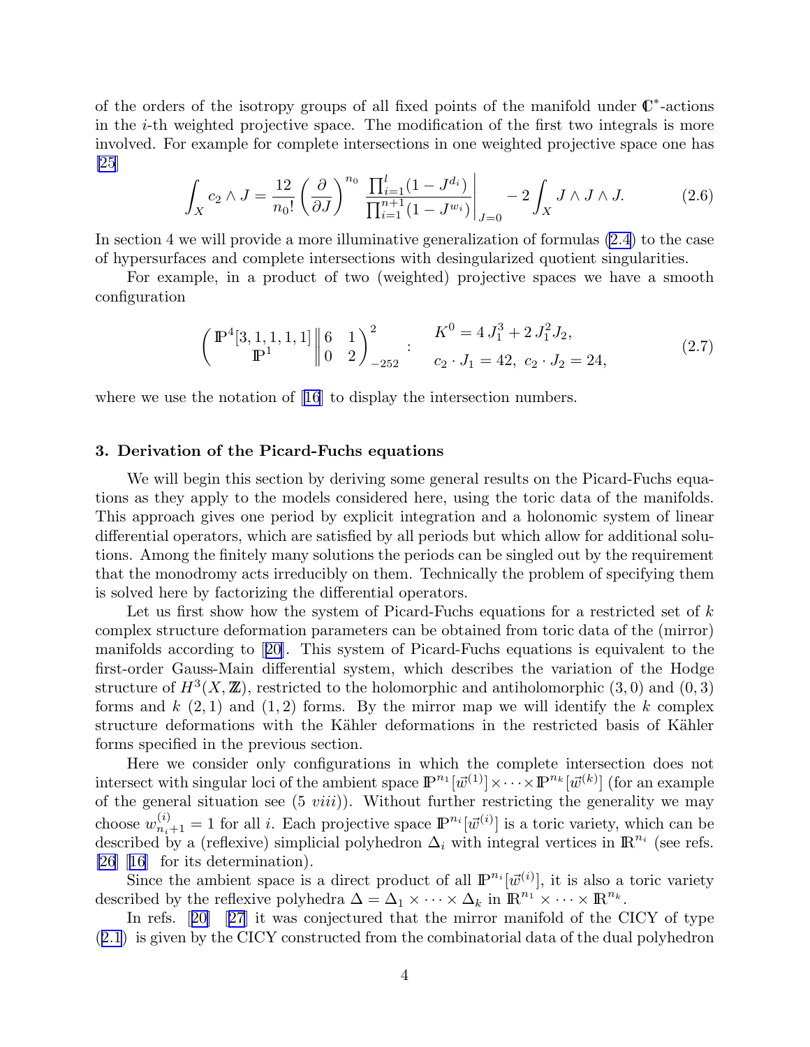of the orders of the isotropy groups of all fixed points of the manifold under $\mathbb{C}^*$-actions in the $i$-th weighted projective space. The modification of the first two integrals is more involved. For example for complete intersections in one weighted projective space one has [25]

$$\int_X c_2 \wedge J = \frac{12}{n_0!} \left( \frac{\partial}{\partial J} \right)^{n_0} \frac{\prod_{i=1}^{l} (1 - J^{d_i})}{\prod_{i=1}^{n+1} (1 - J^{w_i})} \Bigg|_{J=0} - 2 \int_X J \wedge J \wedge J. \tag{2.6}$$

In section 4 we will provide a more illuminative generalization of formulas (2.4) to the case of hypersurfaces and complete intersections with desingularized quotient singularities.

For example, in a product of two (weighted) projective spaces we have a smooth configuration

$$\left( \begin{matrix} \mathbb{P}^4[3,1,1,1,1] \\ \mathbb{P}^1 \end{matrix} \middle\| \begin{matrix} 6 & 1 \\ 0 & 2 \end{matrix} \right)^2_{-252} : \quad \begin{matrix} K^0 = 4\, J_1^3 + 2\, J_1^2 J_2, \\ c_2 \cdot J_1 = 42, \ c_2 \cdot J_2 = 24, \end{matrix} \tag{2.7}$$

where we use the notation of [16] to display the intersection numbers.

### 3. Derivation of the Picard-Fuchs equations

We will begin this section by deriving some general results on the Picard-Fuchs equations as they apply to the models considered here, using the toric data of the manifolds. This approach gives one period by explicit integration and a holonomic system of linear differential operators, which are satisfied by all periods but which allow for additional solutions. Among the finitely many solutions the periods can be singled out by the requirement that the monodromy acts irreducibly on them. Technically the problem of specifying them is solved here by factorizing the differential operators.

Let us first show how the system of Picard-Fuchs equations for a restricted set of $k$ complex structure deformation parameters can be obtained from toric data of the (mirror) manifolds according to [20]. This system of Picard-Fuchs equations is equivalent to the first-order Gauss-Main differential system, which describes the variation of the Hodge structure of $H^3(X, \mathbb{Z})$, restricted to the holomorphic and antiholomorphic $(3,0)$ and $(0,3)$ forms and $k$ $(2,1)$ and $(1,2)$ forms. By the mirror map we will identify the $k$ complex structure deformations with the Kähler deformations in the restricted basis of Kähler forms specified in the previous section.

Here we consider only configurations in which the complete intersection does not intersect with singular loci of the ambient space $\mathbb{P}^{n_1}[\vec{w}^{(1)}] \times \cdots \times \mathbb{P}^{n_k}[\vec{w}^{(k)}]$ (for an example of the general situation see (5 *viii*)). Without further restricting the generality we may choose $w^{(i)}_{n_i+1} = 1$ for all $i$. Each projective space $\mathbb{P}^{n_i}[\vec{w}^{(i)}]$ is a toric variety, which can be described by a (reflexive) simplicial polyhedron $\Delta_i$ with integral vertices in $\mathbb{R}^{n_i}$ (see refs. [26] [16] for its determination).

Since the ambient space is a direct product of all $\mathbb{P}^{n_i}[\vec{w}^{(i)}]$, it is also a toric variety described by the reflexive polyhedra $\Delta = \Delta_1 \times \cdots \times \Delta_k$ in $\mathbb{R}^{n_1} \times \cdots \times \mathbb{R}^{n_k}$.

In refs. [20] [27] it was conjectured that the mirror manifold of the CICY of type (2.1) is given by the CICY constructed from the combinatorial data of the dual polyhedron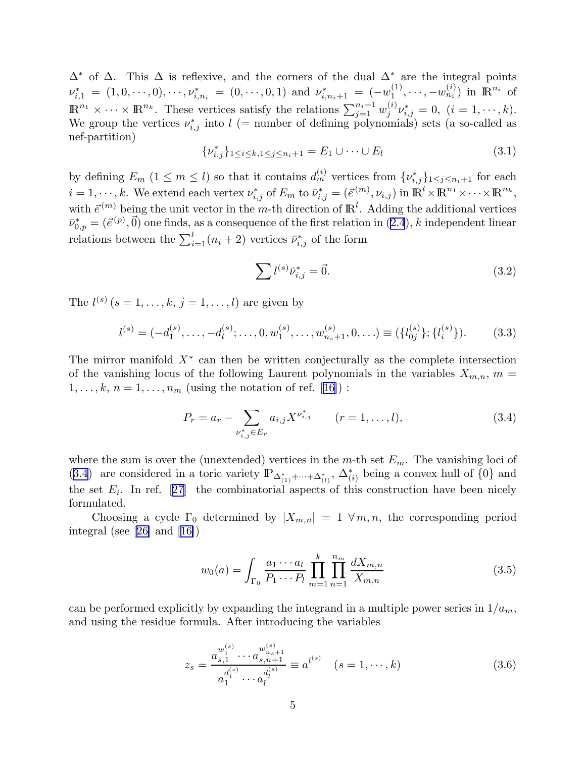$\Delta^*$ of $\Delta$. This $\Delta$ is reflexive, and the corners of the dual $\Delta^*$ are the integral points $\nu^*_{i,1} = (1, 0, \cdots, 0), \cdots, \nu^*_{i,n_i} = (0, \cdots, 0, 1)$ and $\nu^*_{i,n_i+1} = (-w^{(1)}_1, \cdots, -w^{(i)}_{n_i})$ in $\mathbb{R}^{n_i}$ of $\mathbb{R}^{n_1} \times \cdots \times \mathbb{R}^{n_k}$. These vertices satisfy the relations $\sum_{j=1}^{n_i+1} w^{(i)}_j \nu^*_{i,j} = 0,\ (i = 1, \cdots, k)$. We group the vertices $\nu^*_{i,j}$ into $l$ (= number of defining polynomials) sets (a so-called as nef-partition)

$$\{\nu^*_{i,j}\}_{1 \leq i \leq k, 1 \leq j \leq n_i+1} = E_1 \cup \cdots \cup E_l \tag{3.1}$$

by defining $E_m$ ($1 \leq m \leq l$) so that it contains $d^{(i)}_m$ vertices from $\{\nu^*_{i,j}\}_{1 \leq j \leq n_i+1}$ for each $i = 1, \cdots, k$. We extend each vertex $\nu^*_{i,j}$ of $E_m$ to $\bar{\nu}^*_{i,j} = (\vec{e}^{(m)}, \nu_{i,j})$ in $\mathbb{R}^l \times \mathbb{R}^{n_1} \times \cdots \times \mathbb{R}^{n_k}$, with $\vec{e}^{(m)}$ being the unit vector in the $m$-th direction of $\mathbb{R}^l$. Adding the additional vertices $\bar{\nu}^*_{0,p} = (\vec{e}^{(p)}, \vec{0})$ one finds, as a consequence of the first relation in (2.4), $k$ independent linear relations between the $\sum_{i=1}^{l}(n_i + 2)$ vertices $\bar{\nu}^*_{i,j}$ of the form

$$\sum l^{(s)} \bar{\nu}^*_{i,j} = \vec{0}. \tag{3.2}$$

The $l^{(s)}$ ($s = 1, \ldots, k$, $j = 1, \ldots, l$) are given by

$$l^{(s)} = (-d^{(s)}_1, \ldots, -d^{(s)}_l; \ldots, 0, w^{(s)}_1, \ldots, w^{(s)}_{n_s+1}, 0, \ldots) \equiv (\{l^{(s)}_{0j}\}; \{l^{(s)}_i\}). \tag{3.3}$$

The mirror manifold $X^*$ can then be written conjecturally as the complete intersection of the vanishing locus of the following Laurent polynomials in the variables $X_{m,n}$, $m = 1, \ldots, k$, $n = 1, \ldots, n_m$ (using the notation of ref. [16]) :

$$P_r = a_r - \sum_{\nu^*_{i,j} \in E_r} a_{i,j} X^{\nu^*_{i,j}} \qquad (r = 1, \ldots, l), \tag{3.4}$$

where the sum is over the (unextended) vertices in the $m$-th set $E_m$. The vanishing loci of (3.4) are considered in a toric variety $\mathbb{P}_{\Delta^*_{(1)} + \cdots + \Delta^*_{(l)}}$, $\Delta^*_{(i)}$ being a convex hull of $\{0\}$ and the set $E_i$. In ref. [27] the combinatorial aspects of this construction have been nicely formulated.

Choosing a cycle $\Gamma_0$ determined by $|X_{m,n}| = 1\ \forall m, n$, the corresponding period integral (see [26] and [16])

$$w_0(a) = \int_{\Gamma_0} \frac{a_1 \cdots a_l}{P_1 \cdots P_l} \prod_{m=1}^{k} \prod_{n=1}^{n_m} \frac{dX_{m,n}}{X_{m,n}} \tag{3.5}$$

can be performed explicitly by expanding the integrand in a multiple power series in $1/a_m$, and using the residue formula. After introducing the variables

$$z_s = \frac{a_{s,1}^{w^{(s)}_1} \cdots a_{s,n+1}^{w^{(s)}_{n_s+1}}}{a_1^{d^{(s)}_1} \cdots a_l^{d^{(s)}_l}} \equiv a^{l^{(s)}} \quad (s = 1, \cdots, k) \tag{3.6}$$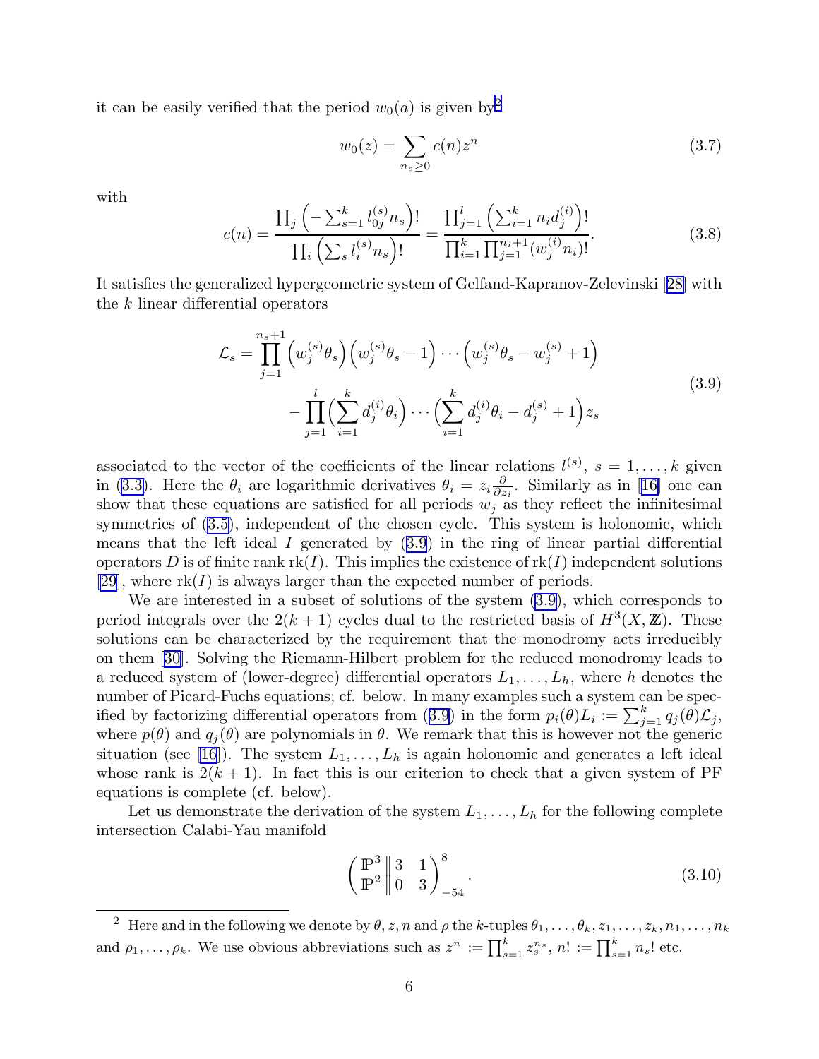it can be easily verified that the period $w_0(a)$ is given by[2]

$$w_0(z) = \sum_{n_s \geq 0} c(n) z^n \tag{3.7}$$

with

$$c(n) = \frac{\prod_j \left(-\sum_{s=1}^k l_{0j}^{(s)} n_s\right)!}{\prod_i \left(\sum_s l_i^{(s)} n_s\right)!} = \frac{\prod_{j=1}^l \left(\sum_{i=1}^k n_i d_j^{(i)}\right)!}{\prod_{i=1}^k \prod_{j=1}^{n_i+1} (w_j^{(i)} n_i)!}. \tag{3.8}$$

It satisfies the generalized hypergeometric system of Gelfand-Kapranov-Zelevinski [28] with the $k$ linear differential operators

$$\begin{aligned}\mathcal{L}_s = \prod_{j=1}^{n_s+1} \left(w_j^{(s)}\theta_s\right)\left(w_j^{(s)}\theta_s - 1\right)\cdots\left(w_j^{(s)}\theta_s - w_j^{(s)} + 1\right) \\ - \prod_{j=1}^{l}\Big(\sum_{i=1}^k d_j^{(i)}\theta_i\Big)\cdots\Big(\sum_{i=1}^k d_j^{(i)}\theta_i - d_j^{(s)} + 1\Big) z_s\end{aligned} \tag{3.9}$$

associated to the vector of the coefficients of the linear relations $l^{(s)}$, $s = 1, \ldots, k$ given in (3.3). Here the $\theta_i$ are logarithmic derivatives $\theta_i = z_i \frac{\partial}{\partial z_i}$. Similarly as in [16] one can show that these equations are satisfied for all periods $w_j$ as they reflect the infinitesimal symmetries of (3.5), independent of the chosen cycle. This system is holonomic, which means that the left ideal $I$ generated by (3.9) in the ring of linear partial differential operators $D$ is of finite rank $\mathrm{rk}(I)$. This implies the existence of $\mathrm{rk}(I)$ independent solutions [29], where $\mathrm{rk}(I)$ is always larger than the expected number of periods.

We are interested in a subset of solutions of the system (3.9), which corresponds to period integrals over the $2(k+1)$ cycles dual to the restricted basis of $H^3(X, \mathbb{Z})$. These solutions can be characterized by the requirement that the monodromy acts irreducibly on them [30]. Solving the Riemann-Hilbert problem for the reduced monodromy leads to a reduced system of (lower-degree) differential operators $L_1, \ldots, L_h$, where $h$ denotes the number of Picard-Fuchs equations; cf. below. In many examples such a system can be specified by factorizing differential operators from (3.9) in the form $p_i(\theta) L_i := \sum_{j=1}^k q_j(\theta) \mathcal{L}_j$, where $p(\theta)$ and $q_j(\theta)$ are polynomials in $\theta$. We remark that this is however not the generic situation (see [16]). The system $L_1, \ldots, L_h$ is again holonomic and generates a left ideal whose rank is $2(k+1)$. In fact this is our criterion to check that a given system of PF equations is complete (cf. below).

Let us demonstrate the derivation of the system $L_1, \ldots, L_h$ for the following complete intersection Calabi-Yau manifold

$$\begin{pmatrix} \mathbb{P}^3 \\ \mathbb{P}^2 \end{pmatrix}\!\!\begin{Vmatrix} 3 & 1 \\ 0 & 3 \end{Vmatrix}^{8}_{-54}. \tag{3.10}$$

[2] Here and in the following we denote by $\theta, z, n$ and $\rho$ the $k$-tuples $\theta_1, \ldots, \theta_k, z_1, \ldots, z_k, n_1, \ldots, n_k$ and $\rho_1, \ldots, \rho_k$. We use obvious abbreviations such as $z^n := \prod_{s=1}^k z_s^{n_s}$, $n! := \prod_{s=1}^k n_s!$ etc.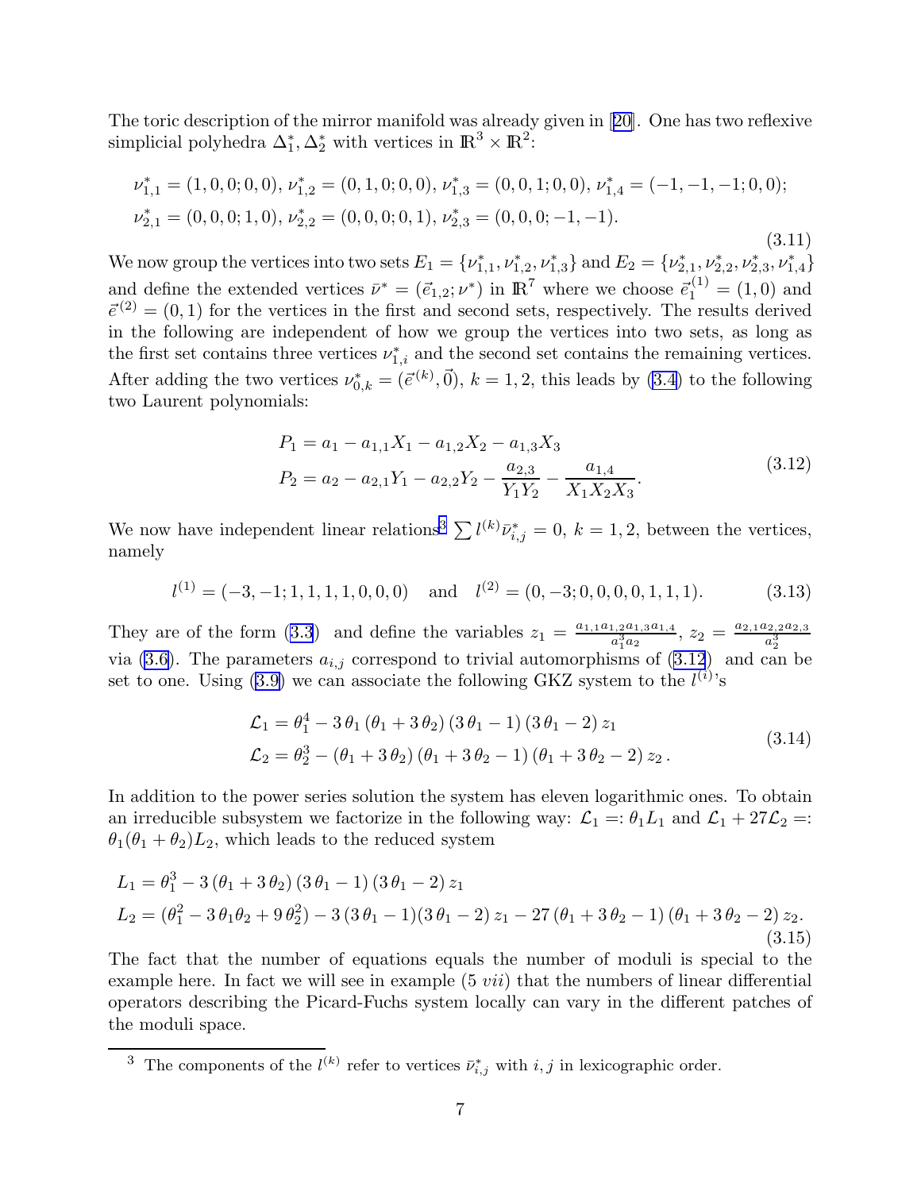The toric description of the mirror manifold was already given in [20]. One has two reflexive simplicial polyhedra $\Delta_1^*, \Delta_2^*$ with vertices in $\mathbb{R}^3 \times \mathbb{R}^2$:

$$
\begin{aligned}
&\nu_{1,1}^* = (1,0,0;0,0),\, \nu_{1,2}^* = (0,1,0;0,0),\, \nu_{1,3}^* = (0,0,1;0,0),\, \nu_{1,4}^* = (-1,-1,-1;0,0);\\
&\nu_{2,1}^* = (0,0,0;1,0),\, \nu_{2,2}^* = (0,0,0;0,1),\, \nu_{2,3}^* = (0,0,0;-1,-1).
\end{aligned}
\tag{3.11}
$$

We now group the vertices into two sets $E_1 = \{\nu_{1,1}^*, \nu_{1,2}^*, \nu_{1,3}^*\}$ and $E_2 = \{\nu_{2,1}^*, \nu_{2,2}^*, \nu_{2,3}^*, \nu_{1,4}^*\}$ and define the extended vertices $\bar{\nu}^* = (\vec{e}_{1,2}; \nu^*)$ in $\mathbb{R}^7$ where we choose $\vec{e}_1^{(1)} = (1,0)$ and $\vec{e}^{(2)} = (0,1)$ for the vertices in the first and second sets, respectively. The results derived in the following are independent of how we group the vertices into two sets, as long as the first set contains three vertices $\nu_{1,i}^*$ and the second set contains the remaining vertices. After adding the two vertices $\nu_{0,k}^* = (\vec{e}^{(k)}, \vec{0})$, $k = 1,2$, this leads by (3.4) to the following two Laurent polynomials:

$$
\begin{aligned}
P_1 &= a_1 - a_{1,1}X_1 - a_{1,2}X_2 - a_{1,3}X_3\\
P_2 &= a_2 - a_{2,1}Y_1 - a_{2,2}Y_2 - \frac{a_{2,3}}{Y_1 Y_2} - \frac{a_{1,4}}{X_1 X_2 X_3}.
\end{aligned}
\tag{3.12}
$$

We now have independent linear relations[3] $\sum l^{(k)} \bar{\nu}_{i,j}^* = 0$, $k = 1,2$, between the vertices, namely

$$
l^{(1)} = (-3,-1;1,1,1,1,0,0,0) \quad \text{and} \quad l^{(2)} = (0,-3;0,0,0,0,1,1,1). \tag{3.13}
$$

They are of the form (3.3) and define the variables $z_1 = \frac{a_{1,1}a_{1,2}a_{1,3}a_{1,4}}{a_1^3 a_2}$, $z_2 = \frac{a_{2,1}a_{2,2}a_{2,3}}{a_2^3}$ via (3.6). The parameters $a_{i,j}$ correspond to trivial automorphisms of (3.12) and can be set to one. Using (3.9) we can associate the following GKZ system to the $l^{(i)}$'s

$$
\begin{aligned}
\mathcal{L}_1 &= \theta_1^4 - 3\,\theta_1\,(\theta_1 + 3\,\theta_2)\,(3\,\theta_1 - 1)\,(3\,\theta_1 - 2)\,z_1\\
\mathcal{L}_2 &= \theta_2^3 - (\theta_1 + 3\,\theta_2)\,(\theta_1 + 3\,\theta_2 - 1)\,(\theta_1 + 3\,\theta_2 - 2)\,z_2\,.
\end{aligned}
\tag{3.14}
$$

In addition to the power series solution the system has eleven logarithmic ones. To obtain an irreducible subsystem we factorize in the following way: $\mathcal{L}_1 =: \theta_1 L_1$ and $\mathcal{L}_1 + 27\mathcal{L}_2 =: \theta_1(\theta_1 + \theta_2)L_2$, which leads to the reduced system

$$
\begin{aligned}
L_1 &= \theta_1^3 - 3\,(\theta_1 + 3\,\theta_2)\,(3\,\theta_1 - 1)\,(3\,\theta_1 - 2)\,z_1\\
L_2 &= (\theta_1^2 - 3\,\theta_1\theta_2 + 9\,\theta_2^2) - 3\,(3\,\theta_1 - 1)(3\,\theta_1 - 2)\,z_1 - 27\,(\theta_1 + 3\,\theta_2 - 1)\,(\theta_1 + 3\,\theta_2 - 2)\,z_2.
\end{aligned}
\tag{3.15}
$$

The fact that the number of equations equals the number of moduli is special to the example here. In fact we will see in example (5 *vii*) that the numbers of linear differential operators describing the Picard-Fuchs system locally can vary in the different patches of the moduli space.

[3] The components of the $l^{(k)}$ refer to vertices $\bar{\nu}_{i,j}^*$ with $i,j$ in lexicographic order.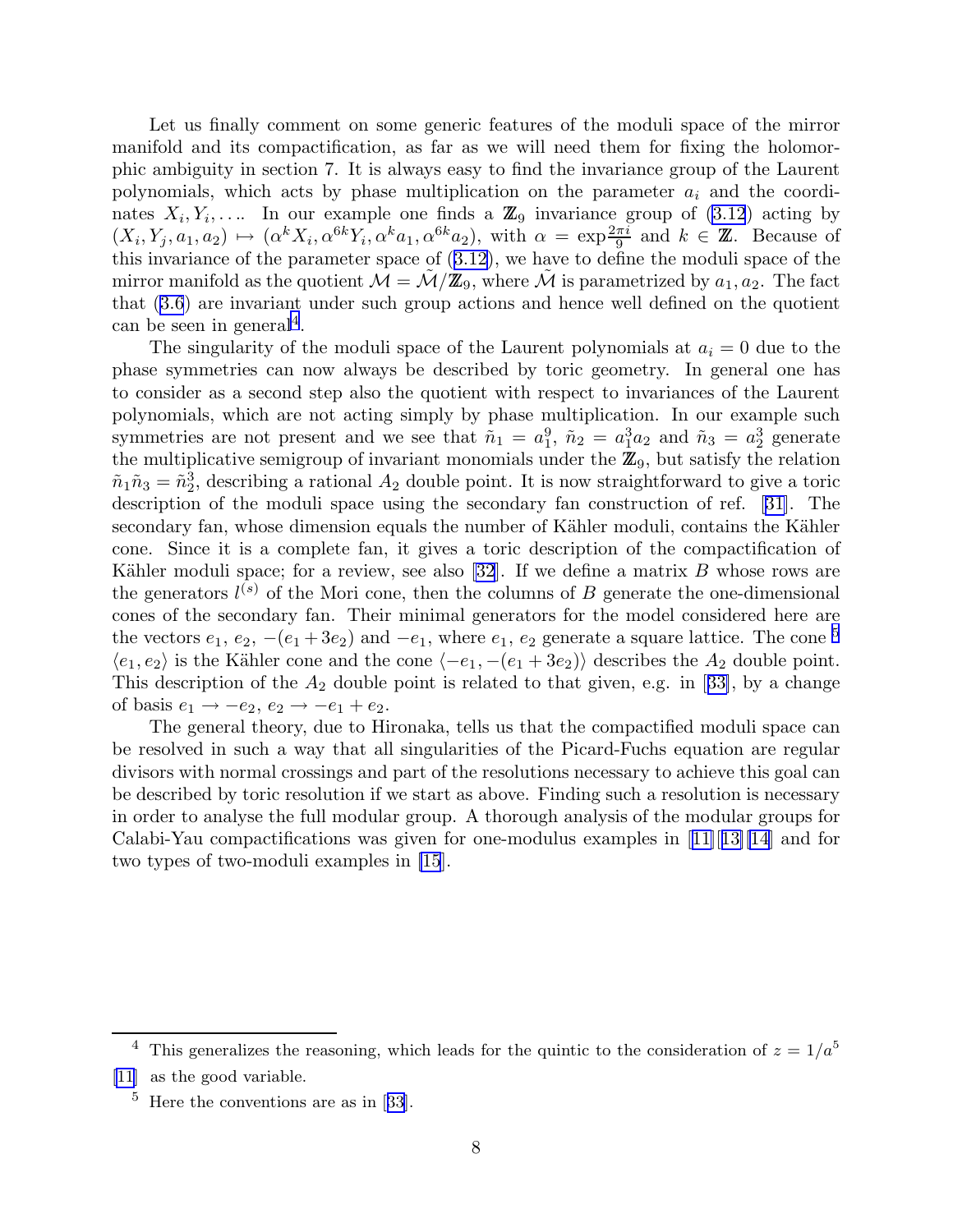Let us finally comment on some generic features of the moduli space of the mirror manifold and its compactification, as far as we will need them for fixing the holomorphic ambiguity in section 7. It is always easy to find the invariance group of the Laurent polynomials, which acts by phase multiplication on the parameter $a_i$ and the coordinates $X_i, Y_i, \ldots$. In our example one finds a $\mathbb{Z}_9$ invariance group of (3.12) acting by $(X_i, Y_j, a_1, a_2) \mapsto (\alpha^k X_i, \alpha^{6k} Y_i, \alpha^k a_1, \alpha^{6k} a_2)$, with $\alpha = \exp\frac{2\pi i}{9}$ and $k \in \mathbb{Z}$. Because of this invariance of the parameter space of (3.12), we have to define the moduli space of the mirror manifold as the quotient $\mathcal{M} = \tilde{\mathcal{M}}/\mathbb{Z}_9$, where $\tilde{\mathcal{M}}$ is parametrized by $a_1, a_2$. The fact that (3.6) are invariant under such group actions and hence well defined on the quotient can be seen in general[4].

The singularity of the moduli space of the Laurent polynomials at $a_i = 0$ due to the phase symmetries can now always be described by toric geometry. In general one has to consider as a second step also the quotient with respect to invariances of the Laurent polynomials, which are not acting simply by phase multiplication. In our example such symmetries are not present and we see that $\tilde{n}_1 = a_1^9$, $\tilde{n}_2 = a_1^3 a_2$ and $\tilde{n}_3 = a_2^3$ generate the multiplicative semigroup of invariant monomials under the $\mathbb{Z}_9$, but satisfy the relation $\tilde{n}_1 \tilde{n}_3 = \tilde{n}_2^3$, describing a rational $A_2$ double point. It is now straightforward to give a toric description of the moduli space using the secondary fan construction of ref. [31]. The secondary fan, whose dimension equals the number of Kähler moduli, contains the Kähler cone. Since it is a complete fan, it gives a toric description of the compactification of Kähler moduli space; for a review, see also [32]. If we define a matrix $B$ whose rows are the generators $l^{(s)}$ of the Mori cone, then the columns of $B$ generate the one-dimensional cones of the secondary fan. Their minimal generators for the model considered here are the vectors $e_1$, $e_2$, $-(e_1 + 3e_2)$ and $-e_1$, where $e_1$, $e_2$ generate a square lattice. The cone [5] $\langle e_1, e_2 \rangle$ is the Kähler cone and the cone $\langle -e_1, -(e_1 + 3e_2) \rangle$ describes the $A_2$ double point. This description of the $A_2$ double point is related to that given, e.g. in [33], by a change of basis $e_1 \to -e_2$, $e_2 \to -e_1 + e_2$.

The general theory, due to Hironaka, tells us that the compactified moduli space can be resolved in such a way that all singularities of the Picard-Fuchs equation are regular divisors with normal crossings and part of the resolutions necessary to achieve this goal can be described by toric resolution if we start as above. Finding such a resolution is necessary in order to analyse the full modular group. A thorough analysis of the modular groups for Calabi-Yau compactifications was given for one-modulus examples in [11][13][14] and for two types of two-moduli examples in [15].

---

[4] This generalizes the reasoning, which leads for the quintic to the consideration of $z = 1/a^5$ [11] as the good variable.

[5] Here the conventions are as in [33].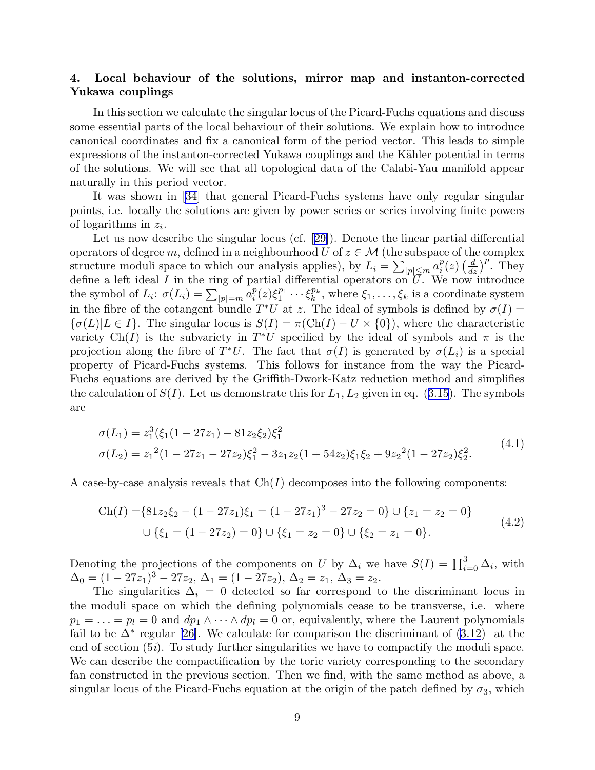### 4. Local behaviour of the solutions, mirror map and instanton-corrected Yukawa couplings

In this section we calculate the singular locus of the Picard-Fuchs equations and discuss some essential parts of the local behaviour of their solutions. We explain how to introduce canonical coordinates and fix a canonical form of the period vector. This leads to simple expressions of the instanton-corrected Yukawa couplings and the Kähler potential in terms of the solutions. We will see that all topological data of the Calabi-Yau manifold appear naturally in this period vector.

It was shown in [34] that general Picard-Fuchs systems have only regular singular points, i.e. locally the solutions are given by power series or series involving finite powers of logarithms in $z_i$.

Let us now describe the singular locus (cf. [29]). Denote the linear partial differential operators of degree $m$, defined in a neighbourhood $U$ of $z \in \mathcal{M}$ (the subspace of the complex structure moduli space to which our analysis applies), by $L_i = \sum_{|p|\leq m} a_i^p(z)\left(\frac{d}{dz}\right)^p$. They define a left ideal $I$ in the ring of partial differential operators on $U$. We now introduce the symbol of $L_i$: $\sigma(L_i) = \sum_{|p|=m} a_i^p(z)\xi_1^{p_1}\cdots\xi_k^{p_k}$, where $\xi_1,\ldots,\xi_k$ is a coordinate system in the fibre of the cotangent bundle $T^*U$ at $z$. The ideal of symbols is defined by $\sigma(I) = \{\sigma(L)|L \in I\}$. The singular locus is $S(I) = \pi(\mathrm{Ch}(I) - U \times \{0\})$, where the characteristic variety $\mathrm{Ch}(I)$ is the subvariety in $T^*U$ specified by the ideal of symbols and $\pi$ is the projection along the fibre of $T^*U$. The fact that $\sigma(I)$ is generated by $\sigma(L_i)$ is a special property of Picard-Fuchs systems. This follows for instance from the way the Picard-Fuchs equations are derived by the Griffith-Dwork-Katz reduction method and simplifies the calculation of $S(I)$. Let us demonstrate this for $L_1, L_2$ given in eq. (3.15). The symbols are

$$
\begin{aligned}
\sigma(L_1) &= z_1^3(\xi_1(1-27z_1) - 81z_2\xi_2)\xi_1^2 \\
\sigma(L_2) &= {z_1}^2(1-27z_1-27z_2)\xi_1^2 - 3z_1z_2(1+54z_2)\xi_1\xi_2 + 9{z_2}^2(1-27z_2)\xi_2^2.
\end{aligned}
\tag{4.1}
$$

A case-by-case analysis reveals that $\mathrm{Ch}(I)$ decomposes into the following components:

$$
\begin{aligned}
\mathrm{Ch}(I) =& \{81z_2\xi_2 - (1-27z_1)\xi_1 = (1-27z_1)^3 - 27z_2 = 0\} \cup \{z_1 = z_2 = 0\} \\
& \cup \{\xi_1 = (1-27z_2) = 0\} \cup \{\xi_1 = z_2 = 0\} \cup \{\xi_2 = z_1 = 0\}.
\end{aligned}
\tag{4.2}
$$

Denoting the projections of the components on $U$ by $\Delta_i$ we have $S(I) = \prod_{i=0}^{3} \Delta_i$, with $\Delta_0 = (1-27z_1)^3 - 27z_2$, $\Delta_1 = (1-27z_2)$, $\Delta_2 = z_1$, $\Delta_3 = z_2$.

The singularities $\Delta_i = 0$ detected so far correspond to the discriminant locus in the moduli space on which the defining polynomials cease to be transverse, i.e. where $p_1 = \ldots = p_l = 0$ and $dp_1 \wedge \cdots \wedge dp_l = 0$ or, equivalently, where the Laurent polynomials fail to be $\Delta^*$ regular [26]. We calculate for comparison the discriminant of (3.12) at the end of section (5$i$). To study further singularities we have to compactify the moduli space. We can describe the compactification by the toric variety corresponding to the secondary fan constructed in the previous section. Then we find, with the same method as above, a singular locus of the Picard-Fuchs equation at the origin of the patch defined by $\sigma_3$, which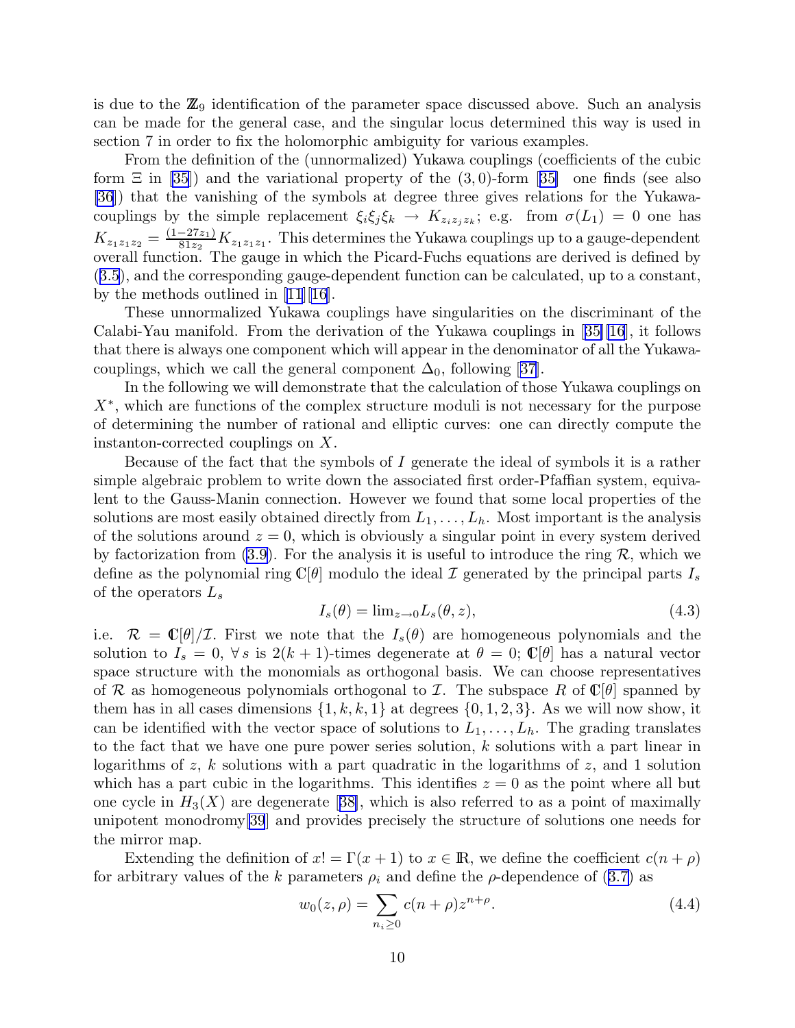is due to the $\mathbb{Z}_9$ identification of the parameter space discussed above. Such an analysis can be made for the general case, and the singular locus determined this way is used in section 7 in order to fix the holomorphic ambiguity for various examples.

From the definition of the (unnormalized) Yukawa couplings (coefficients of the cubic form $\Xi$ in [35]) and the variational property of the $(3,0)$-form [35] one finds (see also [36]) that the vanishing of the symbols at degree three gives relations for the Yukawa-couplings by the simple replacement $\xi_i\xi_j\xi_k \rightarrow K_{z_iz_jz_k}$; e.g. from $\sigma(L_1)=0$ one has $K_{z_1z_1z_2} = \frac{(1-27z_1)}{81z_2}K_{z_1z_1z_1}$. This determines the Yukawa couplings up to a gauge-dependent overall function. The gauge in which the Picard-Fuchs equations are derived is defined by (3.5), and the corresponding gauge-dependent function can be calculated, up to a constant, by the methods outlined in [11][16].

These unnormalized Yukawa couplings have singularities on the discriminant of the Calabi-Yau manifold. From the derivation of the Yukawa couplings in [35][16], it follows that there is always one component which will appear in the denominator of all the Yukawa-couplings, which we call the general component $\Delta_0$, following [37].

In the following we will demonstrate that the calculation of those Yukawa couplings on $X^*$, which are functions of the complex structure moduli is not necessary for the purpose of determining the number of rational and elliptic curves: one can directly compute the instanton-corrected couplings on $X$.

Because of the fact that the symbols of $I$ generate the ideal of symbols it is a rather simple algebraic problem to write down the associated first order-Pfaffian system, equivalent to the Gauss-Manin connection. However we found that some local properties of the solutions are most easily obtained directly from $L_1,\ldots,L_h$. Most important is the analysis of the solutions around $z=0$, which is obviously a singular point in every system derived by factorization from (3.9). For the analysis it is useful to introduce the ring $\mathcal{R}$, which we define as the polynomial ring $\mathbb{C}[\theta]$ modulo the ideal $\mathcal{I}$ generated by the principal parts $I_s$ of the operators $L_s$

$$I_s(\theta) = \lim_{z\to 0} L_s(\theta, z), \tag{4.3}$$

i.e. $\mathcal{R} = \mathbb{C}[\theta]/\mathcal{I}$. First we note that the $I_s(\theta)$ are homogeneous polynomials and the solution to $I_s=0,\ \forall\, s$ is $2(k+1)$-times degenerate at $\theta=0$; $\mathbb{C}[\theta]$ has a natural vector space structure with the monomials as orthogonal basis. We can choose representatives of $\mathcal{R}$ as homogeneous polynomials orthogonal to $\mathcal{I}$. The subspace $R$ of $\mathbb{C}[\theta]$ spanned by them has in all cases dimensions $\{1,k,k,1\}$ at degrees $\{0,1,2,3\}$. As we will now show, it can be identified with the vector space of solutions to $L_1,\ldots,L_h$. The grading translates to the fact that we have one pure power series solution, $k$ solutions with a part linear in logarithms of $z$, $k$ solutions with a part quadratic in the logarithms of $z$, and 1 solution which has a part cubic in the logarithms. This identifies $z=0$ as the point where all but one cycle in $H_3(X)$ are degenerate [38], which is also referred to as a point of maximally unipotent monodromy[39] and provides precisely the structure of solutions one needs for the mirror map.

Extending the definition of $x! = \Gamma(x+1)$ to $x\in\mathbb{R}$, we define the coefficient $c(n+\rho)$ for arbitrary values of the $k$ parameters $\rho_i$ and define the $\rho$-dependence of (3.7) as

$$w_0(z,\rho) = \sum_{n_i\geq 0} c(n+\rho) z^{n+\rho}. \tag{4.4}$$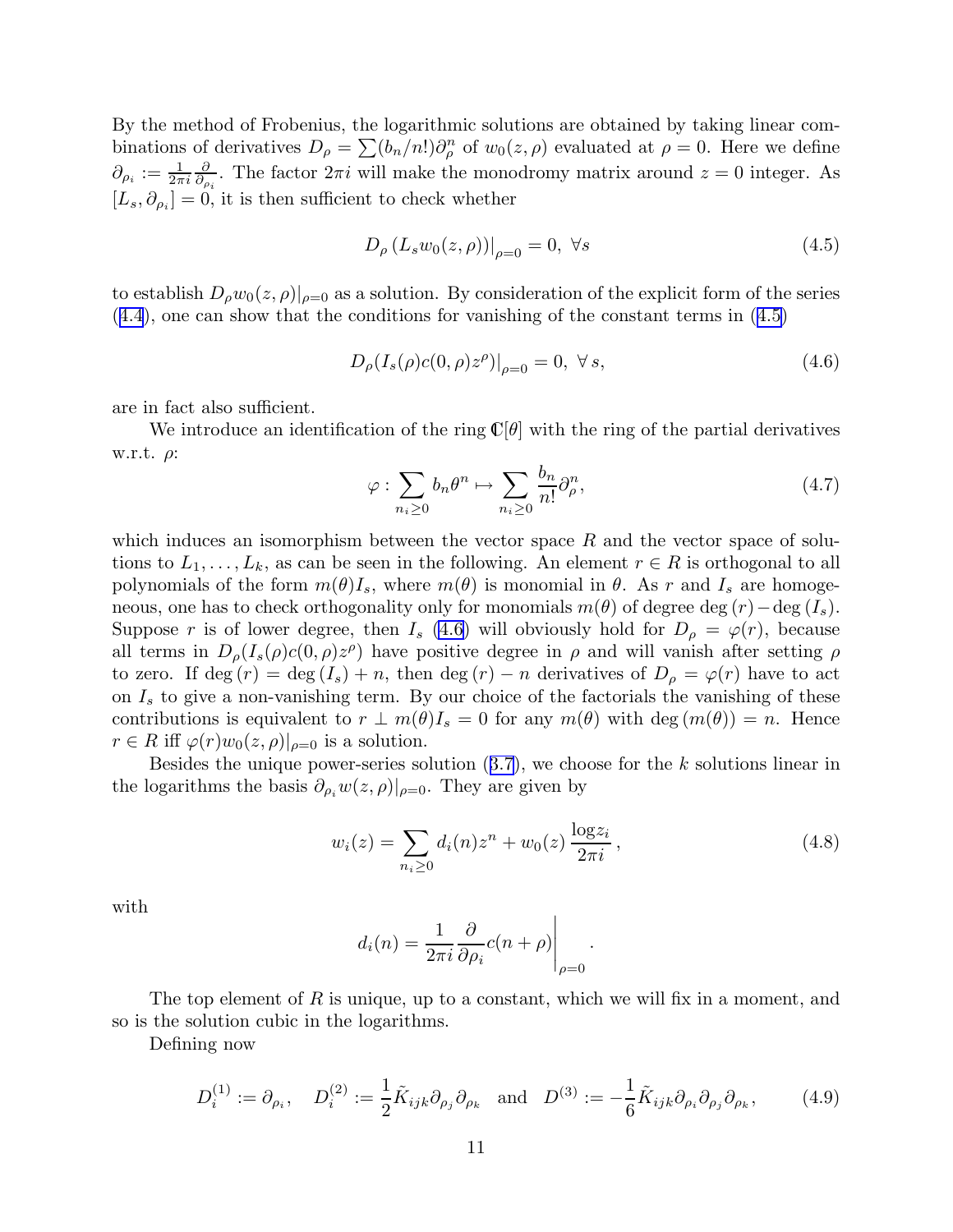By the method of Frobenius, the logarithmic solutions are obtained by taking linear combinations of derivatives $D_\rho = \sum (b_n/n!)\partial_\rho^n$ of $w_0(z,\rho)$ evaluated at $\rho = 0$. Here we define $\partial_{\rho_i} := \frac{1}{2\pi i}\frac{\partial}{\partial \rho_i}$. The factor $2\pi i$ will make the monodromy matrix around $z=0$ integer. As $[L_s, \partial_{\rho_i}] = 0$, it is then sufficient to check whether

$$D_\rho \left(L_s w_0(z,\rho)\right)\big|_{\rho=0} = 0,\ \forall s \tag{4.5}$$

to establish $D_\rho w_0(z,\rho)|_{\rho=0}$ as a solution. By consideration of the explicit form of the series (4.4), one can show that the conditions for vanishing of the constant terms in (4.5)

$$D_\rho (I_s(\rho) c(0,\rho) z^\rho)|_{\rho=0} = 0,\ \forall\, s, \tag{4.6}$$

are in fact also sufficient.

We introduce an identification of the ring $\mathbb{C}[\theta]$ with the ring of the partial derivatives w.r.t. $\rho$:

$$\varphi : \sum_{n_i \geq 0} b_n \theta^n \mapsto \sum_{n_i \geq 0} \frac{b_n}{n!}\partial_\rho^n, \tag{4.7}$$

which induces an isomorphism between the vector space $R$ and the vector space of solutions to $L_1,\ldots,L_k$, as can be seen in the following. An element $r \in R$ is orthogonal to all polynomials of the form $m(\theta) I_s$, where $m(\theta)$ is monomial in $\theta$. As $r$ and $I_s$ are homogeneous, one has to check orthogonality only for monomials $m(\theta)$ of degree $\deg(r) - \deg(I_s)$. Suppose $r$ is of lower degree, then $I_s$ (4.6) will obviously hold for $D_\rho = \varphi(r)$, because all terms in $D_\rho(I_s(\rho)c(0,\rho)z^\rho)$ have positive degree in $\rho$ and will vanish after setting $\rho$ to zero. If $\deg(r) = \deg(I_s) + n$, then $\deg(r) - n$ derivatives of $D_\rho = \varphi(r)$ have to act on $I_s$ to give a non-vanishing term. By our choice of the factorials the vanishing of these contributions is equivalent to $r \perp m(\theta) I_s = 0$ for any $m(\theta)$ with $\deg(m(\theta)) = n$. Hence $r \in R$ iff $\varphi(r) w_0(z,\rho)|_{\rho=0}$ is a solution.

Besides the unique power-series solution (3.7), we choose for the $k$ solutions linear in the logarithms the basis $\partial_{\rho_i} w(z,\rho)|_{\rho=0}$. They are given by

$$w_i(z) = \sum_{n_i \geq 0} d_i(n) z^n + w_0(z)\,\frac{\log z_i}{2\pi i}\,, \tag{4.8}$$

with

$$d_i(n) = \frac{1}{2\pi i}\frac{\partial}{\partial \rho_i} c(n+\rho)\bigg|_{\rho=0}.$$

The top element of $R$ is unique, up to a constant, which we will fix in a moment, and so is the solution cubic in the logarithms.

Defining now

$$D^{(1)}_i := \partial_{\rho_i}, \quad D^{(2)}_i := \frac{1}{2}\tilde{K}_{ijk}\partial_{\rho_j}\partial_{\rho_k} \quad \text{and} \quad D^{(3)} := -\frac{1}{6}\tilde{K}_{ijk}\partial_{\rho_i}\partial_{\rho_j}\partial_{\rho_k}, \tag{4.9}$$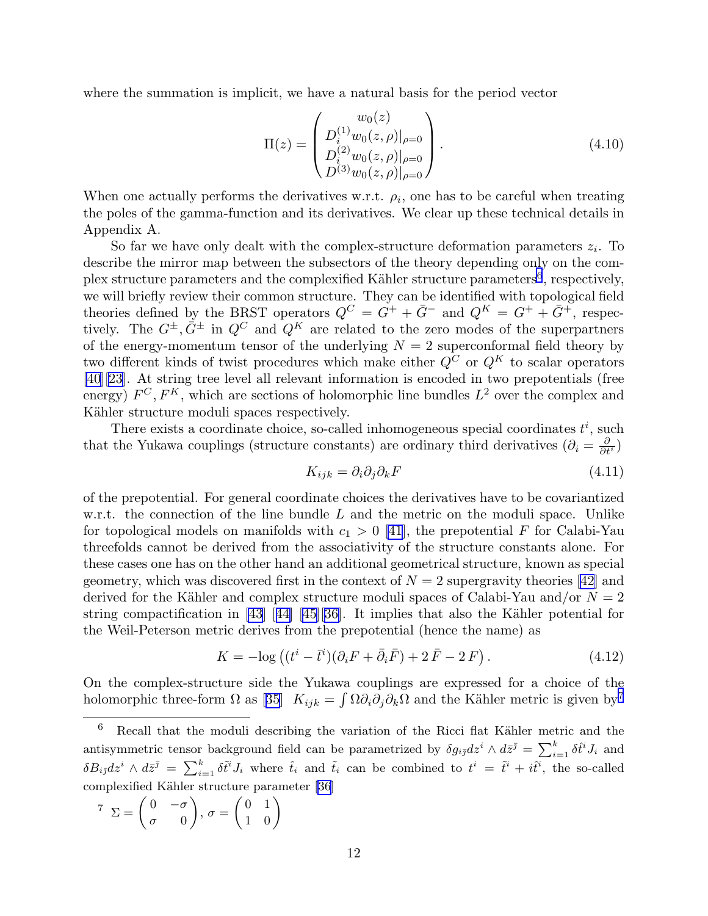where the summation is implicit, we have a natural basis for the period vector

$$\Pi(z) = \begin{pmatrix} w_0(z) \\ D_i^{(1)} w_0(z,\rho)|_{\rho=0} \\ D_i^{(2)} w_0(z,\rho)|_{\rho=0} \\ D^{(3)} w_0(z,\rho)|_{\rho=0} \end{pmatrix}. \tag{4.10}$$

When one actually performs the derivatives w.r.t. $\rho_i$, one has to be careful when treating the poles of the gamma-function and its derivatives. We clear up these technical details in Appendix A.

So far we have only dealt with the complex-structure deformation parameters $z_i$. To describe the mirror map between the subsectors of the theory depending only on the complex structure parameters and the complexified Kähler structure parameters[6], respectively, we will briefly review their common structure. They can be identified with topological field theories defined by the BRST operators $Q^C = G^+ + \bar{G}^-$ and $Q^K = G^+ + \bar{G}^+$, respectively. The $G^\pm, \bar{G}^\pm$ in $Q^C$ and $Q^K$ are related to the zero modes of the superpartners of the energy-momentum tensor of the underlying $N=2$ superconformal field theory by two different kinds of twist procedures which make either $Q^C$ or $Q^K$ to scalar operators [40][23]. At string tree level all relevant information is encoded in two prepotentials (free energy) $F^C, F^K$, which are sections of holomorphic line bundles $L^2$ over the complex and Kähler structure moduli spaces respectively.

There exists a coordinate choice, so-called inhomogeneous special coordinates $t^i$, such that the Yukawa couplings (structure constants) are ordinary third derivatives ($\partial_i = \frac{\partial}{\partial t^i}$)

$$K_{ijk} = \partial_i \partial_j \partial_k F \tag{4.11}$$

of the prepotential. For general coordinate choices the derivatives have to be covariantized w.r.t. the connection of the line bundle $L$ and the metric on the moduli space. Unlike for topological models on manifolds with $c_1 > 0$ [41], the prepotential $F$ for Calabi-Yau threefolds cannot be derived from the associativity of the structure constants alone. For these cases one has on the other hand an additional geometrical structure, known as special geometry, which was discovered first in the context of $N=2$ supergravity theories [42] and derived for the Kähler and complex structure moduli spaces of Calabi-Yau and/or $N=2$ string compactification in [43] [44] [45][36]. It implies that also the Kähler potential for the Weil-Peterson metric derives from the prepotential (hence the name) as

$$K = -\log\left((t^i - \bar{t}^i)(\partial_i F + \bar{\partial}_i \bar{F}) + 2\,\bar{F} - 2\,F\right). \tag{4.12}$$

On the complex-structure side the Yukawa couplings are expressed for a choice of the holomorphic three-form $\Omega$ as [35] $K_{ijk} = \int \Omega \partial_i \partial_j \partial_k \Omega$ and the Kähler metric is given by[7]

---

[6] Recall that the moduli describing the variation of the Ricci flat Kähler metric and the antisymmetric tensor background field can be parametrized by $\delta g_{i\bar{j}} dz^i \wedge d\bar{z}^{\bar{j}} = \sum_{i=1}^k \delta \hat{t}^i J_i$ and $\delta B_{i\bar{j}} dz^i \wedge d\bar{z}^{\bar{j}} = \sum_{i=1}^k \delta \tilde{t}^i J_i$ where $\hat{t}_i$ and $\tilde{t}_i$ can be combined to $t^i = \tilde{t}^i + i\hat{t}^i$, the so-called complexified Kähler structure parameter [36]

[7] $\Sigma = \begin{pmatrix} 0 & -\sigma \\ \sigma & 0 \end{pmatrix}$, $\sigma = \begin{pmatrix} 0 & 1 \\ 1 & 0 \end{pmatrix}$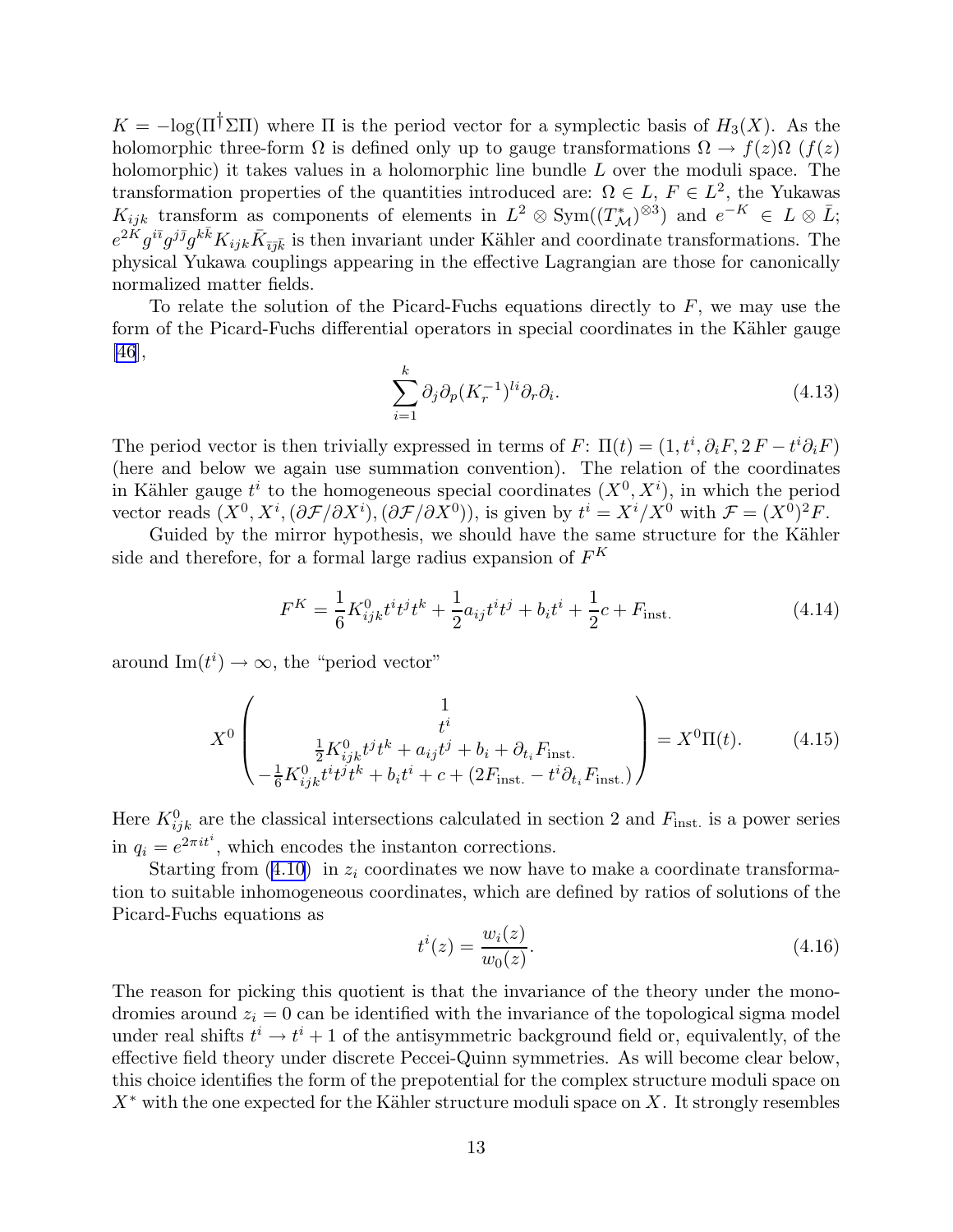$K = -\log(\Pi^\dagger \Sigma \Pi)$ where $\Pi$ is the period vector for a symplectic basis of $H_3(X)$. As the holomorphic three-form $\Omega$ is defined only up to gauge transformations $\Omega \to f(z)\Omega$ ($f(z)$ holomorphic) it takes values in a holomorphic line bundle $L$ over the moduli space. The transformation properties of the quantities introduced are: $\Omega \in L$, $F \in L^2$, the Yukawas $K_{ijk}$ transform as components of elements in $L^2 \otimes \mathrm{Sym}((T^*_{\mathcal{M}})^{\otimes 3})$ and $e^{-K} \in L \otimes \bar{L}$; $e^{2K} g^{i\bar{i}} g^{j\bar{j}} g^{k\bar{k}} K_{ijk} \bar{K}_{\bar{i}\bar{j}\bar{k}}$ is then invariant under Kähler and coordinate transformations. The physical Yukawa couplings appearing in the effective Lagrangian are those for canonically normalized matter fields.

To relate the solution of the Picard-Fuchs equations directly to $F$, we may use the form of the Picard-Fuchs differential operators in special coordinates in the Kähler gauge [46],

$$\sum_{i=1}^{k} \partial_j \partial_p (K_r^{-1})^{li} \partial_r \partial_i. \tag{4.13}$$

The period vector is then trivially expressed in terms of $F$: $\Pi(t) = (1, t^i, \partial_i F, 2\,F - t^i \partial_i F)$ (here and below we again use summation convention). The relation of the coordinates in Kähler gauge $t^i$ to the homogeneous special coordinates $(X^0, X^i)$, in which the period vector reads $(X^0, X^i, (\partial \mathcal{F}/\partial X^i), (\partial \mathcal{F}/\partial X^0))$, is given by $t^i = X^i/X^0$ with $\mathcal{F} = (X^0)^2 F$.

Guided by the mirror hypothesis, we should have the same structure for the Kähler side and therefore, for a formal large radius expansion of $F^K$

$$F^K = \frac{1}{6} K^0_{ijk} t^i t^j t^k + \frac{1}{2} a_{ij} t^i t^j + b_i t^i + \frac{1}{2} c + F_{\text{inst.}} \tag{4.14}$$

around $\mathrm{Im}(t^i) \to \infty$, the "period vector"

$$X^0 \begin{pmatrix} 1 \\ t^i \\ \frac{1}{2} K^0_{ijk} t^j t^k + a_{ij} t^j + b_i + \partial_{t_i} F_{\text{inst.}} \\ -\frac{1}{6} K^0_{ijk} t^i t^j t^k + b_i t^i + c + (2 F_{\text{inst.}} - t^i \partial_{t_i} F_{\text{inst.}}) \end{pmatrix} = X^0 \Pi(t). \tag{4.15}$$

Here $K^0_{ijk}$ are the classical intersections calculated in section 2 and $F_{\text{inst.}}$ is a power series in $q_i = e^{2\pi i t^i}$, which encodes the instanton corrections.

Starting from (4.10) in $z_i$ coordinates we now have to make a coordinate transformation to suitable inhomogeneous coordinates, which are defined by ratios of solutions of the Picard-Fuchs equations as

$$t^i(z) = \frac{w_i(z)}{w_0(z)}. \tag{4.16}$$

The reason for picking this quotient is that the invariance of the theory under the monodromies around $z_i = 0$ can be identified with the invariance of the topological sigma model under real shifts $t^i \to t^i + 1$ of the antisymmetric background field or, equivalently, of the effective field theory under discrete Peccei-Quinn symmetries. As will become clear below, this choice identifies the form of the prepotential for the complex structure moduli space on $X^*$ with the one expected for the Kähler structure moduli space on $X$. It strongly resembles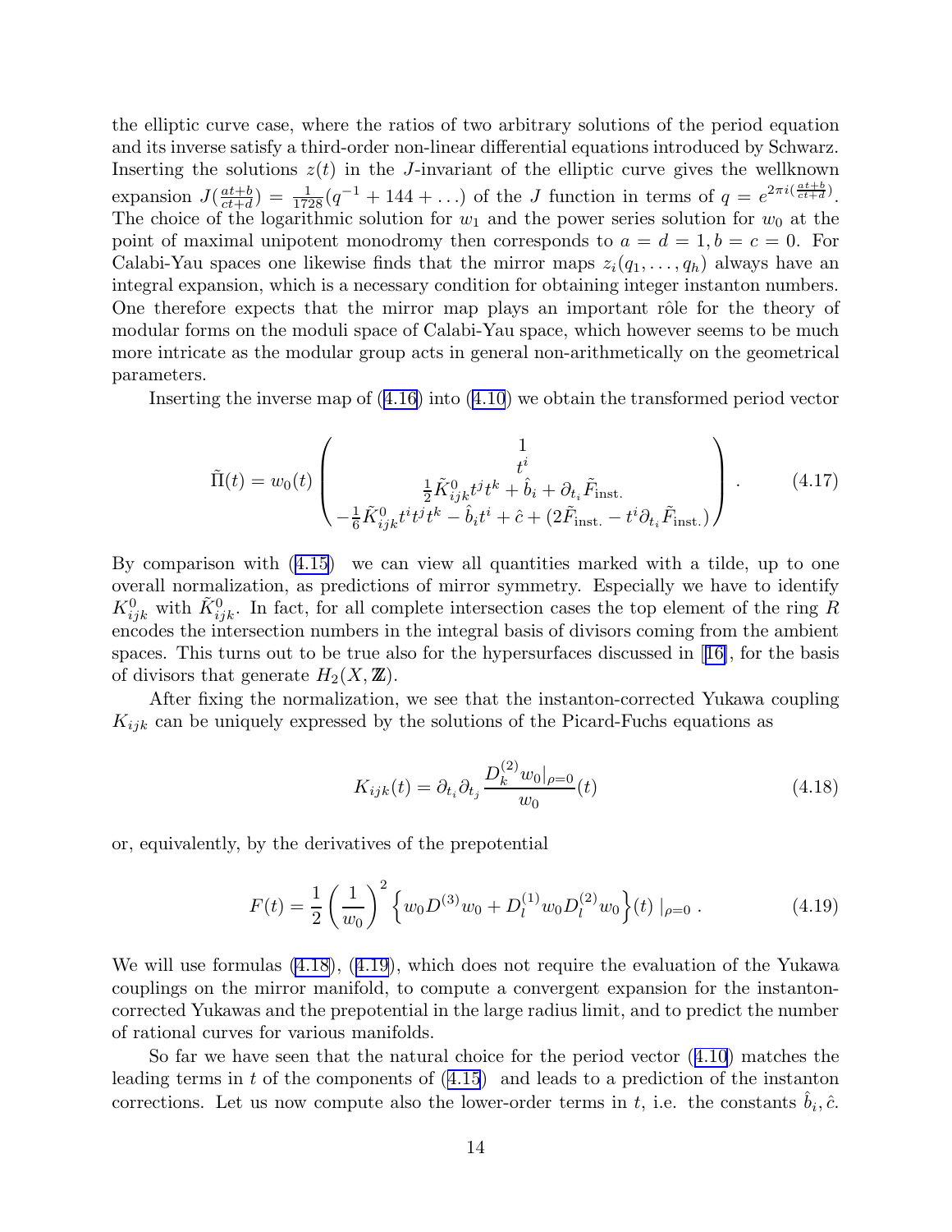the elliptic curve case, where the ratios of two arbitrary solutions of the period equation and its inverse satisfy a third-order non-linear differential equations introduced by Schwarz. Inserting the solutions $z(t)$ in the $J$-invariant of the elliptic curve gives the wellknown expansion $J(\frac{at+b}{ct+d}) = \frac{1}{1728}(q^{-1} + 144 + \ldots)$ of the $J$ function in terms of $q = e^{2\pi i(\frac{at+b}{ct+d})}$. The choice of the logarithmic solution for $w_1$ and the power series solution for $w_0$ at the point of maximal unipotent monodromy then corresponds to $a = d = 1, b = c = 0$. For Calabi-Yau spaces one likewise finds that the mirror maps $z_i(q_1, \ldots, q_h)$ always have an integral expansion, which is a necessary condition for obtaining integer instanton numbers. One therefore expects that the mirror map plays an important rôle for the theory of modular forms on the moduli space of Calabi-Yau space, which however seems to be much more intricate as the modular group acts in general non-arithmetically on the geometrical parameters.

Inserting the inverse map of (4.16) into (4.10) we obtain the transformed period vector

$$\tilde{\Pi}(t) = w_0(t) \begin{pmatrix} 1 \\ t^i \\ \frac{1}{2}\tilde{K}^0_{ijk}t^j t^k + \hat{b}_i + \partial_{t_i}\tilde{F}_{\text{inst.}} \\ -\frac{1}{6}\tilde{K}^0_{ijk}t^i t^j t^k - \hat{b}_i t^i + \hat{c} + (2\tilde{F}_{\text{inst.}} - t^i\partial_{t_i}\tilde{F}_{\text{inst.}}) \end{pmatrix} . \tag{4.17}$$

By comparison with (4.15) we can view all quantities marked with a tilde, up to one overall normalization, as predictions of mirror symmetry. Especially we have to identify $K^0_{ijk}$ with $\tilde{K}^0_{ijk}$. In fact, for all complete intersection cases the top element of the ring $R$ encodes the intersection numbers in the integral basis of divisors coming from the ambient spaces. This turns out to be true also for the hypersurfaces discussed in [16], for the basis of divisors that generate $H_2(X, \mathbb{Z})$.

After fixing the normalization, we see that the instanton-corrected Yukawa coupling $K_{ijk}$ can be uniquely expressed by the solutions of the Picard-Fuchs equations as

$$K_{ijk}(t) = \partial_{t_i}\partial_{t_j}\frac{D^{(2)}_k w_0|_{\rho=0}}{w_0}(t) \tag{4.18}$$

or, equivalently, by the derivatives of the prepotential

$$F(t) = \frac{1}{2}\left(\frac{1}{w_0}\right)^2 \left\{ w_0 D^{(3)} w_0 + D^{(1)}_l w_0 D^{(2)}_l w_0 \right\}(t) \,|_{\rho=0} \, . \tag{4.19}$$

We will use formulas (4.18), (4.19), which does not require the evaluation of the Yukawa couplings on the mirror manifold, to compute a convergent expansion for the instanton-corrected Yukawas and the prepotential in the large radius limit, and to predict the number of rational curves for various manifolds.

So far we have seen that the natural choice for the period vector (4.10) matches the leading terms in $t$ of the components of (4.15) and leads to a prediction of the instanton corrections. Let us now compute also the lower-order terms in $t$, i.e. the constants $\hat{b}_i, \hat{c}$.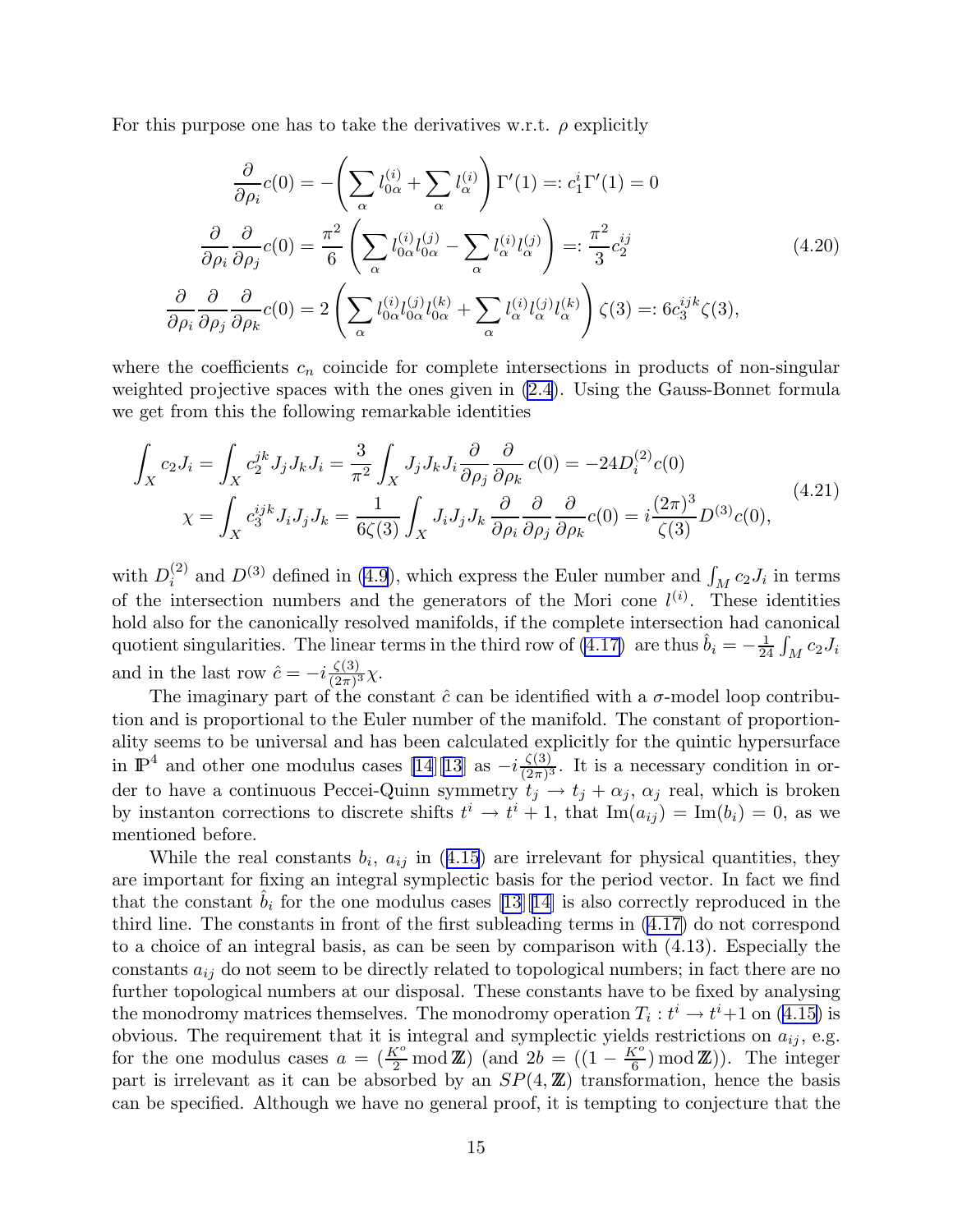For this purpose one has to take the derivatives w.r.t. $\rho$ explicitly

$$
\begin{aligned}
\frac{\partial}{\partial \rho_i} c(0) &= -\left(\sum_\alpha l_{0\alpha}^{(i)} + \sum_\alpha l_\alpha^{(i)}\right)\Gamma'(1) =: c_1^i \Gamma'(1) = 0 \\
\frac{\partial}{\partial \rho_i}\frac{\partial}{\partial \rho_j} c(0) &= \frac{\pi^2}{6}\left(\sum_\alpha l_{0\alpha}^{(i)} l_{0\alpha}^{(j)} - \sum_\alpha l_\alpha^{(i)} l_\alpha^{(j)}\right) =: \frac{\pi^2}{3} c_2^{ij} \\
\frac{\partial}{\partial \rho_i}\frac{\partial}{\partial \rho_j}\frac{\partial}{\partial \rho_k} c(0) &= 2\left(\sum_\alpha l_{0\alpha}^{(i)} l_{0\alpha}^{(j)} l_{0\alpha}^{(k)} + \sum_\alpha l_\alpha^{(i)} l_\alpha^{(j)} l_\alpha^{(k)}\right)\zeta(3) =: 6 c_3^{ijk}\zeta(3),
\end{aligned}
\tag{4.20}
$$

where the coefficients $c_n$ coincide for complete intersections in products of non-singular weighted projective spaces with the ones given in (2.4). Using the Gauss-Bonnet formula we get from this the following remarkable identities

$$
\begin{aligned}
\int_X c_2 J_i &= \int_X c_2^{jk} J_j J_k J_i = \frac{3}{\pi^2}\int_X J_j J_k J_i \frac{\partial}{\partial \rho_j}\frac{\partial}{\partial \rho_k} c(0) = -24 D_i^{(2)} c(0) \\
\chi &= \int_X c_3^{ijk} J_i J_j J_k = \frac{1}{6\zeta(3)}\int_X J_i J_j J_k \frac{\partial}{\partial \rho_i}\frac{\partial}{\partial \rho_j}\frac{\partial}{\partial \rho_k} c(0) = i\frac{(2\pi)^3}{\zeta(3)} D^{(3)} c(0),
\end{aligned}
\tag{4.21}
$$

with $D_i^{(2)}$ and $D^{(3)}$ defined in (4.9), which express the Euler number and $\int_M c_2 J_i$ in terms of the intersection numbers and the generators of the Mori cone $l^{(i)}$. These identities hold also for the canonically resolved manifolds, if the complete intersection had canonical quotient singularities. The linear terms in the third row of (4.17) are thus $\hat{b}_i = -\frac{1}{24}\int_M c_2 J_i$ and in the last row $\hat{c} = -i\frac{\zeta(3)}{(2\pi)^3}\chi$.

The imaginary part of the constant $\hat{c}$ can be identified with a $\sigma$-model loop contribution and is proportional to the Euler number of the manifold. The constant of proportionality seems to be universal and has been calculated explicitly for the quintic hypersurface in $\mathbb{P}^4$ and other one modulus cases [14][13] as $-i\frac{\zeta(3)}{(2\pi)^3}$. It is a necessary condition in order to have a continuous Peccei-Quinn symmetry $t_j \to t_j + \alpha_j$, $\alpha_j$ real, which is broken by instanton corrections to discrete shifts $t^i \to t^i + 1$, that $\mathrm{Im}(a_{ij}) = \mathrm{Im}(b_i) = 0$, as we mentioned before.

While the real constants $b_i$, $a_{ij}$ in (4.15) are irrelevant for physical quantities, they are important for fixing an integral symplectic basis for the period vector. In fact we find that the constant $\hat{b}_i$ for the one modulus cases [13][14] is also correctly reproduced in the third line. The constants in front of the first subleading terms in (4.17) do not correspond to a choice of an integral basis, as can be seen by comparison with (4.13). Especially the constants $a_{ij}$ do not seem to be directly related to topological numbers; in fact there are no further topological numbers at our disposal. These constants have to be fixed by analysing the monodromy matrices themselves. The monodromy operation $T_i : t^i \to t^i + 1$ on (4.15) is obvious. The requirement that it is integral and symplectic yields restrictions on $a_{ij}$, e.g. for the one modulus cases $a = (\frac{K^o}{2} \bmod \mathbb{Z})$ (and $2b = ((1 - \frac{K^o}{6}) \bmod \mathbb{Z})$). The integer part is irrelevant as it can be absorbed by an $SP(4, \mathbb{Z})$ transformation, hence the basis can be specified. Although we have no general proof, it is tempting to conjecture that the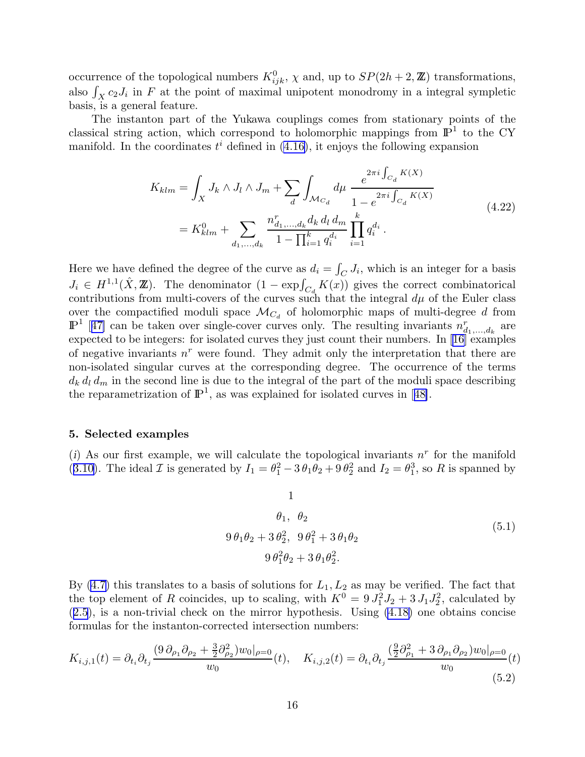occurrence of the topological numbers $K^0_{ijk}$, $\chi$ and, up to $SP(2h+2,\mathbb{Z})$ transformations, also $\int_X c_2 J_i$ in $F$ at the point of maximal unipotent monodromy in a integral sympletic basis, is a general feature.

The instanton part of the Yukawa couplings comes from stationary points of the classical string action, which correspond to holomorphic mappings from $\mathbb{P}^1$ to the CY manifold. In the coordinates $t^i$ defined in (4.16), it enjoys the following expansion

$$
\begin{aligned}
K_{klm} &= \int_X J_k \wedge J_l \wedge J_m + \sum_d \int_{\mathcal{M}_{C_d}} d\mu \; \frac{e^{2\pi i \int_{C_d} K(X)}}{1 - e^{2\pi i \int_{C_d} K(X)}} \\
&= K^0_{klm} + \sum_{d_1,\ldots,d_k} \frac{n^r_{d_1,\ldots,d_k} d_k\, d_l\, d_m}{1 - \prod_{i=1}^k q_i^{d_i}} \prod_{i=1}^k q_i^{d_i}\,.
\end{aligned}
\tag{4.22}
$$

Here we have defined the degree of the curve as $d_i = \int_C J_i$, which is an integer for a basis $J_i \in H^{1,1}(\hat{X},\mathbb{Z})$. The denominator $(1 - \exp\int_{C_d} K(x))$ gives the correct combinatorical contributions from multi-covers of the curves such that the integral $d\mu$ of the Euler class over the compactified moduli space $\mathcal{M}_{C_d}$ of holomorphic maps of multi-degree $d$ from $\mathbb{P}^1$ [47] can be taken over single-cover curves only. The resulting invariants $n^r_{d_1,\ldots,d_k}$ are expected to be integers: for isolated curves they just count their numbers. In [16] examples of negative invariants $n^r$ were found. They admit only the interpretation that there are non-isolated singular curves at the corresponding degree. The occurrence of the terms $d_k\, d_l\, d_m$ in the second line is due to the integral of the part of the moduli space describing the reparametrization of $\mathbb{P}^1$, as was explained for isolated curves in [48].

## 5. Selected examples

($i$) As our first example, we will calculate the topological invariants $n^r$ for the manifold (3.10). The ideal $\mathcal{I}$ is generated by $I_1 = \theta_1^2 - 3\,\theta_1\theta_2 + 9\,\theta_2^2$ and $I_2 = \theta_1^3$, so $R$ is spanned by

$$
\begin{gathered}
1 \\
\theta_1,\;\; \theta_2 \\
9\,\theta_1\theta_2 + 3\,\theta_2^2,\;\; 9\,\theta_1^2 + 3\,\theta_1\theta_2 \\
9\,\theta_1^2\theta_2 + 3\,\theta_1\theta_2^2.
\end{gathered}
\tag{5.1}
$$

By (4.7) this translates to a basis of solutions for $L_1, L_2$ as may be verified. The fact that the top element of $R$ coincides, up to scaling, with $K^0 = 9\,J_1^2 J_2 + 3\,J_1 J_2^2$, calculated by (2.5), is a non-trivial check on the mirror hypothesis. Using (4.18) one obtains concise formulas for the instanton-corrected intersection numbers:

$$
K_{i,j,1}(t) = \partial_{t_i}\partial_{t_j} \frac{(9\,\partial_{\rho_1}\partial_{\rho_2} + \frac{3}{2}\partial^2_{\rho_2}) w_0|_{\rho=0}}{w_0}(t), \quad K_{i,j,2}(t) = \partial_{t_i}\partial_{t_j} \frac{(\frac{9}{2}\partial^2_{\rho_1} + 3\,\partial_{\rho_1}\partial_{\rho_2}) w_0|_{\rho=0}}{w_0}(t)
\tag{5.2}
$$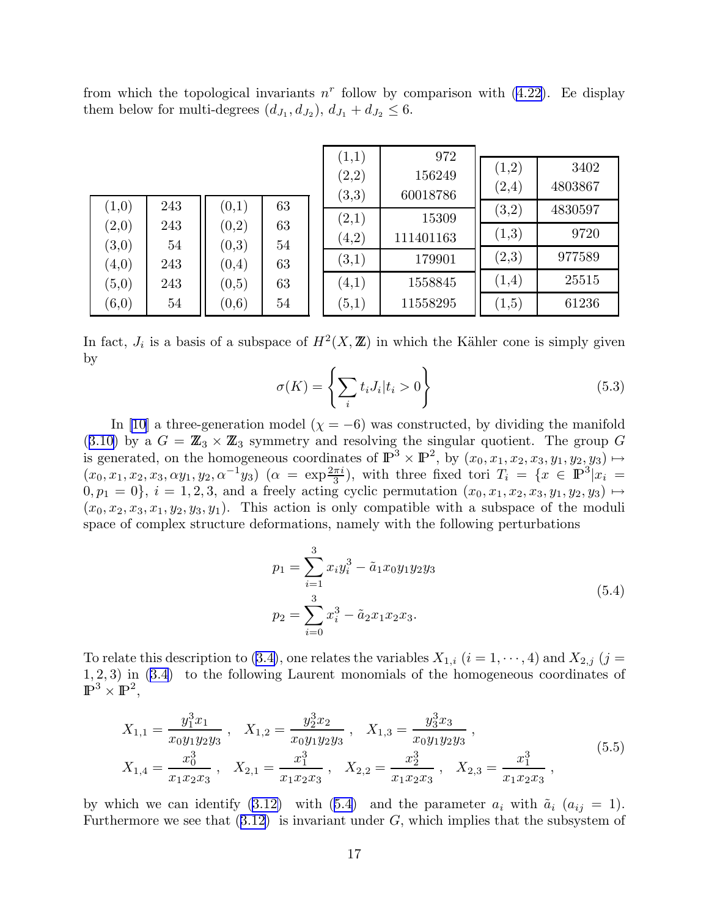from which the topological invariants $n^r$ follow by comparison with (4.22). Ee display them below for multi-degrees $(d_{J_1}, d_{J_2})$, $d_{J_1} + d_{J_2} \leq 6$.

| | |
|---|---|
| (1,0) | 243 |
| (2,0) | 243 |
| (3,0) | 54 |
| (4,0) | 243 |
| (5,0) | 243 |
| (6,0) | 54 |

| | |
|---|---|
| (0,1) | 63 |
| (0,2) | 63 |
| (0,3) | 54 |
| (0,4) | 63 |
| (0,5) | 63 |
| (0,6) | 54 |

| | |
|---|---|
| (1,1) | 972 |
| (2,2) | 156249 |
| (3,3) | 60018786 |
| (2,1) | 15309 |
| (4,2) | 111401163 |
| (3,1) | 179901 |
| (4,1) | 1558845 |
| (5,1) | 11558295 |

| | |
|---|---|
| (1,2) | 3402 |
| (2,4) | 4803867 |
| (3,2) | 4830597 |
| (1,3) | 9720 |
| (2,3) | 977589 |
| (1,4) | 25515 |
| (1,5) | 61236 |

In fact, $J_i$ is a basis of a subspace of $H^2(X, \mathbb{Z})$ in which the Kähler cone is simply given by

$$\sigma(K) = \left\{ \sum_i t_i J_i | t_i > 0 \right\} \tag{5.3}$$

In [10] a three-generation model ($\chi = -6$) was constructed, by dividing the manifold (3.10) by a $G = \mathbb{Z}_3 \times \mathbb{Z}_3$ symmetry and resolving the singular quotient. The group $G$ is generated, on the homogeneous coordinates of $\mathbb{P}^3 \times \mathbb{P}^2$, by $(x_0, x_1, x_2, x_3, y_1, y_2, y_3) \mapsto (x_0, x_1, x_2, x_3, \alpha y_1, y_2, \alpha^{-1} y_3)$ ($\alpha = \exp\frac{2\pi i}{3}$), with three fixed tori $T_i = \{x \in \mathbb{P}^3 | x_i = 0, p_1 = 0\}$, $i = 1, 2, 3$, and a freely acting cyclic permutation $(x_0, x_1, x_2, x_3, y_1, y_2, y_3) \mapsto (x_0, x_2, x_3, x_1, y_2, y_3, y_1)$. This action is only compatible with a subspace of the moduli space of complex structure deformations, namely with the following perturbations

$$\begin{aligned} p_1 &= \sum_{i=1}^{3} x_i y_i^3 - \tilde{a}_1 x_0 y_1 y_2 y_3 \\ p_2 &= \sum_{i=0}^{3} x_i^3 - \tilde{a}_2 x_1 x_2 x_3. \end{aligned} \tag{5.4}$$

To relate this description to (3.4), one relates the variables $X_{1,i}$ ($i = 1, \cdots, 4$) and $X_{2,j}$ ($j = 1, 2, 3$) in (3.4) to the following Laurent monomials of the homogeneous coordinates of $\mathbb{P}^3 \times \mathbb{P}^2$,

$$\begin{aligned} &X_{1,1} = \frac{y_1^3 x_1}{x_0 y_1 y_2 y_3}\ , \quad X_{1,2} = \frac{y_2^3 x_2}{x_0 y_1 y_2 y_3}\ , \quad X_{1,3} = \frac{y_3^3 x_3}{x_0 y_1 y_2 y_3}\ , \\ &X_{1,4} = \frac{x_0^3}{x_1 x_2 x_3}\ , \quad X_{2,1} = \frac{x_1^3}{x_1 x_2 x_3}\ , \quad X_{2,2} = \frac{x_2^3}{x_1 x_2 x_3}\ , \quad X_{2,3} = \frac{x_1^3}{x_1 x_2 x_3}\ , \end{aligned} \tag{5.5}$$

by which we can identify (3.12) with (5.4) and the parameter $a_i$ with $\tilde{a}_i$ ($a_{ij} = 1$). Furthermore we see that (3.12) is invariant under $G$, which implies that the subsystem of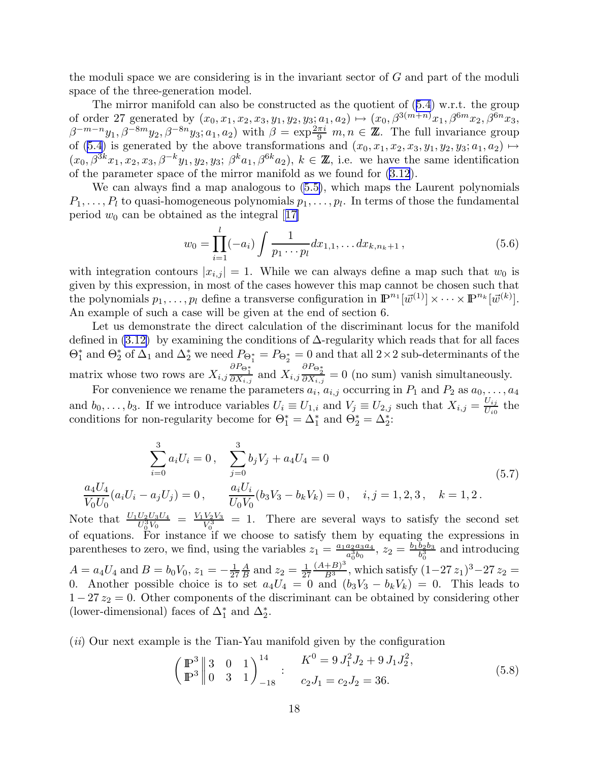the moduli space we are considering is in the invariant sector of $G$ and part of the moduli space of the three-generation model.

The mirror manifold can also be constructed as the quotient of (5.4) w.r.t. the group of order 27 generated by $(x_0, x_1, x_2, x_3, y_1, y_2, y_3; a_1, a_2) \mapsto (x_0, \beta^{3(m+n)}x_1, \beta^{6m}x_2, \beta^{6n}x_3, \beta^{-m-n}y_1, \beta^{-8m}y_2, \beta^{-8n}y_3; a_1, a_2)$ with $\beta = \exp\frac{2\pi i}{9}$ $m, n \in \mathbb{Z}$. The full invariance group of (5.4) is generated by the above transformations and $(x_0, x_1, x_2, x_3, y_1, y_2, y_3; a_1, a_2) \mapsto (x_0, \beta^{3k}x_1, x_2, x_3, \beta^{-k}y_1, y_2, y_3;\ \beta^k a_1, \beta^{6k}a_2)$, $k \in \mathbb{Z}$, i.e. we have the same identification of the parameter space of the mirror manifold as we found for (3.12).

We can always find a map analogous to (5.5), which maps the Laurent polynomials $P_1, \ldots, P_l$ to quasi-homogeneous polynomials $p_1, \ldots, p_l$. In terms of those the fundamental period $w_0$ can be obtained as the integral [17]

$$w_0 = \prod_{i=1}^{l}(-a_i) \int \frac{1}{p_1 \cdots p_l} dx_{1,1}, \ldots dx_{k,n_k+1}\,, \tag{5.6}$$

with integration contours $|x_{i,j}| = 1$. While we can always define a map such that $w_0$ is given by this expression, in most of the cases however this map cannot be chosen such that the polynomials $p_1, \ldots, p_l$ define a transverse configuration in $\mathbb{P}^{n_1}[\vec{w}^{(1)}] \times \cdots \times \mathbb{P}^{n_k}[\vec{w}^{(k)}]$. An example of such a case will be given at the end of section 6.

Let us demonstrate the direct calculation of the discriminant locus for the manifold defined in (3.12) by examining the conditions of $\Delta$-regularity which reads that for all faces $\Theta_1^*$ and $\Theta_2^*$ of $\Delta_1$ and $\Delta_2^*$ we need $P_{\Theta_1^*} = P_{\Theta_2^*} = 0$ and that all $2\times 2$ sub-determinants of the matrix whose two rows are $X_{i,j}\frac{\partial P_{\Theta_1^*}}{\partial X_{i,j}}$ and $X_{i,j}\frac{\partial P_{\Theta_2^*}}{\partial X_{i,j}} = 0$ (no sum) vanish simultaneously.

For convenience we rename the parameters $a_i$, $a_{i,j}$ occurring in $P_1$ and $P_2$ as $a_0, \ldots, a_4$ and $b_0, \ldots, b_3$. If we introduce variables $U_i \equiv U_{1,i}$ and $V_j \equiv U_{2,j}$ such that $X_{i,j} = \frac{U_{ij}}{U_{i0}}$ the conditions for non-regularity become for $\Theta_1^* = \Delta_1^*$ and $\Theta_2^* = \Delta_2^*$:

$$\begin{gathered}
\sum_{i=0}^{3} a_i U_i = 0\,, \quad \sum_{j=0}^{3} b_j V_j + a_4 U_4 = 0 \\
\frac{a_4 U_4}{V_0 U_0}(a_i U_i - a_j U_j) = 0\,, \qquad \frac{a_i U_i}{U_0 V_0}(b_3 V_3 - b_k V_k) = 0\,, \quad i,j = 1,2,3\,, \quad k = 1,2\,.
\end{gathered} \tag{5.7}$$

Note that $\frac{U_1 U_2 U_3 U_4}{U_0^3 V_0} = \frac{V_1 V_2 V_3}{V_0^3} = 1$. There are several ways to satisfy the second set of equations. For instance if we choose to satisfy them by equating the expressions in parentheses to zero, we find, using the variables $z_1 = \frac{a_1 a_2 a_3 a_4}{a_0^3 b_0}$, $z_2 = \frac{b_1 b_2 b_3}{b_0^3}$ and introducing $A = a_4 U_4$ and $B = b_0 V_0$, $z_1 = -\frac{1}{27}\frac{A}{B}$ and $z_2 = \frac{1}{27}\frac{(A+B)^3}{B^3}$, which satisfy $(1-27\,z_1)^3 - 27\,z_2 = 0$. Another possible choice is to set $a_4 U_4 = 0$ and $(b_3 V_3 - b_k V_k) = 0$. This leads to $1 - 27\,z_2 = 0$. Other components of the discriminant can be obtained by considering other (lower-dimensional) faces of $\Delta_1^*$ and $\Delta_2^*$.

(*ii*) Our next example is the Tian-Yau manifold given by the configuration

$$\left(\begin{matrix}\mathbb{P}^3 \\ \mathbb{P}^3\end{matrix} \middle\| \begin{matrix}3 & 0 & 1 \\ 0 & 3 & 1\end{matrix}\right)^{14}_{-18} : \quad \begin{aligned} &K^0 = 9\,J_1^2 J_2 + 9\,J_1 J_2^2, \\ &c_2 J_1 = c_2 J_2 = 36. \end{aligned} \tag{5.8}$$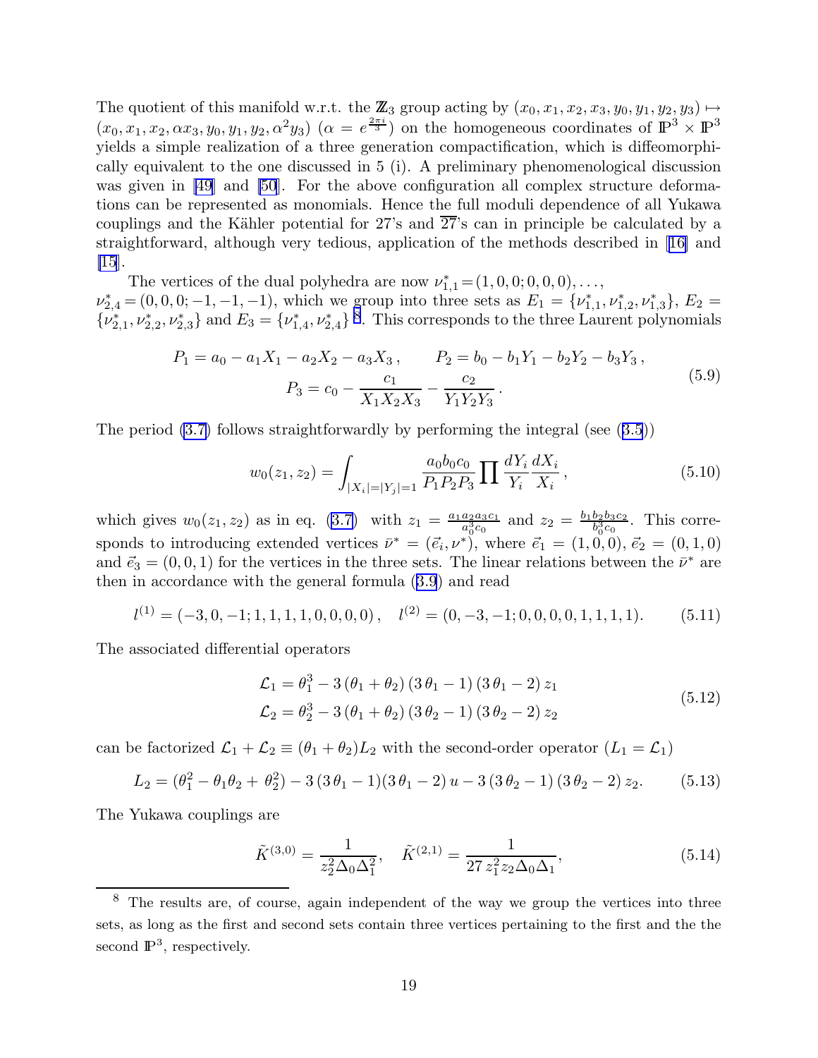The quotient of this manifold w.r.t. the $\mathbb{Z}_3$ group acting by $(x_0, x_1, x_2, x_3, y_0, y_1, y_2, y_3) \mapsto (x_0, x_1, x_2, \alpha x_3, y_0, y_1, y_2, \alpha^2 y_3)$ ($\alpha = e^{\frac{2\pi i}{3}}$) on the homogeneous coordinates of $\mathbb{P}^3 \times \mathbb{P}^3$ yields a simple realization of a three generation compactification, which is diffeomorphically equivalent to the one discussed in 5 (i). A preliminary phenomenological discussion was given in [49] and [50]. For the above configuration all complex structure deformations can be represented as monomials. Hence the full moduli dependence of all Yukawa couplings and the Kähler potential for 27's and $\overline{27}$'s can in principle be calculated by a straightforward, although very tedious, application of the methods described in [16] and [15].

The vertices of the dual polyhedra are now $\nu^*_{1,1} = (1,0,0;0,0,0), \ldots,$ $\nu^*_{2,4} = (0,0,0;-1,-1,-1)$, which we group into three sets as $E_1 = \{\nu^*_{1,1}, \nu^*_{1,2}, \nu^*_{1,3}\}$, $E_2 = \{\nu^*_{2,1}, \nu^*_{2,2}, \nu^*_{2,3}\}$ and $E_3 = \{\nu^*_{1,4}, \nu^*_{2,4}\}$ [8]. This corresponds to the three Laurent polynomials

$$
\begin{gathered}
P_1 = a_0 - a_1 X_1 - a_2 X_2 - a_3 X_3 \,, \qquad P_2 = b_0 - b_1 Y_1 - b_2 Y_2 - b_3 Y_3 \,, \\
P_3 = c_0 - \frac{c_1}{X_1 X_2 X_3} - \frac{c_2}{Y_1 Y_2 Y_3} \,.
\end{gathered}
\tag{5.9}
$$

The period (3.7) follows straightforwardly by performing the integral (see (3.5))

$$
w_0(z_1, z_2) = \int_{|X_i|=|Y_j|=1} \frac{a_0 b_0 c_0}{P_1 P_2 P_3} \prod \frac{dY_i}{Y_i} \frac{dX_i}{X_i} \,, \tag{5.10}
$$

which gives $w_0(z_1, z_2)$ as in eq. (3.7) with $z_1 = \frac{a_1 a_2 a_3 c_1}{a_0^3 c_0}$ and $z_2 = \frac{b_1 b_2 b_3 c_2}{b_0^3 c_0}$. This corresponds to introducing extended vertices $\bar{\nu}^* = (\vec{e}_i, \nu^*)$, where $\vec{e}_1 = (1,0,0)$, $\vec{e}_2 = (0,1,0)$ and $\vec{e}_3 = (0,0,1)$ for the vertices in the three sets. The linear relations between the $\bar{\nu}^*$ are then in accordance with the general formula (3.9) and read

$$
l^{(1)} = (-3, 0, -1; 1, 1, 1, 1, 0, 0, 0, 0) \,, \quad l^{(2)} = (0, -3, -1; 0, 0, 0, 0, 1, 1, 1, 1). \tag{5.11}
$$

The associated differential operators

$$
\begin{aligned}
\mathcal{L}_1 &= \theta_1^3 - 3\,(\theta_1 + \theta_2)\,(3\,\theta_1 - 1)\,(3\,\theta_1 - 2)\, z_1 \\
\mathcal{L}_2 &= \theta_2^3 - 3\,(\theta_1 + \theta_2)\,(3\,\theta_2 - 1)\,(3\,\theta_2 - 2)\, z_2
\end{aligned}
\tag{5.12}
$$

can be factorized $\mathcal{L}_1 + \mathcal{L}_2 \equiv (\theta_1 + \theta_2) L_2$ with the second-order operator ($L_1 = \mathcal{L}_1$)

$$
L_2 = (\theta_1^2 - \theta_1 \theta_2 + \theta_2^2) - 3\,(3\,\theta_1 - 1)(3\,\theta_1 - 2)\, u - 3\,(3\,\theta_2 - 1)\,(3\,\theta_2 - 2)\, z_2. \tag{5.13}
$$

The Yukawa couplings are

$$
\tilde{K}^{(3,0)} = \frac{1}{z_2^2 \Delta_0 \Delta_1^2}, \quad \tilde{K}^{(2,1)} = \frac{1}{27\, z_1^2 z_2 \Delta_0 \Delta_1}, \tag{5.14}
$$

[8] The results are, of course, again independent of the way we group the vertices into three sets, as long as the first and second sets contain three vertices pertaining to the first and the the second $\mathbb{P}^3$, respectively.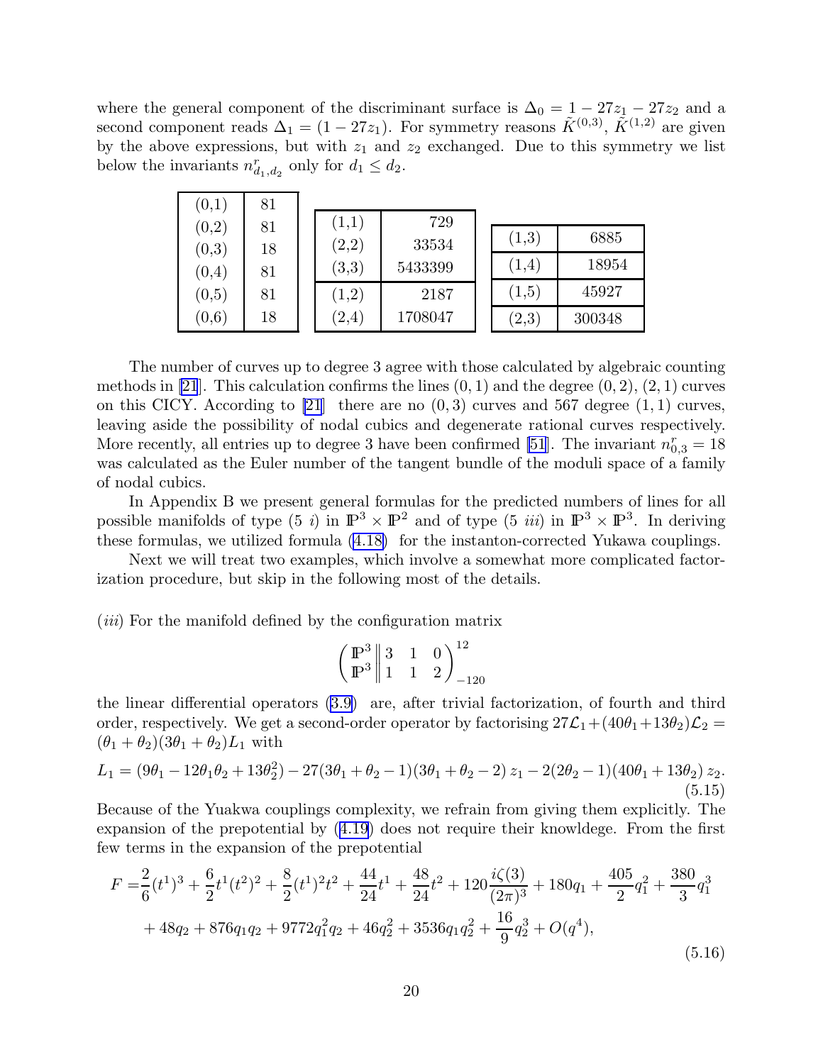where the general component of the discriminant surface is $\Delta_0 = 1 - 27z_1 - 27z_2$ and a second component reads $\Delta_1 = (1 - 27z_1)$. For symmetry reasons $\tilde{K}^{(0,3)}$, $\tilde{K}^{(1,2)}$ are given by the above expressions, but with $z_1$ and $z_2$ exchanged. Due to this symmetry we list below the invariants $n^r_{d_1,d_2}$ only for $d_1 \leq d_2$.

| | |
|---|---|
| (0,1) | 81 |
| (0,2) | 81 |
| (0,3) | 18 |
| (0,4) | 81 |
| (0,5) | 81 |
| (0,6) | 18 |

| | |
|---|---|
| (1,1) | 729 |
| (2,2) | 33534 |
| (3,3) | 5433399 |
| (1,2) | 2187 |
| (2,4) | 1708047 |

| | |
|---|---|
| (1,3) | 6885 |
| (1,4) | 18954 |
| (1,5) | 45927 |
| (2,3) | 300348 |

The number of curves up to degree 3 agree with those calculated by algebraic counting methods in [21]. This calculation confirms the lines $(0,1)$ and the degree $(0,2)$, $(2,1)$ curves on this CICY. According to [21] there are no $(0,3)$ curves and 567 degree $(1,1)$ curves, leaving aside the possibility of nodal cubics and degenerate rational curves respectively. More recently, all entries up to degree 3 have been confirmed [51]. The invariant $n^r_{0,3} = 18$ was calculated as the Euler number of the tangent bundle of the moduli space of a family of nodal cubics.

In Appendix B we present general formulas for the predicted numbers of lines for all possible manifolds of type (5 *i*) in $\mathbb{P}^3 \times \mathbb{P}^2$ and of type (5 *iii*) in $\mathbb{P}^3 \times \mathbb{P}^3$. In deriving these formulas, we utilized formula (4.18) for the instanton-corrected Yukawa couplings.

Next we will treat two examples, which involve a somewhat more complicated factorization procedure, but skip in the following most of the details.

(*iii*) For the manifold defined by the configuration matrix

$$\begin{pmatrix} \mathbb{P}^3 \\ \mathbb{P}^3 \end{pmatrix}\!\!\left\|\begin{matrix} 3 & 1 & 0 \\ 1 & 1 & 2 \end{matrix}\right)^{12}_{-120}$$

the linear differential operators (3.9) are, after trivial factorization, of fourth and third order, respectively. We get a second-order operator by factorising $27\mathcal{L}_1 + (40\theta_1 + 13\theta_2)\mathcal{L}_2 = (\theta_1 + \theta_2)(3\theta_1 + \theta_2)L_1$ with

$$L_1 = (9\theta_1 - 12\theta_1\theta_2 + 13\theta_2^2) - 27(3\theta_1 + \theta_2 - 1)(3\theta_1 + \theta_2 - 2)\, z_1 - 2(2\theta_2 - 1)(40\theta_1 + 13\theta_2)\, z_2. \tag{5.15}$$

Because of the Yuakwa couplings complexity, we refrain from giving them explicitly. The expansion of the prepotential by (4.19) does not require their knowldege. From the first few terms in the expansion of the prepotential

$$\begin{aligned} F =& \frac{2}{6}(t^1)^3 + \frac{6}{2}t^1(t^2)^2 + \frac{8}{2}(t^1)^2t^2 + \frac{44}{24}t^1 + \frac{48}{24}t^2 + 120\frac{i\zeta(3)}{(2\pi)^3} + 180q_1 + \frac{405}{2}q_1^2 + \frac{380}{3}q_1^3 \\ &+ 48q_2 + 876q_1q_2 + 9772q_1^2q_2 + 46q_2^2 + 3536q_1q_2^2 + \frac{16}{9}q_2^3 + O(q^4), \end{aligned} \tag{5.16}$$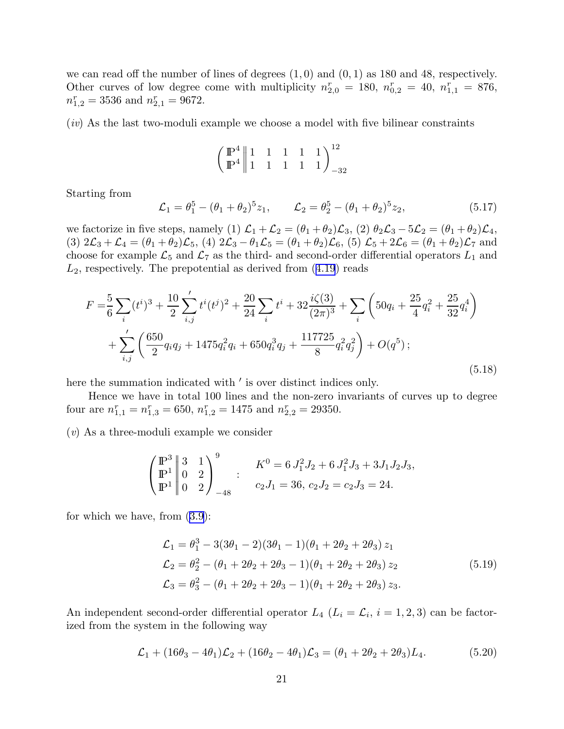we can read off the number of lines of degrees $(1,0)$ and $(0,1)$ as 180 and 48, respectively. Other curves of low degree come with multiplicity $n^r_{2,0} = 180$, $n^r_{0,2} = 40$, $n^r_{1,1} = 876$, $n^r_{1,2} = 3536$ and $n^r_{2,1} = 9672$.

$(iv)$ As the last two-moduli example we choose a model with five bilinear constraints

$$\begin{pmatrix} \mathbb{P}^4 \\ \mathbb{P}^4 \end{pmatrix}\!\!\left\|\begin{matrix} 1 & 1 & 1 & 1 & 1 \\ 1 & 1 & 1 & 1 & 1 \end{matrix}\right)^{12}_{-32}$$

Starting from

$$\mathcal{L}_1 = \theta_1^5 - (\theta_1+\theta_2)^5 z_1, \qquad \mathcal{L}_2 = \theta_2^5 - (\theta_1+\theta_2)^5 z_2, \tag{5.17}$$

we factorize in five steps, namely (1) $\mathcal{L}_1 + \mathcal{L}_2 = (\theta_1+\theta_2)\mathcal{L}_3$, (2) $\theta_2\mathcal{L}_3 - 5\mathcal{L}_2 = (\theta_1+\theta_2)\mathcal{L}_4$, (3) $2\mathcal{L}_3 + \mathcal{L}_4 = (\theta_1+\theta_2)\mathcal{L}_5$, (4) $2\mathcal{L}_3 - \theta_1\mathcal{L}_5 = (\theta_1+\theta_2)\mathcal{L}_6$, (5) $\mathcal{L}_5 + 2\mathcal{L}_6 = (\theta_1+\theta_2)\mathcal{L}_7$ and choose for example $\mathcal{L}_5$ and $\mathcal{L}_7$ as the third- and second-order differential operators $L_1$ and $L_2$, respectively. The prepotential as derived from (4.19) reads

$$\begin{aligned} F =& \frac{5}{6}\sum_i (t^i)^3 + \frac{10}{2}\sum_{i,j}{}' t^i (t^j)^2 + \frac{20}{24}\sum_i t^i + 32\frac{i\zeta(3)}{(2\pi)^3} + \sum_i \left(50q_i + \frac{25}{4}q_i^2 + \frac{25}{32}q_i^4\right) \\ &+ \sum_{i,j}{}' \left(\frac{650}{2}q_iq_j + 1475q_i^2q_i + 650q_i^3q_j + \frac{117725}{8}q_i^2q_j^2\right) + O(q^5)\,; \end{aligned} \tag{5.18}$$

here the summation indicated with $'$ is over distinct indices only.

Hence we have in total 100 lines and the non-zero invariants of curves up to degree four are $n^r_{1,1} = n^r_{1,3} = 650$, $n^r_{1,2} = 1475$ and $n^r_{2,2} = 29350$.

$(v)$ As a three-moduli example we consider

$$\begin{pmatrix} \mathbb{P}^3 \\ \mathbb{P}^1 \\ \mathbb{P}^1 \end{pmatrix}\!\!\left\|\begin{matrix} 3 & 1 \\ 0 & 2 \\ 0 & 2 \end{matrix}\right)^{9}_{-48} \quad : \quad \begin{aligned} &K^0 = 6\,J_1^2 J_2 + 6\,J_1^2 J_3 + 3J_1J_2J_3, \\ &c_2J_1 = 36,\ c_2J_2 = c_2J_3 = 24. \end{aligned}$$

for which we have, from (3.9):

$$\begin{aligned} \mathcal{L}_1 &= \theta_1^3 - 3(3\theta_1-2)(3\theta_1-1)(\theta_1+2\theta_2+2\theta_3)\,z_1 \\ \mathcal{L}_2 &= \theta_2^2 - (\theta_1+2\theta_2+2\theta_3-1)(\theta_1+2\theta_2+2\theta_3)\,z_2 \\ \mathcal{L}_3 &= \theta_3^2 - (\theta_1+2\theta_2+2\theta_3-1)(\theta_1+2\theta_2+2\theta_3)\,z_3. \end{aligned} \tag{5.19}$$

An independent second-order differential operator $L_4$ ($L_i = \mathcal{L}_i$, $i = 1,2,3$) can be factorized from the system in the following way

$$\mathcal{L}_1 + (16\theta_3 - 4\theta_1)\mathcal{L}_2 + (16\theta_2 - 4\theta_1)\mathcal{L}_3 = (\theta_1 + 2\theta_2 + 2\theta_3)L_4. \tag{5.20}$$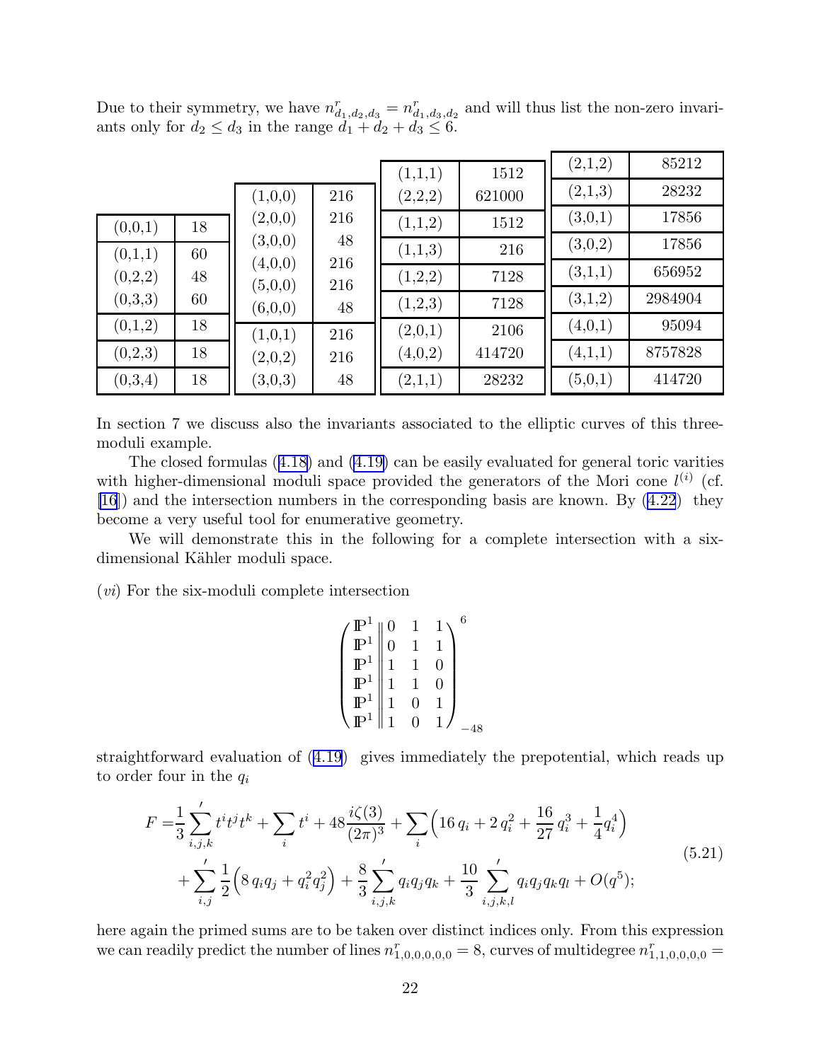Due to their symmetry, we have $n^r_{d_1,d_2,d_3} = n^r_{d_1,d_3,d_2}$ and will thus list the non-zero invariants only for $d_2 \le d_3$ in the range $d_1 + d_2 + d_3 \le 6$.

| $(d_1,d_2,d_3)$ | $n^r$ | $(d_1,d_2,d_3)$ | $n^r$ | $(d_1,d_2,d_3)$ | $n^r$ | $(d_1,d_2,d_3)$ | $n^r$ |
|---|---|---|---|---|---|---|---|
| (0,0,1) | 18 | (1,0,0) | 216 | (1,1,1) | 1512 | (2,1,2) | 85212 |
| (0,1,1) | 60 | (2,0,0) | 216 | (2,2,2) | 621000 | (2,1,3) | 28232 |
| (0,2,2) | 48 | (3,0,0) | 48 | (1,1,2) | 1512 | (3,0,1) | 17856 |
| (0,3,3) | 60 | (4,0,0) | 216 | (1,1,3) | 216 | (3,0,2) | 17856 |
| (0,1,2) | 18 | (5,0,0) | 216 | (1,2,2) | 7128 | (3,1,1) | 656952 |
| (0,2,3) | 18 | (6,0,0) | 48 | (1,2,3) | 7128 | (3,1,2) | 2984904 |
| (0,3,4) | 18 | (1,0,1) | 216 | (2,0,1) | 2106 | (4,0,1) | 95094 |
| | | (2,0,2) | 216 | (4,0,2) | 414720 | (4,1,1) | 8757828 |
| | | (3,0,3) | 48 | (2,1,1) | 28232 | (5,0,1) | 414720 |

In section 7 we discuss also the invariants associated to the elliptic curves of this three-moduli example.

The closed formulas (4.18) and (4.19) can be easily evaluated for general toric varities with higher-dimensional moduli space provided the generators of the Mori cone $l^{(i)}$ (cf. [16]) and the intersection numbers in the corresponding basis are known. By (4.22) they become a very useful tool for enumerative geometry.

We will demonstrate this in the following for a complete intersection with a six-dimensional Kähler moduli space.

(*vi*) For the six-moduli complete intersection

$$\left(\begin{array}{c\|ccc} \mathbb{P}^1 & 0 & 1 & 1 \\ \mathbb{P}^1 & 0 & 1 & 1 \\ \mathbb{P}^1 & 1 & 1 & 0 \\ \mathbb{P}^1 & 1 & 1 & 0 \\ \mathbb{P}^1 & 1 & 0 & 1 \\ \mathbb{P}^1 & 1 & 0 & 1 \end{array}\right)^{6}_{-48}$$

straightforward evaluation of (4.19) gives immediately the prepotential, which reads up to order four in the $q_i$

$$\begin{aligned} F =& \frac{1}{3}{\sum_{i,j,k}}' t^i t^j t^k + \sum_i t^i + 48\frac{i\zeta(3)}{(2\pi)^3} + \sum_i \Big(16\, q_i + 2\, q_i^2 + \frac{16}{27}\, q_i^3 + \frac{1}{4} q_i^4\Big) \\ &+ {\sum_{i,j}}' \frac{1}{2}\Big(8\, q_i q_j + q_i^2 q_j^2\Big) + \frac{8}{3}{\sum_{i,j,k}}' q_i q_j q_k + \frac{10}{3}{\sum_{i,j,k,l}}' q_i q_j q_k q_l + O(q^5); \end{aligned} \tag{5.21}$$

here again the primed sums are to be taken over distinct indices only. From this expression we can readily predict the number of lines $n^r_{1,0,0,0,0,0} = 8$, curves of multidegree $n^r_{1,1,0,0,0,0} =$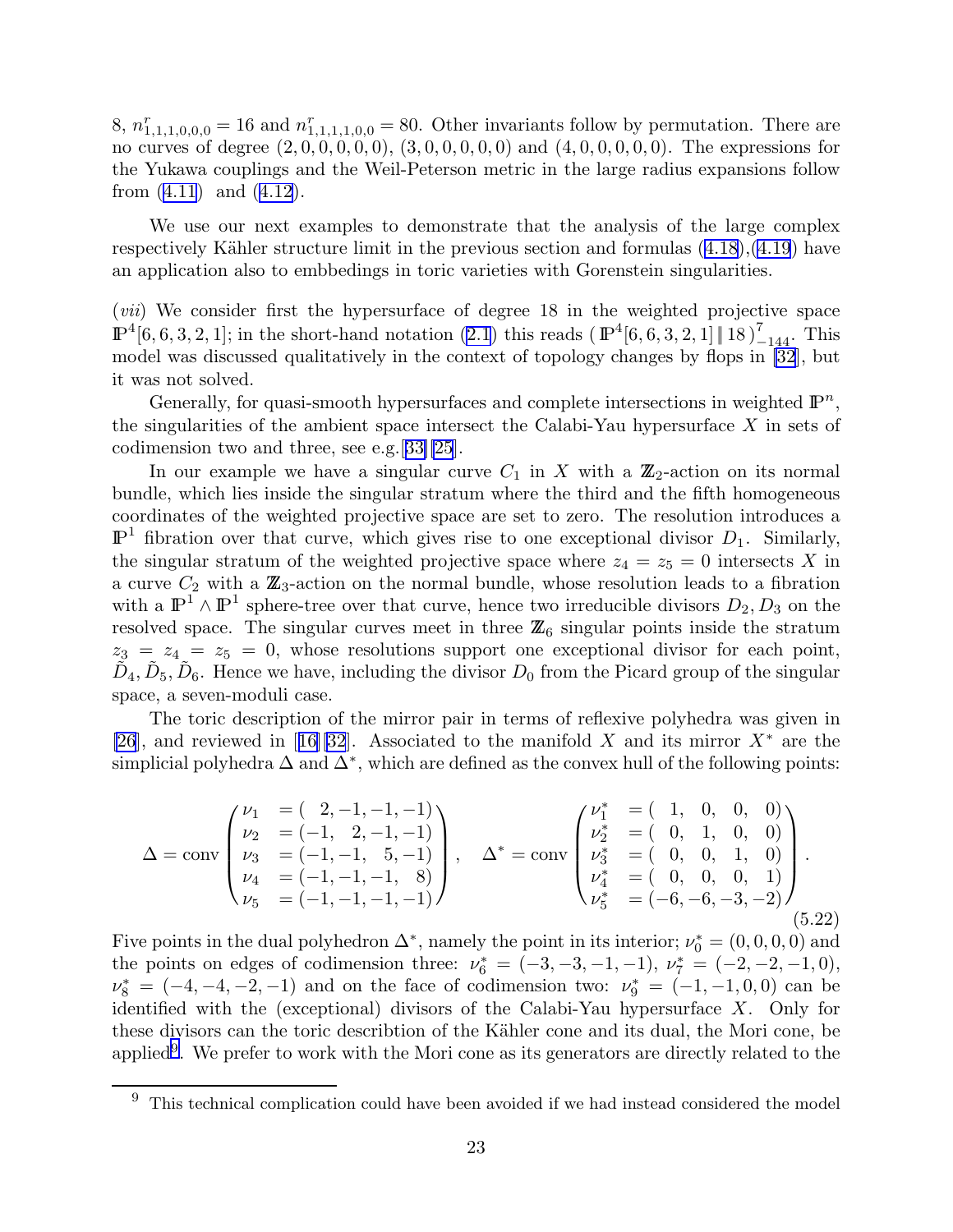8, $n^r_{1,1,1,0,0,0} = 16$ and $n^r_{1,1,1,1,0,0} = 80$. Other invariants follow by permutation. There are no curves of degree $(2,0,0,0,0,0)$, $(3,0,0,0,0,0)$ and $(4,0,0,0,0,0)$. The expressions for the Yukawa couplings and the Weil-Peterson metric in the large radius expansions follow from (4.11) and (4.12).

We use our next examples to demonstrate that the analysis of the large complex respectively Kähler structure limit in the previous section and formulas (4.18),(4.19) have an application also to embedings in toric varieties with Gorenstein singularities.

(*vii*) We consider first the hypersurface of degree 18 in the weighted projective space $\mathbb{P}^4[6,6,3,2,1]$; in the short-hand notation (2.1) this reads $(\mathbb{P}^4[6,6,3,2,1] \| 18)^7_{-144}$. This model was discussed qualitatively in the context of topology changes by flops in [32], but it was not solved.

Generally, for quasi-smooth hypersurfaces and complete intersections in weighted $\mathbb{P}^n$, the singularities of the ambient space intersect the Calabi-Yau hypersurface $X$ in sets of codimension two and three, see e.g. [33][25].

In our example we have a singular curve $C_1$ in $X$ with a $\mathbb{Z}_2$-action on its normal bundle, which lies inside the singular stratum where the third and the fifth homogeneous coordinates of the weighted projective space are set to zero. The resolution introduces a $\mathbb{P}^1$ fibration over that curve, which gives rise to one exceptional divisor $D_1$. Similarly, the singular stratum of the weighted projective space where $z_4 = z_5 = 0$ intersects $X$ in a curve $C_2$ with a $\mathbb{Z}_3$-action on the normal bundle, whose resolution leads to a fibration with a $\mathbb{P}^1 \wedge \mathbb{P}^1$ sphere-tree over that curve, hence two irreducible divisors $D_2, D_3$ on the resolved space. The singular curves meet in three $\mathbb{Z}_6$ singular points inside the stratum $z_3 = z_4 = z_5 = 0$, whose resolutions support one exceptional divisor for each point, $\tilde{D}_4, \tilde{D}_5, \tilde{D}_6$. Hence we have, including the divisor $D_0$ from the Picard group of the singular space, a seven-moduli case.

The toric description of the mirror pair in terms of reflexive polyhedra was given in [26], and reviewed in [16][32]. Associated to the manifold $X$ and its mirror $X^*$ are the simplicial polyhedra $\Delta$ and $\Delta^*$, which are defined as the convex hull of the following points:

$$
\Delta = \text{conv}\begin{pmatrix}
\nu_1 & = (\ \ 2,-1,-1,-1) \\
\nu_2 & = (-1,\ \ 2,-1,-1) \\
\nu_3 & = (-1,-1,\ \ 5,-1) \\
\nu_4 & = (-1,-1,-1,\ \ 8) \\
\nu_5 & = (-1,-1,-1,-1)
\end{pmatrix}, \quad
\Delta^* = \text{conv}\begin{pmatrix}
\nu^*_1 & = (\ \ 1,\ \ 0,\ \ 0,\ \ 0) \\
\nu^*_2 & = (\ \ 0,\ \ 1,\ \ 0,\ \ 0) \\
\nu^*_3 & = (\ \ 0,\ \ 0,\ \ 1,\ \ 0) \\
\nu^*_4 & = (\ \ 0,\ \ 0,\ \ 0,\ \ 1) \\
\nu^*_5 & = (-6,-6,-3,-2)
\end{pmatrix}. \tag{5.22}
$$

Five points in the dual polyhedron $\Delta^*$, namely the point in its interior; $\nu^*_0 = (0,0,0,0)$ and the points on edges of codimension three: $\nu^*_6 = (-3,-3,-1,-1)$, $\nu^*_7 = (-2,-2,-1,0)$, $\nu^*_8 = (-4,-4,-2,-1)$ and on the face of codimension two: $\nu^*_9 = (-1,-1,0,0)$ can be identified with the (exceptional) divisors of the Calabi-Yau hypersurface $X$. Only for these divisors can the toric describtion of the Kähler cone and its dual, the Mori cone, be applied[9]. We prefer to work with the Mori cone as its generators are directly related to the

[9] This technical complication could have been avoided if we had instead considered the model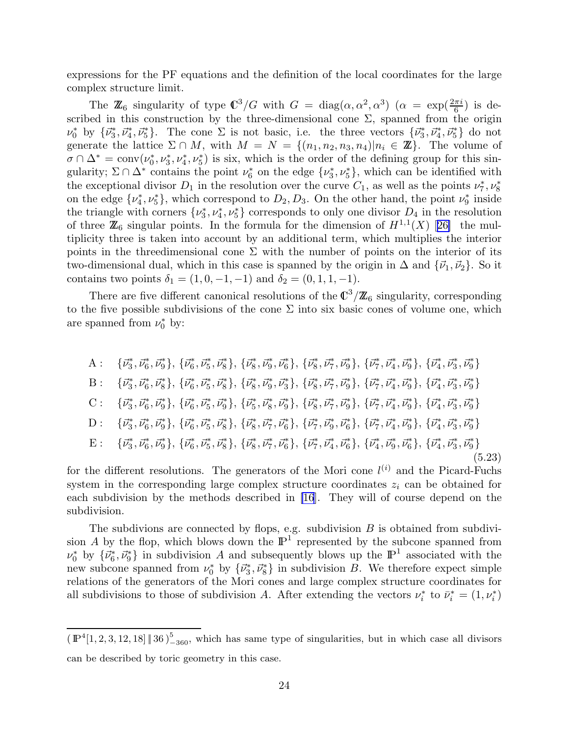expressions for the PF equations and the definition of the local coordinates for the large complex structure limit.

The $\mathbb{Z}_6$ singularity of type $\mathbb{C}^3/G$ with $G = \mathrm{diag}(\alpha, \alpha^2, \alpha^3)$ ($\alpha = \exp(\frac{2\pi i}{6})$) is described in this construction by the three-dimensional cone $\Sigma$, spanned from the origin $\nu_0^*$ by $\{\vec{\nu}_3^*, \vec{\nu}_4^*, \vec{\nu}_5^*\}$. The cone $\Sigma$ is not basic, i.e. the three vectors $\{\vec{\nu}_3^*, \vec{\nu}_4^*, \vec{\nu}_5^*\}$ do not generate the lattice $\Sigma \cap M$, with $M = N = \{(n_1, n_2, n_3, n_4) | n_i \in \mathbb{Z}\}$. The volume of $\sigma \cap \Delta^* = \mathrm{conv}(\nu_0^*, \nu_3^*, \nu_4^*, \nu_5^*)$ is six, which is the order of the defining group for this singularity; $\Sigma \cap \Delta^*$ contains the point $\nu_6^*$ on the edge $\{\nu_3^*, \nu_5^*\}$, which can be identified with the exceptional divisor $D_1$ in the resolution over the curve $C_1$, as well as the points $\nu_7^*, \nu_8^*$ on the edge $\{\nu_4^*, \nu_5^*\}$, which correspond to $D_2, D_3$. On the other hand, the point $\nu_9^*$ inside the triangle with corners $\{\nu_3^*, \nu_4^*, \nu_5^*\}$ corresponds to only one divisor $D_4$ in the resolution of three $\mathbb{Z}_6$ singular points. In the formula for the dimension of $H^{1,1}(X)$ [26] the multiplicity three is taken into account by an additional term, which multiplies the interior points in the threedimensional cone $\Sigma$ with the number of points on the interior of its two-dimensional dual, which in this case is spanned by the origin in $\Delta$ and $\{\vec{\nu}_1, \vec{\nu}_2\}$. So it contains two points $\delta_1 = (1, 0, -1, -1)$ and $\delta_2 = (0, 1, 1, -1)$.

There are five different canonical resolutions of the $\mathbb{C}^3/\mathbb{Z}_6$ singularity, corresponding to the five possible subdivisions of the cone $\Sigma$ into six basic cones of volume one, which are spanned from $\nu_0^*$ by:

$$
\begin{aligned}
\mathrm{A}: &\quad \{\vec{\nu}_3^*, \vec{\nu}_6^*, \vec{\nu}_9^*\}, \{\vec{\nu}_6^*, \vec{\nu}_5^*, \vec{\nu}_8^*\}, \{\vec{\nu}_8^*, \vec{\nu}_9^*, \vec{\nu}_6^*\}, \{\vec{\nu}_8^*, \vec{\nu}_7^*, \vec{\nu}_9^*\}, \{\vec{\nu}_7^*, \vec{\nu}_4^*, \vec{\nu}_9^*\}, \{\vec{\nu}_4^*, \vec{\nu}_3^*, \vec{\nu}_9^*\} \\
\mathrm{B}: &\quad \{\vec{\nu}_3^*, \vec{\nu}_6^*, \vec{\nu}_8^*\}, \{\vec{\nu}_6^*, \vec{\nu}_5^*, \vec{\nu}_8^*\}, \{\vec{\nu}_8^*, \vec{\nu}_9^*, \vec{\nu}_3^*\}, \{\vec{\nu}_8^*, \vec{\nu}_7^*, \vec{\nu}_9^*\}, \{\vec{\nu}_7^*, \vec{\nu}_4^*, \vec{\nu}_9^*\}, \{\vec{\nu}_4^*, \vec{\nu}_3^*, \vec{\nu}_9^*\} \\
\mathrm{C}: &\quad \{\vec{\nu}_3^*, \vec{\nu}_6^*, \vec{\nu}_9^*\}, \{\vec{\nu}_6^*, \vec{\nu}_5^*, \vec{\nu}_9^*\}, \{\vec{\nu}_5^*, \vec{\nu}_8^*, \vec{\nu}_9^*\}, \{\vec{\nu}_8^*, \vec{\nu}_7^*, \vec{\nu}_9^*\}, \{\vec{\nu}_7^*, \vec{\nu}_4^*, \vec{\nu}_9^*\}, \{\vec{\nu}_4^*, \vec{\nu}_3^*, \vec{\nu}_9^*\} \\
\mathrm{D}: &\quad \{\vec{\nu}_3^*, \vec{\nu}_6^*, \vec{\nu}_9^*\}, \{\vec{\nu}_6^*, \vec{\nu}_5^*, \vec{\nu}_8^*\}, \{\vec{\nu}_8^*, \vec{\nu}_7^*, \vec{\nu}_6^*\}, \{\vec{\nu}_7^*, \vec{\nu}_9^*, \vec{\nu}_6^*\}, \{\vec{\nu}_7^*, \vec{\nu}_4^*, \vec{\nu}_9^*\}, \{\vec{\nu}_4^*, \vec{\nu}_3^*, \vec{\nu}_9^*\} \\
\mathrm{E}: &\quad \{\vec{\nu}_3^*, \vec{\nu}_6^*, \vec{\nu}_9^*\}, \{\vec{\nu}_6^*, \vec{\nu}_5^*, \vec{\nu}_8^*\}, \{\vec{\nu}_8^*, \vec{\nu}_7^*, \vec{\nu}_6^*\}, \{\vec{\nu}_7^*, \vec{\nu}_4^*, \vec{\nu}_6^*\}, \{\vec{\nu}_4^*, \vec{\nu}_9^*, \vec{\nu}_6^*\}, \{\vec{\nu}_4^*, \vec{\nu}_3^*, \vec{\nu}_9^*\}
\end{aligned}
\tag{5.23}
$$

for the different resolutions. The generators of the Mori cone $l^{(i)}$ and the Picard-Fuchs system in the corresponding large complex structure coordinates $z_i$ can be obtained for each subdivision by the methods described in [16]. They will of course depend on the subdivision.

The subdivions are connected by flops, e.g. subdivision $B$ is obtained from subdivision $A$ by the flop, which blows down the $\mathbb{P}^1$ represented by the subcone spanned from $\nu_0^*$ by $\{\vec{\nu}_6^*, \vec{\nu}_9^*\}$ in subdivision $A$ and subsequently blows up the $\mathbb{P}^1$ associated with the new subcone spanned from $\nu_0^*$ by $\{\vec{\nu}_3^*, \vec{\nu}_8^*\}$ in subdivision $B$. We therefore expect simple relations of the generators of the Mori cones and large complex structure coordinates for all subdivisions to those of subdivision $A$. After extending the vectors $\nu_i^*$ to $\bar{\nu}_i^* = (1, \nu_i^*)$

$(\mathbb{P}^4[1,2,3,12,18] \,\|\, 36)^5_{-360}$, which has same type of singularities, but in which case all divisors can be described by toric geometry in this case.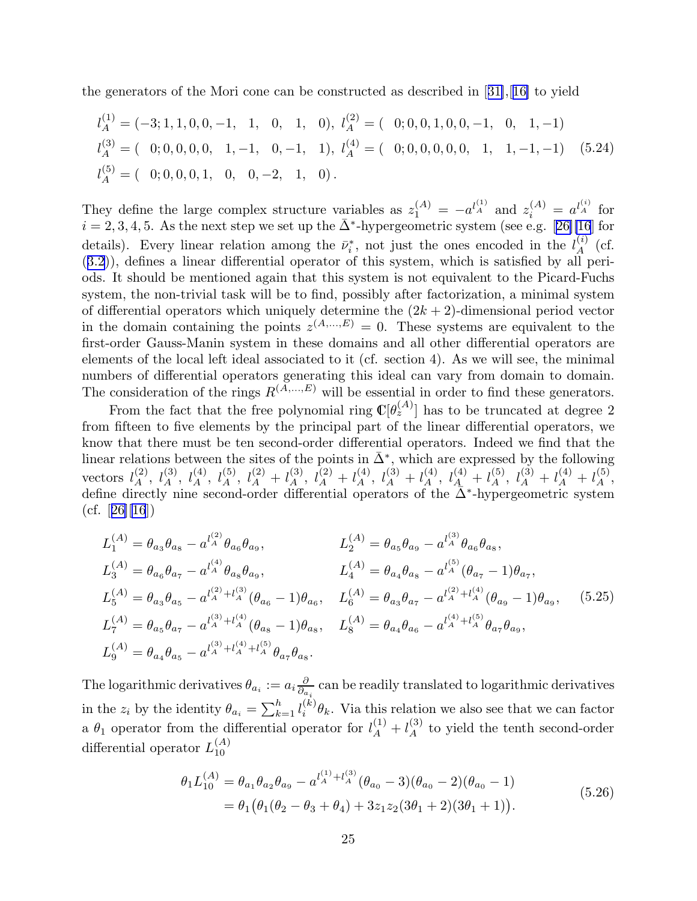the generators of the Mori cone can be constructed as described in [31],[16] to yield

$$
\begin{aligned}
&l_A^{(1)} = (-3;1,1,0,0,-1,\ \ 1,\ \ 0,\ \ 1,\ \ 0),\ l_A^{(2)} = (\ \ 0;0,0,1,0,0,-1,\ \ 0,\ \ 1,-1)\\
&l_A^{(3)} = (\ \ 0;0,0,0,0,\ \ 1,-1,\ \ 0,-1,\ \ 1),\ l_A^{(4)} = (\ \ 0;0,0,0,0,0,\ \ 1,\ \ 1,-1,-1)\\
&l_A^{(5)} = (\ \ 0;0,0,0,1,\ \ 0,\ \ 0,-2,\ \ 1,\ \ 0)\,.
\end{aligned}
\tag{5.24}
$$

They define the large complex structure variables as $z_1^{(A)} = -a^{l_A^{(1)}}$ and $z_i^{(A)} = a^{l_A^{(i)}}$ for $i = 2,3,4,5$. As the next step we set up the $\bar{\Delta}^*$-hypergeometric system (see e.g. [26][16] for details). Every linear relation among the $\bar{\nu}_i^*$, not just the ones encoded in the $l_A^{(i)}$ (cf. (3.2)), defines a linear differential operator of this system, which is satisfied by all periods. It should be mentioned again that this system is not equivalent to the Picard-Fuchs system, the non-trivial task will be to find, possibly after factorization, a minimal system of differential operators which uniquely determine the $(2k+2)$-dimensional period vector in the domain containing the points $z^{(A,\dots,E)} = 0$. These systems are equivalent to the first-order Gauss-Manin system in these domains and all other differential operators are elements of the local left ideal associated to it (cf. section 4). As we will see, the minimal numbers of differential operators generating this ideal can vary from domain to domain. The consideration of the rings $R^{(A,\dots,E)}$ will be essential in order to find these generators.

From the fact that the free polynomial ring $\mathbb{C}[\theta_z^{(A)}]$ has to be truncated at degree 2 from fifteen to five elements by the principal part of the linear differential operators, we know that there must be ten second-order differential operators. Indeed we find that the linear relations between the sites of the points in $\bar{\Delta}^*$, which are expressed by the following vectors $l_A^{(2)}$, $l_A^{(3)}$, $l_A^{(4)}$, $l_A^{(5)}$, $l_A^{(2)}+l_A^{(3)}$, $l_A^{(2)}+l_A^{(4)}$, $l_A^{(3)}+l_A^{(4)}$, $l_A^{(4)}+l_A^{(5)}$, $l_A^{(3)}+l_A^{(4)}+l_A^{(5)}$, define directly nine second-order differential operators of the $\bar{\Delta}^*$-hypergeometric system (cf. [26][16])

$$
\begin{aligned}
L_1^{(A)} &= \theta_{a_3}\theta_{a_8} - a^{l_A^{(2)}}\theta_{a_6}\theta_{a_9}, & L_2^{(A)} &= \theta_{a_5}\theta_{a_9} - a^{l_A^{(3)}}\theta_{a_6}\theta_{a_8},\\
L_3^{(A)} &= \theta_{a_6}\theta_{a_7} - a^{l_A^{(4)}}\theta_{a_8}\theta_{a_9}, & L_4^{(A)} &= \theta_{a_4}\theta_{a_8} - a^{l_A^{(5)}}(\theta_{a_7}-1)\theta_{a_7},\\
L_5^{(A)} &= \theta_{a_3}\theta_{a_5} - a^{l_A^{(2)}+l_A^{(3)}}(\theta_{a_6}-1)\theta_{a_6}, & L_6^{(A)} &= \theta_{a_3}\theta_{a_7} - a^{l_A^{(2)}+l_A^{(4)}}(\theta_{a_9}-1)\theta_{a_9},\\
L_7^{(A)} &= \theta_{a_5}\theta_{a_7} - a^{l_A^{(3)}+l_A^{(4)}}(\theta_{a_8}-1)\theta_{a_8}, & L_8^{(A)} &= \theta_{a_4}\theta_{a_6} - a^{l_A^{(4)}+l_A^{(5)}}\theta_{a_7}\theta_{a_9},\\
L_9^{(A)} &= \theta_{a_4}\theta_{a_5} - a^{l_A^{(3)}+l_A^{(4)}+l_A^{(5)}}\theta_{a_7}\theta_{a_8}.
\end{aligned}
\tag{5.25}
$$

The logarithmic derivatives $\theta_{a_i} := a_i\frac{\partial}{\partial_{a_i}}$ can be readily translated to logarithmic derivatives in the $z_i$ by the identity $\theta_{a_i} = \sum_{k=1}^{h} l_i^{(k)}\theta_k$. Via this relation we also see that we can factor a $\theta_1$ operator from the differential operator for $l_A^{(1)}+l_A^{(3)}$ to yield the tenth second-order differential operator $L_{10}^{(A)}$

$$
\begin{aligned}
\theta_1 L_{10}^{(A)} &= \theta_{a_1}\theta_{a_2}\theta_{a_9} - a^{l_A^{(1)}+l_A^{(3)}}(\theta_{a_0}-3)(\theta_{a_0}-2)(\theta_{a_0}-1)\\
&= \theta_1\big(\theta_1(\theta_2-\theta_3+\theta_4) + 3z_1z_2(3\theta_1+2)(3\theta_1+1)\big).
\end{aligned}
\tag{5.26}
$$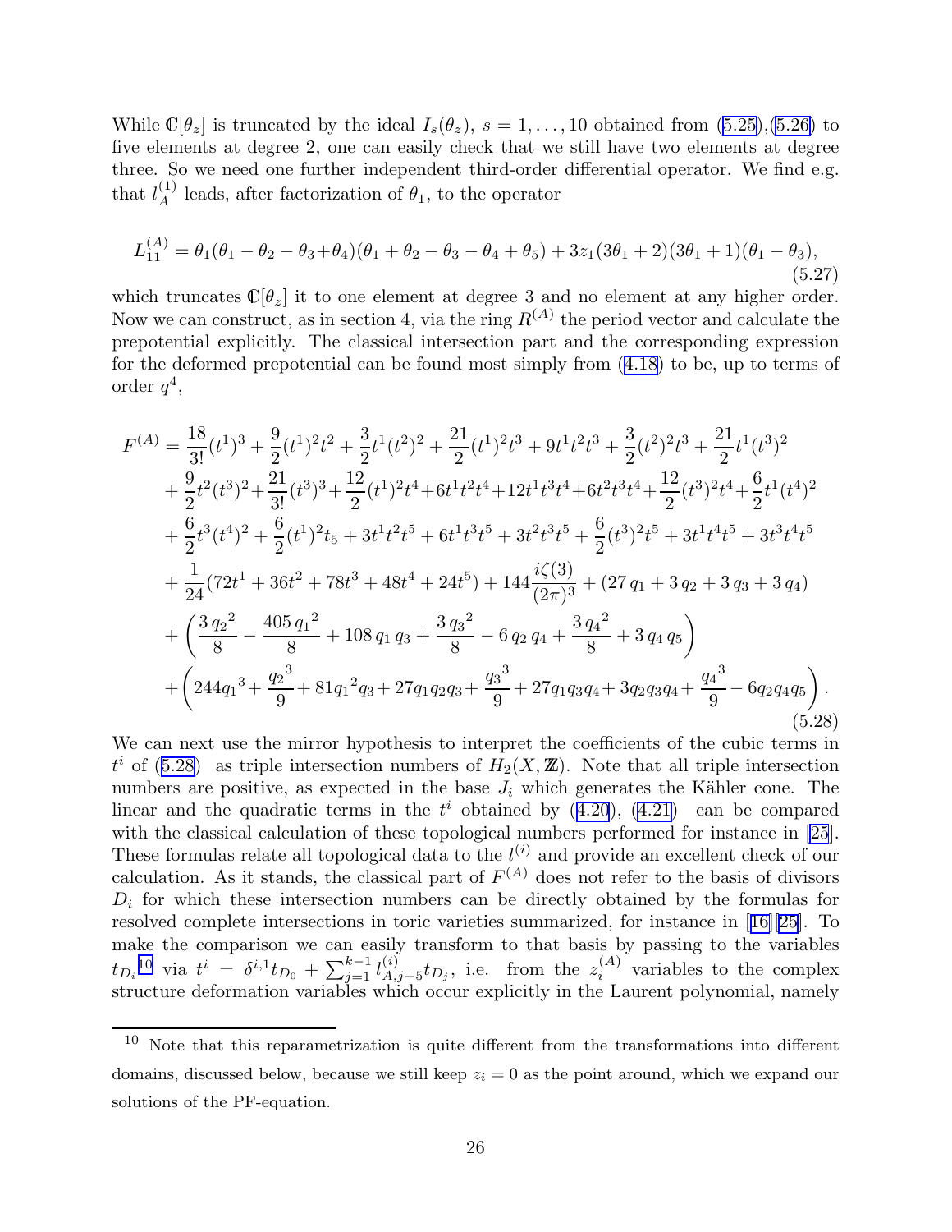While $\mathbb{C}[\theta_z]$ is truncated by the ideal $I_s(\theta_z)$, $s = 1, \ldots, 10$ obtained from (5.25),(5.26) to five elements at degree 2, one can easily check that we still have two elements at degree three. So we need one further independent third-order differential operator. We find e.g. that $l_A^{(1)}$ leads, after factorization of $\theta_1$, to the operator

$$L_{11}^{(A)} = \theta_1(\theta_1 - \theta_2 - \theta_3 + \theta_4)(\theta_1 + \theta_2 - \theta_3 - \theta_4 + \theta_5) + 3z_1(3\theta_1 + 2)(3\theta_1 + 1)(\theta_1 - \theta_3), \tag{5.27}$$

which truncates $\mathbb{C}[\theta_z]$ it to one element at degree 3 and no element at any higher order. Now we can construct, as in section 4, via the ring $R^{(A)}$ the period vector and calculate the prepotential explicitly. The classical intersection part and the corresponding expression for the deformed prepotential can be found most simply from (4.18) to be, up to terms of order $q^4$,

$$\begin{aligned}
F^{(A)} &= \frac{18}{3!}(t^1)^3 + \frac{9}{2}(t^1)^2 t^2 + \frac{3}{2} t^1 (t^2)^2 + \frac{21}{2}(t^1)^2 t^3 + 9 t^1 t^2 t^3 + \frac{3}{2}(t^2)^2 t^3 + \frac{21}{2} t^1 (t^3)^2 \\
&+ \frac{9}{2} t^2 (t^3)^2 + \frac{21}{3!}(t^3)^3 + \frac{12}{2}(t^1)^2 t^4 + 6 t^1 t^2 t^4 + 12 t^1 t^3 t^4 + 6 t^2 t^3 t^4 + \frac{12}{2}(t^3)^2 t^4 + \frac{6}{2} t^1 (t^4)^2 \\
&+ \frac{6}{2} t^3 (t^4)^2 + \frac{6}{2}(t^1)^2 t_5 + 3 t^1 t^2 t^5 + 6 t^1 t^3 t^5 + 3 t^2 t^3 t^5 + \frac{6}{2}(t^3)^2 t^5 + 3 t^1 t^4 t^5 + 3 t^3 t^4 t^5 \\
&+ \frac{1}{24}(72 t^1 + 36 t^2 + 78 t^3 + 48 t^4 + 24 t^5) + 144 \frac{i\zeta(3)}{(2\pi)^3} + (27\, q_1 + 3\, q_2 + 3\, q_3 + 3\, q_4) \\
&+ \left( \frac{3\, {q_2}^2}{8} - \frac{405\, {q_1}^2}{8} + 108\, q_1\, q_3 + \frac{3\, {q_3}^2}{8} - 6\, q_2\, q_4 + \frac{3\, {q_4}^2}{8} + 3\, q_4\, q_5 \right) \\
&+ \left( 244 {q_1}^3 + \frac{{q_2}^3}{9} + 81 {q_1}^2 q_3 + 27 q_1 q_2 q_3 + \frac{{q_3}^3}{9} + 27 q_1 q_3 q_4 + 3 q_2 q_3 q_4 + \frac{{q_4}^3}{9} - 6 q_2 q_4 q_5 \right).
\end{aligned} \tag{5.28}$$

We can next use the mirror hypothesis to interpret the coefficients of the cubic terms in $t^i$ of (5.28) as triple intersection numbers of $H_2(X, \mathbb{Z})$. Note that all triple intersection numbers are positive, as expected in the base $J_i$ which generates the Kähler cone. The linear and the quadratic terms in the $t^i$ obtained by (4.20), (4.21) can be compared with the classical calculation of these topological numbers performed for instance in [25]. These formulas relate all topological data to the $l^{(i)}$ and provide an excellent check of our calculation. As it stands, the classical part of $F^{(A)}$ does not refer to the basis of divisors $D_i$ for which these intersection numbers can be directly obtained by the formulas for resolved complete intersections in toric varieties summarized, for instance in [16][25]. To make the comparison we can easily transform to that basis by passing to the variables $t_{D_i}$[10] via $t^i = \delta^{i,1} t_{D_0} + \sum_{j=1}^{k-1} l_{A,j+5}^{(i)} t_{D_j}$, i.e. from the $z_i^{(A)}$ variables to the complex structure deformation variables which occur explicitly in the Laurent polynomial, namely

[10] Note that this reparametrization is quite different from the transformations into different domains, discussed below, because we still keep $z_i = 0$ as the point around, which we expand our solutions of the PF-equation.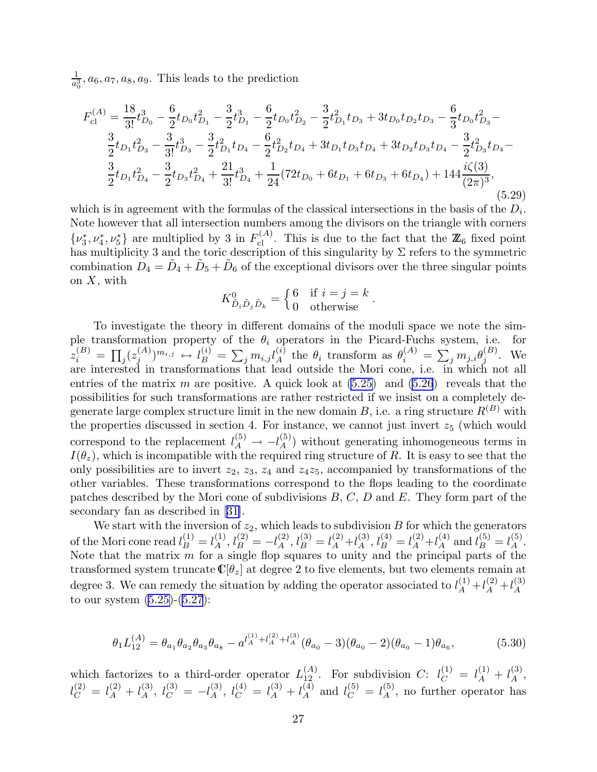$\frac{1}{a_0^3}, a_6, a_7, a_8, a_9$. This leads to the prediction

$$
\begin{aligned}
F_{\rm cl}^{(A)} = & \frac{18}{3!}t_{D_0}^3 - \frac{6}{2}t_{D_0}t_{D_1}^2 - \frac{3}{2}t_{D_1}^3 - \frac{6}{2}t_{D_0}t_{D_2}^2 - \frac{3}{2}t_{D_1}^2 t_{D_3} + 3t_{D_0}t_{D_2}t_{D_3} - \frac{6}{3}t_{D_0}t_{D_3}^2 - \\
& \frac{3}{2}t_{D_1}t_{D_3}^2 - \frac{3}{3!}t_{D_3}^3 - \frac{3}{2}t_{D_1}^2 t_{D_4} - \frac{6}{2}t_{D_2}^2 t_{D_4} + 3t_{D_1}t_{D_3}t_{D_4} + 3t_{D_2}t_{D_3}t_{D_4} - \frac{3}{2}t_{D_3}^2 t_{D_4} - \\
& \frac{3}{2}t_{D_1}t_{D_4}^2 - \frac{3}{2}t_{D_3}t_{D_4}^2 + \frac{21}{3!}t_{D_4}^3 + \frac{1}{24}(72t_{D_0} + 6t_{D_1} + 6t_{D_3} + 6t_{D_4}) + 144\frac{i\zeta(3)}{(2\pi)^3},
\end{aligned}
\tag{5.29}
$$

which is in agreement with the formulas of the classical intersections in the basis of the $D_i$. Note however that all intersection numbers among the divisors on the triangle with corners $\{\nu_3^*, \nu_4^*, \nu_5^*\}$ are multiplied by 3 in $F_{\rm cl}^{(A)}$. This is due to the fact that the $\mathbb{Z}_6$ fixed point has multiplicity 3 and the toric description of this singularity by $\Sigma$ refers to the symmetric combination $D_4 = \tilde{D}_4 + \tilde{D}_5 + \tilde{D}_6$ of the exceptional divisors over the three singular points on $X$, with

$$
K^0_{\tilde{D}_i \tilde{D}_j \tilde{D}_k} = \begin{cases} 6 & \text{if } i = j = k \\ 0 & \text{otherwise} \end{cases}.
$$

To investigate the theory in different domains of the moduli space we note the simple transformation property of the $\theta_i$ operators in the Picard-Fuchs system, i.e. for $z_i^{(B)} = \prod_j (z_j^{(A)})^{m_{i,j}} \leftrightarrow l_B^{(i)} = \sum_j m_{i,j} l_A^{(i)}$ the $\theta_i$ transform as $\theta_i^{(A)} = \sum_j m_{j,i}\theta_j^{(B)}$. We are interested in transformations that lead outside the Mori cone, i.e. in which not all entries of the matrix $m$ are positive. A quick look at (5.25) and (5.26) reveals that the possibilities for such transformations are rather restricted if we insist on a completely degenerate large complex structure limit in the new domain $B$, i.e. a ring structure $R^{(B)}$ with the properties discussed in section 4. For instance, we cannot just invert $z_5$ (which would correspond to the replacement $l_A^{(5)} \to -l_A^{(5)}$) without generating inhomogeneous terms in $I(\theta_z)$, which is incompatible with the required ring structure of $R$. It is easy to see that the only possibilities are to invert $z_2$, $z_3$, $z_4$ and $z_4 z_5$, accompanied by transformations of the other variables. These transformations correspond to the flops leading to the coordinate patches described by the Mori cone of subdivisions $B$, $C$, $D$ and $E$. They form part of the secondary fan as described in [31].

We start with the inversion of $z_2$, which leads to subdivision $B$ for which the generators of the Mori cone read $l_B^{(1)} = l_A^{(1)}, l_B^{(2)} = -l_A^{(2)}, l_B^{(3)} = l_A^{(2)} + l_A^{(3)}, l_B^{(4)} = l_A^{(2)} + l_A^{(4)}$ and $l_B^{(5)} = l_A^{(5)}$. Note that the matrix $m$ for a single flop squares to unity and the principal parts of the transformed system truncate $\mathbb{C}[\theta_z]$ at degree 2 to five elements, but two elements remain at degree 3. We can remedy the situation by adding the operator associated to $l_A^{(1)} + l_A^{(2)} + l_A^{(3)}$ to our system (5.25)-(5.27):

$$
\theta_1 L_{12}^{(A)} = \theta_{a_1}\theta_{a_2}\theta_{a_3}\theta_{a_8} - a^{l_A^{(1)} + l_A^{(2)} + l_A^{(3)}}(\theta_{a_0} - 3)(\theta_{a_0} - 2)(\theta_{a_0} - 1)\theta_{a_6},
\tag{5.30}
$$

which factorizes to a third-order operator $L_{12}^{(A)}$. For subdivision $C$: $l_C^{(1)} = l_A^{(1)} + l_A^{(3)}$, $l_C^{(2)} = l_A^{(2)} + l_A^{(3)}$, $l_C^{(3)} = -l_A^{(3)}$, $l_C^{(4)} = l_A^{(3)} + l_A^{(4)}$ and $l_C^{(5)} = l_A^{(5)}$, no further operator has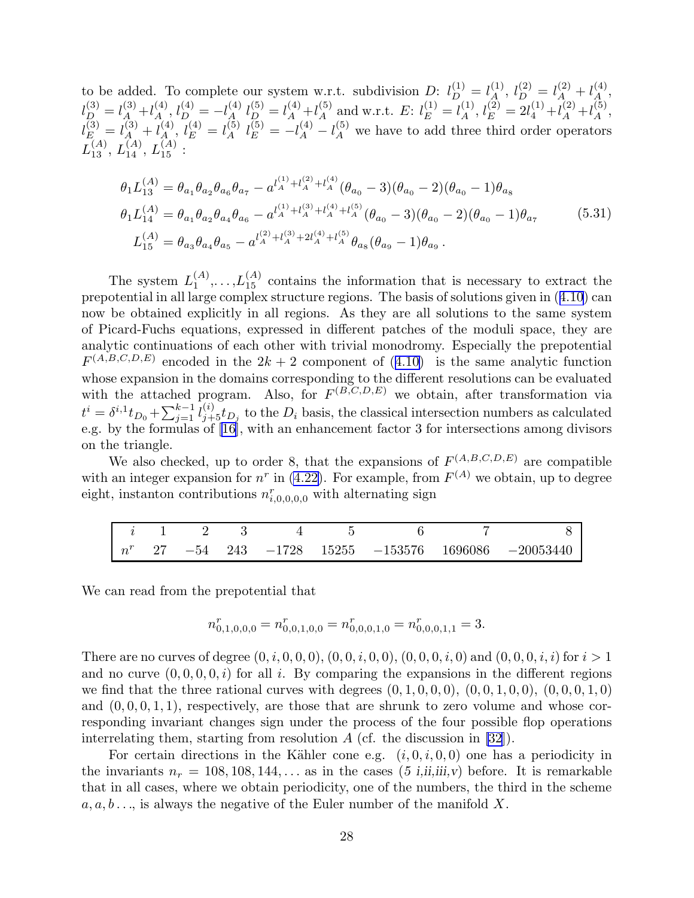to be added. To complete our system w.r.t. subdivision $D$: $l_D^{(1)} = l_A^{(1)}$, $l_D^{(2)} = l_A^{(2)} + l_A^{(4)}$, $l_D^{(3)} = l_A^{(3)} + l_A^{(4)}$, $l_D^{(4)} = -l_A^{(4)}$ $l_D^{(5)} = l_A^{(4)} + l_A^{(5)}$ and w.r.t. $E$: $l_E^{(1)} = l_A^{(1)}$, $l_E^{(2)} = 2l_4^{(1)} + l_A^{(2)} + l_A^{(5)}$, $l_E^{(3)} = l_A^{(3)} + l_A^{(4)}$, $l_E^{(4)} = l_A^{(5)}$ $l_E^{(5)} = -l_A^{(4)} - l_A^{(5)}$ we have to add three third order operators $L_{13}^{(A)}$, $L_{14}^{(A)}$, $L_{15}^{(A)}$ :

$$
\begin{aligned}
\theta_1 L_{13}^{(A)} &= \theta_{a_1}\theta_{a_2}\theta_{a_6}\theta_{a_7} - a^{l_A^{(1)}+l_A^{(2)}+l_A^{(4)}}(\theta_{a_0}-3)(\theta_{a_0}-2)(\theta_{a_0}-1)\theta_{a_8} \\
\theta_1 L_{14}^{(A)} &= \theta_{a_1}\theta_{a_2}\theta_{a_4}\theta_{a_6} - a^{l_A^{(1)}+l_A^{(3)}+l_A^{(4)}+l_A^{(5)}}(\theta_{a_0}-3)(\theta_{a_0}-2)(\theta_{a_0}-1)\theta_{a_7} \\
L_{15}^{(A)} &= \theta_{a_3}\theta_{a_4}\theta_{a_5} - a^{l_A^{(2)}+l_A^{(3)}+2l_A^{(4)}+l_A^{(5)}}\theta_{a_8}(\theta_{a_9}-1)\theta_{a_9}\,.
\end{aligned}
\tag{5.31}
$$

The system $L_1^{(A)},\ldots,L_{15}^{(A)}$ contains the information that is necessary to extract the prepotential in all large complex structure regions. The basis of solutions given in (4.10) can now be obtained explicitly in all regions. As they are all solutions to the same system of Picard-Fuchs equations, expressed in different patches of the moduli space, they are analytic continuations of each other with trivial monodromy. Especially the prepotential $F^{(A,B,C,D,E)}$ encoded in the $2k+2$ component of (4.10) is the same analytic function whose expansion in the domains corresponding to the different resolutions can be evaluated with the attached program. Also, for $F^{(B,C,D,E)}$ we obtain, after transformation via $t^i = \delta^{i,1}t_{D_0} + \sum_{j=1}^{k-1} l_{j+5}^{(i)} t_{D_j}$ to the $D_i$ basis, the classical intersection numbers as calculated e.g. by the formulas of [16], with an enhancement factor 3 for intersections among divisors on the triangle.

We also checked, up to order 8, that the expansions of $F^{(A,B,C,D,E)}$ are compatible with an integer expansion for $n^r$ in (4.22). For example, from $F^{(A)}$ we obtain, up to degree eight, instanton contributions $n^r_{i,0,0,0,0}$ with alternating sign

| $i$ | 1 | 2 | 3 | 4 | 5 | 6 | 7 | 8 |
|---|---|---|---|---|---|---|---|---|
| $n^r$ | 27 | $-54$ | 243 | $-1728$ | 15255 | $-153576$ | 1696086 | $-20053440$ |

We can read from the prepotential that

$$
n^r_{0,1,0,0,0} = n^r_{0,0,1,0,0} = n^r_{0,0,0,1,0} = n^r_{0,0,0,1,1} = 3.
$$

There are no curves of degree $(0,i,0,0,0)$, $(0,0,i,0,0)$, $(0,0,0,i,0)$ and $(0,0,0,i,i)$ for $i>1$ and no curve $(0,0,0,0,i)$ for all $i$. By comparing the expansions in the different regions we find that the three rational curves with degrees $(0,1,0,0,0)$, $(0,0,1,0,0)$, $(0,0,0,1,0)$ and $(0,0,0,1,1)$, respectively, are those that are shrunk to zero volume and whose corresponding invariant changes sign under the process of the four possible flop operations interrelating them, starting from resolution $A$ (cf. the discussion in [32]).

For certain directions in the Kähler cone e.g. $(i,0,i,0,0)$ one has a periodicity in the invariants $n_r = 108, 108, 144, \ldots$ as in the cases (5 *i,ii,iii,v*) before. It is remarkable that in all cases, where we obtain periodicity, one of the numbers, the third in the scheme $a, a, b \ldots$, is always the negative of the Euler number of the manifold $X$.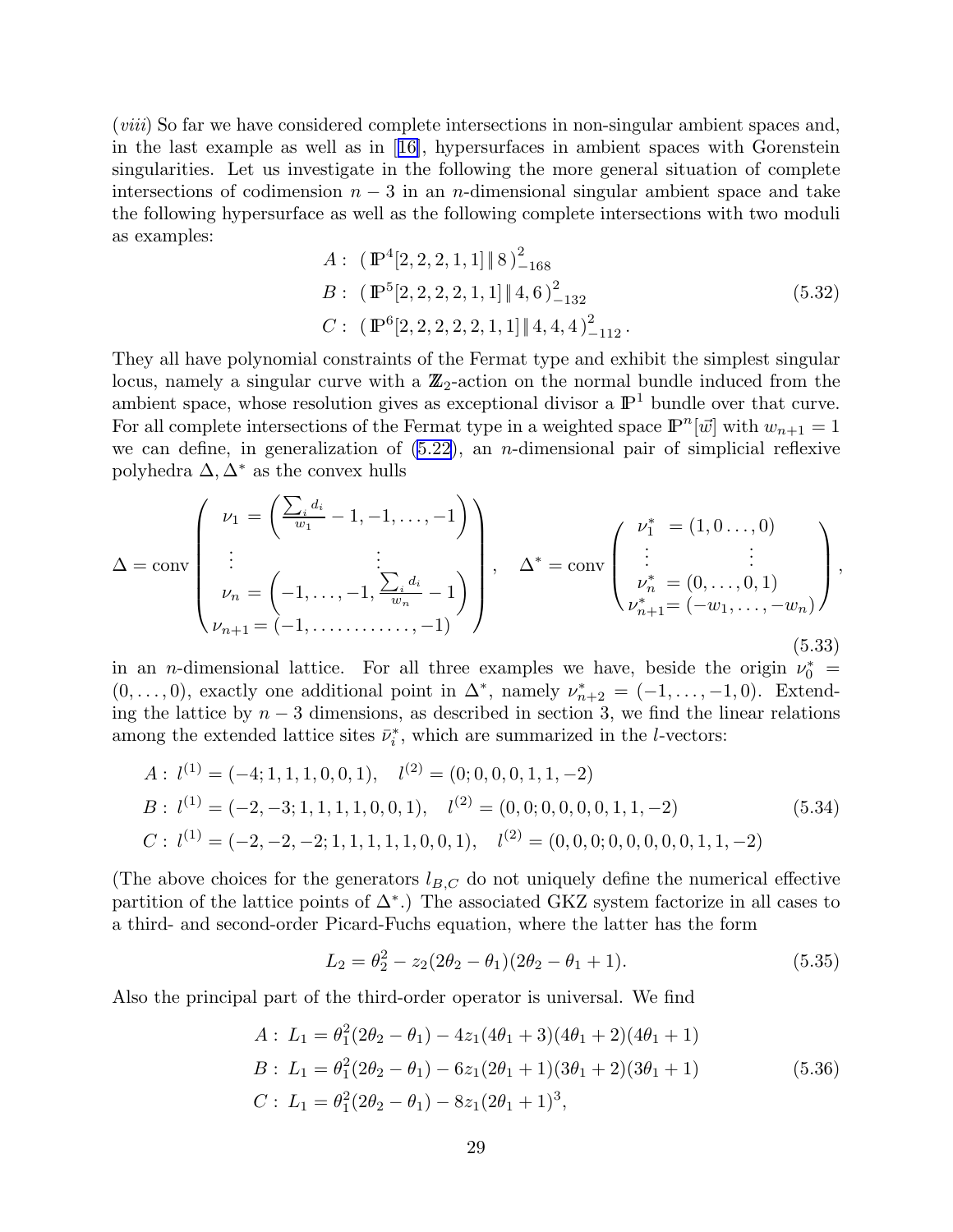(*viii*) So far we have considered complete intersections in non-singular ambient spaces and, in the last example as well as in [16], hypersurfaces in ambient spaces with Gorenstein singularities. Let us investigate in the following the more general situation of complete intersections of codimension $n-3$ in an $n$-dimensional singular ambient space and take the following hypersurface as well as the following complete intersections with two moduli as examples:

$$
\begin{aligned}
A &: \ (\mathbb{P}^4[2,2,2,1,1] \,\|\, 8\,)^2_{-168} \\
B &: \ (\mathbb{P}^5[2,2,2,2,1,1] \,\|\, 4,6\,)^2_{-132} \\
C &: \ (\mathbb{P}^6[2,2,2,2,2,1,1] \,\|\, 4,4,4\,)^2_{-112}\,.
\end{aligned}
\tag{5.32}
$$

They all have polynomial constraints of the Fermat type and exhibit the simplest singular locus, namely a singular curve with a $\mathbb{Z}_2$-action on the normal bundle induced from the ambient space, whose resolution gives as exceptional divisor a $\mathbb{P}^1$ bundle over that curve. For all complete intersections of the Fermat type in a weighted space $\mathbb{P}^n[\vec{w}]$ with $w_{n+1}=1$ we can define, in generalization of (5.22), an $n$-dimensional pair of simplicial reflexive polyhedra $\Delta, \Delta^*$ as the convex hulls

$$
\Delta = \text{conv}\left(\begin{array}{ll}
\nu_1 = \left(\frac{\sum_i d_i}{w_1} - 1, -1, \ldots, -1\right) & \\
\vdots & \vdots \\
\nu_n = \left(-1, \ldots, -1, \frac{\sum_i d_i}{w_n} - 1\right) & \\
\nu_{n+1} = (-1, \ldots\ldots\ldots\ldots, -1) &
\end{array}\right), \quad
\Delta^* = \text{conv}\left(\begin{array}{ll}
\nu_1^* & = (1, 0 \ldots, 0) \\
\vdots & \vdots \\
\nu_n^* & = (0, \ldots, 0, 1) \\
\nu_{n+1}^* & = (-w_1, \ldots, -w_n)
\end{array}\right),
\tag{5.33}
$$

in an $n$-dimensional lattice. For all three examples we have, beside the origin $\nu_0^* = (0,\ldots,0)$, exactly one additional point in $\Delta^*$, namely $\nu_{n+2}^* = (-1,\ldots,-1,0)$. Extending the lattice by $n-3$ dimensions, as described in section 3, we find the linear relations among the extended lattice sites $\bar{\nu}_i^*$, which are summarized in the $l$-vectors:

$$
\begin{aligned}
A &: \ l^{(1)} = (-4; 1,1,1,0,0,1), \quad l^{(2)} = (0; 0,0,0,1,1,-2) \\
B &: \ l^{(1)} = (-2,-3; 1,1,1,1,0,0,1), \quad l^{(2)} = (0,0; 0,0,0,0,1,1,-2) \\
C &: \ l^{(1)} = (-2,-2,-2; 1,1,1,1,1,0,0,1), \quad l^{(2)} = (0,0,0; 0,0,0,0,0,1,1,-2)
\end{aligned}
\tag{5.34}
$$

(The above choices for the generators $l_{B,C}$ do not uniquely define the numerical effective partition of the lattice points of $\Delta^*$.) The associated GKZ system factorize in all cases to a third- and second-order Picard-Fuchs equation, where the latter has the form

$$
L_2 = \theta_2^2 - z_2(2\theta_2 - \theta_1)(2\theta_2 - \theta_1 + 1).
\tag{5.35}
$$

Also the principal part of the third-order operator is universal. We find

$$
\begin{aligned}
A &: \ L_1 = \theta_1^2(2\theta_2 - \theta_1) - 4z_1(4\theta_1 + 3)(4\theta_1 + 2)(4\theta_1 + 1) \\
B &: \ L_1 = \theta_1^2(2\theta_2 - \theta_1) - 6z_1(2\theta_1 + 1)(3\theta_1 + 2)(3\theta_1 + 1) \\
C &: \ L_1 = \theta_1^2(2\theta_2 - \theta_1) - 8z_1(2\theta_1 + 1)^3,
\end{aligned}
\tag{5.36}
$$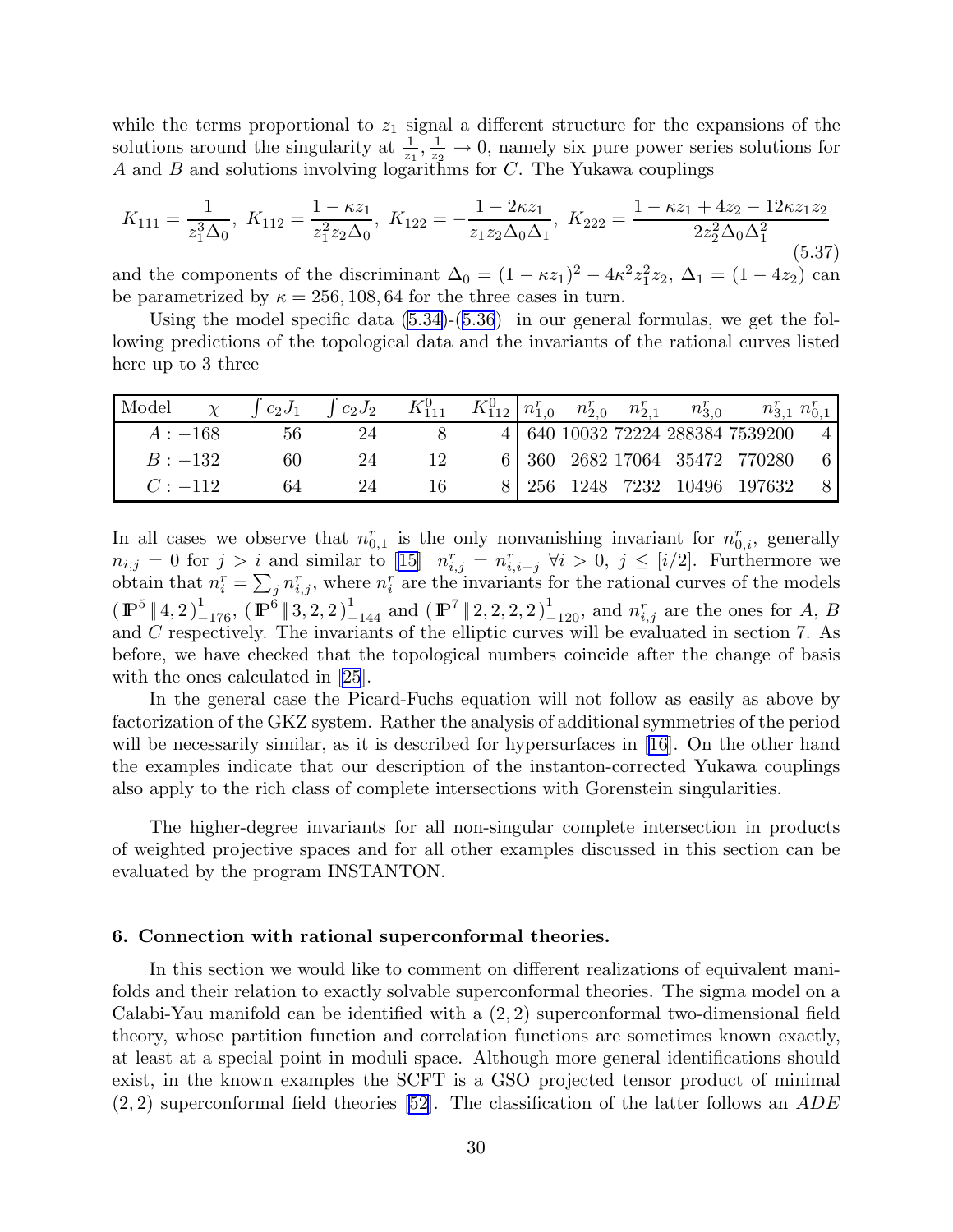while the terms proportional to $z_1$ signal a different structure for the expansions of the solutions around the singularity at $\frac{1}{z_1}, \frac{1}{z_2} \to 0$, namely six pure power series solutions for $A$ and $B$ and solutions involving logarithms for $C$. The Yukawa couplings

$$K_{111} = \frac{1}{z_1^3 \Delta_0},\ K_{112} = \frac{1-\kappa z_1}{z_1^2 z_2 \Delta_0},\ K_{122} = -\frac{1-2\kappa z_1}{z_1 z_2 \Delta_0 \Delta_1},\ K_{222} = \frac{1-\kappa z_1 + 4z_2 - 12\kappa z_1 z_2}{2 z_2^2 \Delta_0 \Delta_1^2} \tag{5.37}$$

and the components of the discriminant $\Delta_0 = (1-\kappa z_1)^2 - 4\kappa^2 z_1^2 z_2$, $\Delta_1 = (1-4z_2)$ can be parametrized by $\kappa = 256, 108, 64$ for the three cases in turn.

Using the model specific data (5.34)-(5.36) in our general formulas, we get the following predictions of the topological data and the invariants of the rational curves listed here up to 3 three

| Model $\chi$ | $\int c_2 J_1$ | $\int c_2 J_2$ | $K^0_{111}$ | $K^0_{112}$ | $n^r_{1,0}$ | $n^r_{2,0}$ | $n^r_{2,1}$ | $n^r_{3,0}$ | $n^r_{3,1}$ | $n^r_{0,1}$ |
|---|---|---|---|---|---|---|---|---|---|---|
| $A: -168$ | 56 | 24 | 8 | 4 | 640 | 10032 | 72224 | 288384 | 7539200 | 4 |
| $B: -132$ | 60 | 24 | 12 | 6 | 360 | 2682 | 17064 | 35472 | 770280 | 6 |
| $C: -112$ | 64 | 24 | 16 | 8 | 256 | 1248 | 7232 | 10496 | 197632 | 8 |

In all cases we observe that $n^r_{0,1}$ is the only nonvanishing invariant for $n^r_{0,i}$, generally $n_{i,j} = 0$ for $j > i$ and similar to [15] $n^r_{i,j} = n^r_{i,i-j}$ $\forall i > 0,\ j \le [i/2]$. Furthermore we obtain that $n^r_i = \sum_j n^r_{i,j}$, where $n^r_i$ are the invariants for the rational curves of the models $(\mathbb{P}^5 \,\|\, 4,2)^1_{-176}$, $(\mathbb{P}^6 \,\|\, 3,2,2)^1_{-144}$ and $(\mathbb{P}^7 \,\|\, 2,2,2,2)^1_{-120}$, and $n^r_{i,j}$ are the ones for $A$, $B$ and $C$ respectively. The invariants of the elliptic curves will be evaluated in section 7. As before, we have checked that the topological numbers coincide after the change of basis with the ones calculated in [25].

In the general case the Picard-Fuchs equation will not follow as easily as above by factorization of the GKZ system. Rather the analysis of additional symmetries of the period will be necessarily similar, as it is described for hypersurfaces in [16]. On the other hand the examples indicate that our description of the instanton-corrected Yukawa couplings also apply to the rich class of complete intersections with Gorenstein singularities.

The higher-degree invariants for all non-singular complete intersection in products of weighted projective spaces and for all other examples discussed in this section can be evaluated by the program INSTANTON.

## 6. Connection with rational superconformal theories.

In this section we would like to comment on different realizations of equivalent manifolds and their relation to exactly solvable superconformal theories. The sigma model on a Calabi-Yau manifold can be identified with a $(2,2)$ superconformal two-dimensional field theory, whose partition function and correlation functions are sometimes known exactly, at least at a special point in moduli space. Although more general identifications should exist, in the known examples the SCFT is a GSO projected tensor product of minimal $(2,2)$ superconformal field theories [52]. The classification of the latter follows an $ADE$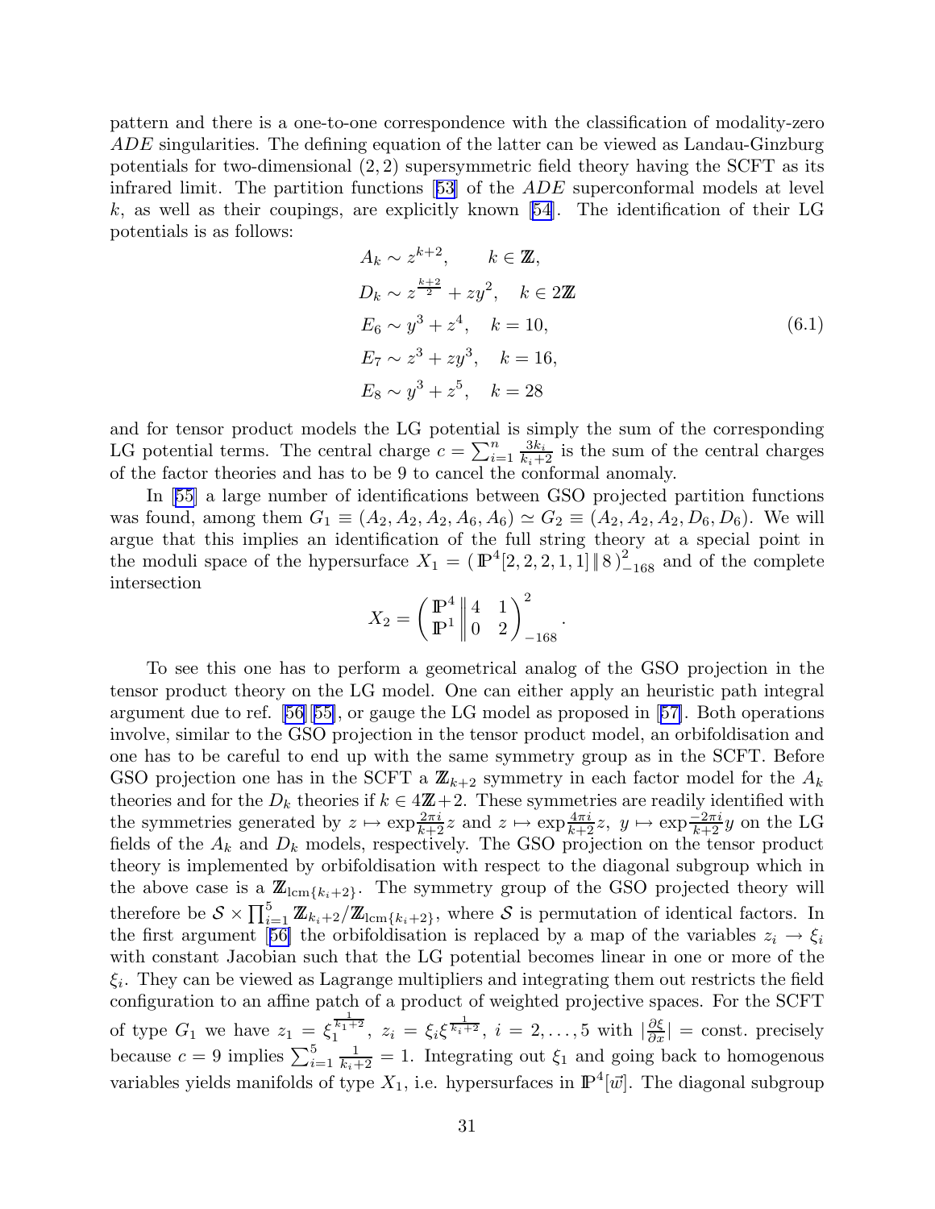pattern and there is a one-to-one correspondence with the classification of modality-zero $ADE$ singularities. The defining equation of the latter can be viewed as Landau-Ginzburg potentials for two-dimensional $(2,2)$ supersymmetric field theory having the SCFT as its infrared limit. The partition functions [53] of the $ADE$ superconformal models at level $k$, as well as their coupings, are explicitly known [54]. The identification of their LG potentials is as follows:

$$
\begin{aligned}
A_k &\sim z^{k+2}, \qquad k \in \mathbb{Z}, \\
D_k &\sim z^{\frac{k+2}{2}} + zy^2, \quad k \in 2\mathbb{Z} \\
E_6 &\sim y^3 + z^4, \quad k = 10, \\
E_7 &\sim z^3 + zy^3, \quad k = 16, \\
E_8 &\sim y^3 + z^5, \quad k = 28
\end{aligned}
\tag{6.1}
$$

and for tensor product models the LG potential is simply the sum of the corresponding LG potential terms. The central charge $c = \sum_{i=1}^{n} \frac{3k_i}{k_i+2}$ is the sum of the central charges of the factor theories and has to be 9 to cancel the conformal anomaly.

In [55] a large number of identifications between GSO projected partition functions was found, among them $G_1 \equiv (A_2, A_2, A_2, A_6, A_6) \simeq G_2 \equiv (A_2, A_2, A_2, D_6, D_6)$. We will argue that this implies an identification of the full string theory at a special point in the moduli space of the hypersurface $X_1 = (\,\mathbb{P}^4[2,2,2,1,1] \,\|\, 8\,)^2_{-168}$ and of the complete intersection

$$
X_2 = \begin{pmatrix} \mathbb{P}^4 \\ \mathbb{P}^1 \end{pmatrix}\!\!\left\| \begin{matrix} 4 & 1 \\ 0 & 2 \end{matrix} \right)^2_{-168}.
$$

To see this one has to perform a geometrical analog of the GSO projection in the tensor product theory on the LG model. One can either apply an heuristic path integral argument due to ref. [56][55], or gauge the LG model as proposed in [57]. Both operations involve, similar to the GSO projection in the tensor product model, an orbifoldisation and one has to be careful to end up with the same symmetry group as in the SCFT. Before GSO projection one has in the SCFT a $\mathbb{Z}_{k+2}$ symmetry in each factor model for the $A_k$ theories and for the $D_k$ theories if $k \in 4\mathbb{Z}+2$. These symmetries are readily identified with the symmetries generated by $z \mapsto \exp\frac{2\pi i}{k+2} z$ and $z \mapsto \exp\frac{4\pi i}{k+2} z$, $y \mapsto \exp\frac{-2\pi i}{k+2} y$ on the LG fields of the $A_k$ and $D_k$ models, respectively. The GSO projection on the tensor product theory is implemented by orbifoldisation with respect to the diagonal subgroup which in the above case is a $\mathbb{Z}_{\mathrm{lcm}\{k_i+2\}}$. The symmetry group of the GSO projected theory will therefore be $\mathcal{S} \times \prod_{i=1}^{5} \mathbb{Z}_{k_i+2}/\mathbb{Z}_{\mathrm{lcm}\{k_i+2\}}$, where $\mathcal{S}$ is permutation of identical factors. In the first argument [56] the orbifoldisation is replaced by a map of the variables $z_i \to \xi_i$ with constant Jacobian such that the LG potential becomes linear in one or more of the $\xi_i$. They can be viewed as Lagrange multipliers and integrating them out restricts the field configuration to an affine patch of a product of weighted projective spaces. For the SCFT of type $G_1$ we have $z_1 = \xi_1^{\frac{1}{k_1+2}}$, $z_i = \xi_i \xi^{\frac{1}{k_i+2}}$, $i = 2, \ldots, 5$ with $|\frac{\partial \xi}{\partial x}| = \text{const.}$ precisely because $c = 9$ implies $\sum_{i=1}^{5} \frac{1}{k_i+2} = 1$. Integrating out $\xi_1$ and going back to homogenous variables yields manifolds of type $X_1$, i.e. hypersurfaces in $\mathbb{P}^4[\vec{w}]$. The diagonal subgroup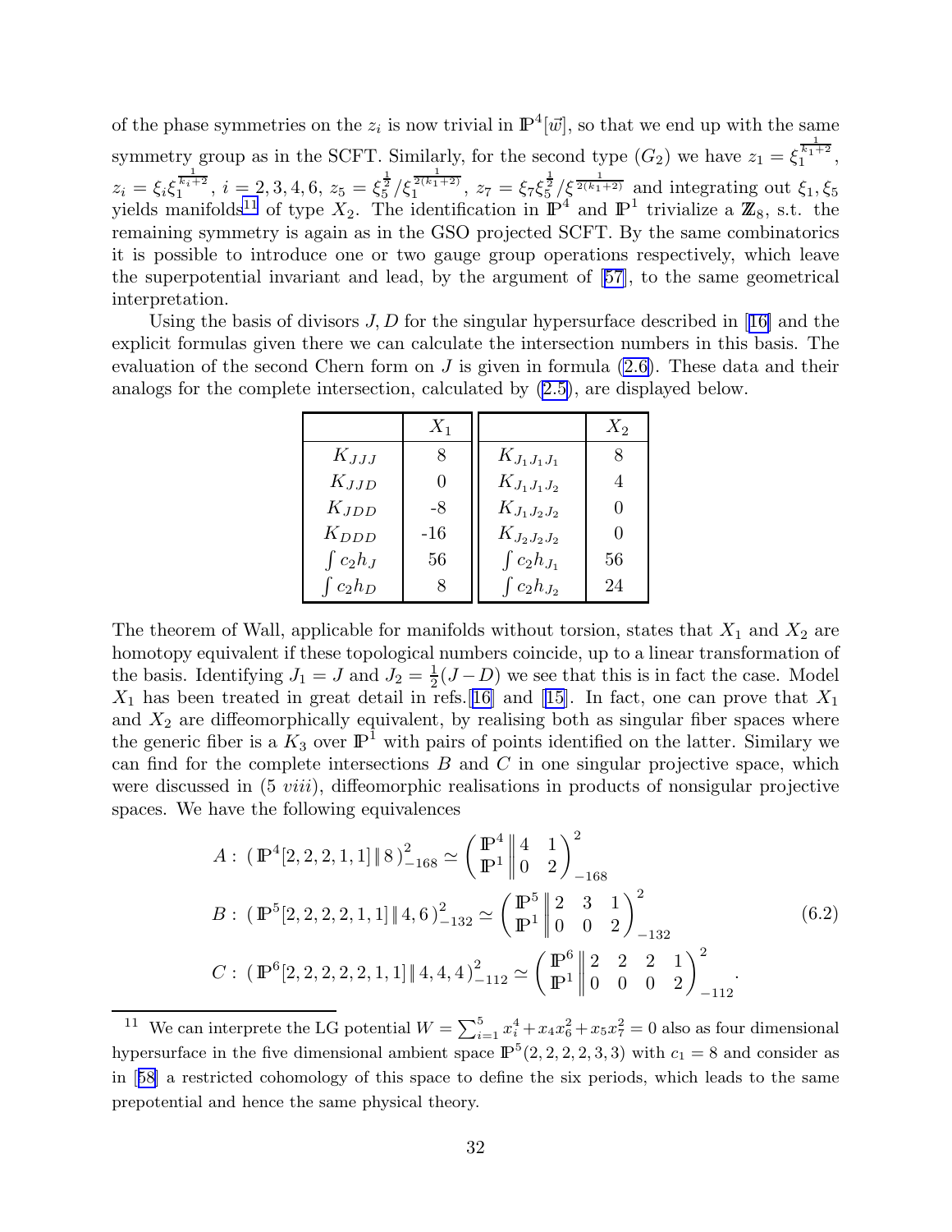of the phase symmetries on the $z_i$ is now trivial in $\mathbb{P}^4[\vec{w}]$, so that we end up with the same symmetry group as in the SCFT. Similarly, for the second type ($G_2$) we have $z_1 = \xi_1^{\frac{1}{k_1+2}}$, $z_i = \xi_i \xi_1^{\frac{1}{k_i+2}}$, $i = 2, 3, 4, 6$, $z_5 = \xi_5^{\frac{1}{2}} / \xi_1^{\frac{1}{2(k_1+2)}}$, $z_7 = \xi_7 \xi_5^{\frac{1}{2}} / \xi^{\frac{1}{2(k_1+2)}}$ and integrating out $\xi_1, \xi_5$ yields manifolds[11] of type $X_2$. The identification in $\mathbb{P}^4$ and $\mathbb{P}^1$ trivialize a $\mathbb{Z}_8$, s.t. the remaining symmetry is again as in the GSO projected SCFT. By the same combinatorics it is possible to introduce one or two gauge group operations respectively, which leave the superpotential invariant and lead, by the argument of [57], to the same geometrical interpretation.

Using the basis of divisors $J, D$ for the singular hypersurface described in [16] and the explicit formulas given there we can calculate the intersection numbers in this basis. The evaluation of the second Chern form on $J$ is given in formula (2.6). These data and their analogs for the complete intersection, calculated by (2.5), are displayed below.

| | $X_1$ | | $X_2$ |
|---|---|---|---|
| $K_{JJJ}$ | 8 | $K_{J_1J_1J_1}$ | 8 |
| $K_{JJD}$ | 0 | $K_{J_1J_1J_2}$ | 4 |
| $K_{JDD}$ | -8 | $K_{J_1J_2J_2}$ | 0 |
| $K_{DDD}$ | -16 | $K_{J_2J_2J_2}$ | 0 |
| $\int c_2 h_J$ | 56 | $\int c_2 h_{J_1}$ | 56 |
| $\int c_2 h_D$ | 8 | $\int c_2 h_{J_2}$ | 24 |

The theorem of Wall, applicable for manifolds without torsion, states that $X_1$ and $X_2$ are homotopy equivalent if these topological numbers coincide, up to a linear transformation of the basis. Identifying $J_1 = J$ and $J_2 = \frac{1}{2}(J - D)$ we see that this is in fact the case. Model $X_1$ has been treated in great detail in refs. [16] and [15]. In fact, one can prove that $X_1$ and $X_2$ are diffeomorphically equivalent, by realising both as singular fiber spaces where the generic fiber is a $K_3$ over $\mathbb{P}^1$ with pairs of points identified on the latter. Similary we can find for the complete intersections $B$ and $C$ in one singular projective space, which were discussed in (5 *viii*), diffeomorphic realisations in products of nonsingular projective spaces. We have the following equivalences

$$
\begin{aligned}
A: &\; (\mathbb{P}^4[2,2,2,1,1] \,\|\, 8)^2_{-168} \simeq \left( \begin{matrix} \mathbb{P}^4 \\ \mathbb{P}^1 \end{matrix} \middle\| \begin{matrix} 4 & 1 \\ 0 & 2 \end{matrix} \right)^2_{-168} \\
B: &\; (\mathbb{P}^5[2,2,2,2,1,1] \,\|\, 4,6)^2_{-132} \simeq \left( \begin{matrix} \mathbb{P}^5 \\ \mathbb{P}^1 \end{matrix} \middle\| \begin{matrix} 2 & 3 & 1 \\ 0 & 0 & 2 \end{matrix} \right)^2_{-132} \\
C: &\; (\mathbb{P}^6[2,2,2,2,2,1,1] \,\|\, 4,4,4)^2_{-112} \simeq \left( \begin{matrix} \mathbb{P}^6 \\ \mathbb{P}^1 \end{matrix} \middle\| \begin{matrix} 2 & 2 & 2 & 1 \\ 0 & 0 & 0 & 2 \end{matrix} \right)^2_{-112} .
\end{aligned}
\tag{6.2}
$$

[11] We can interprete the LG potential $W = \sum_{i=1}^5 x_i^4 + x_4 x_6^2 + x_5 x_7^2 = 0$ also as four dimensional hypersurface in the five dimensional ambient space $\mathbb{P}^5(2,2,2,2,3,3)$ with $c_1 = 8$ and consider as in [58] a restricted cohomology of this space to define the six periods, which leads to the same prepotential and hence the same physical theory.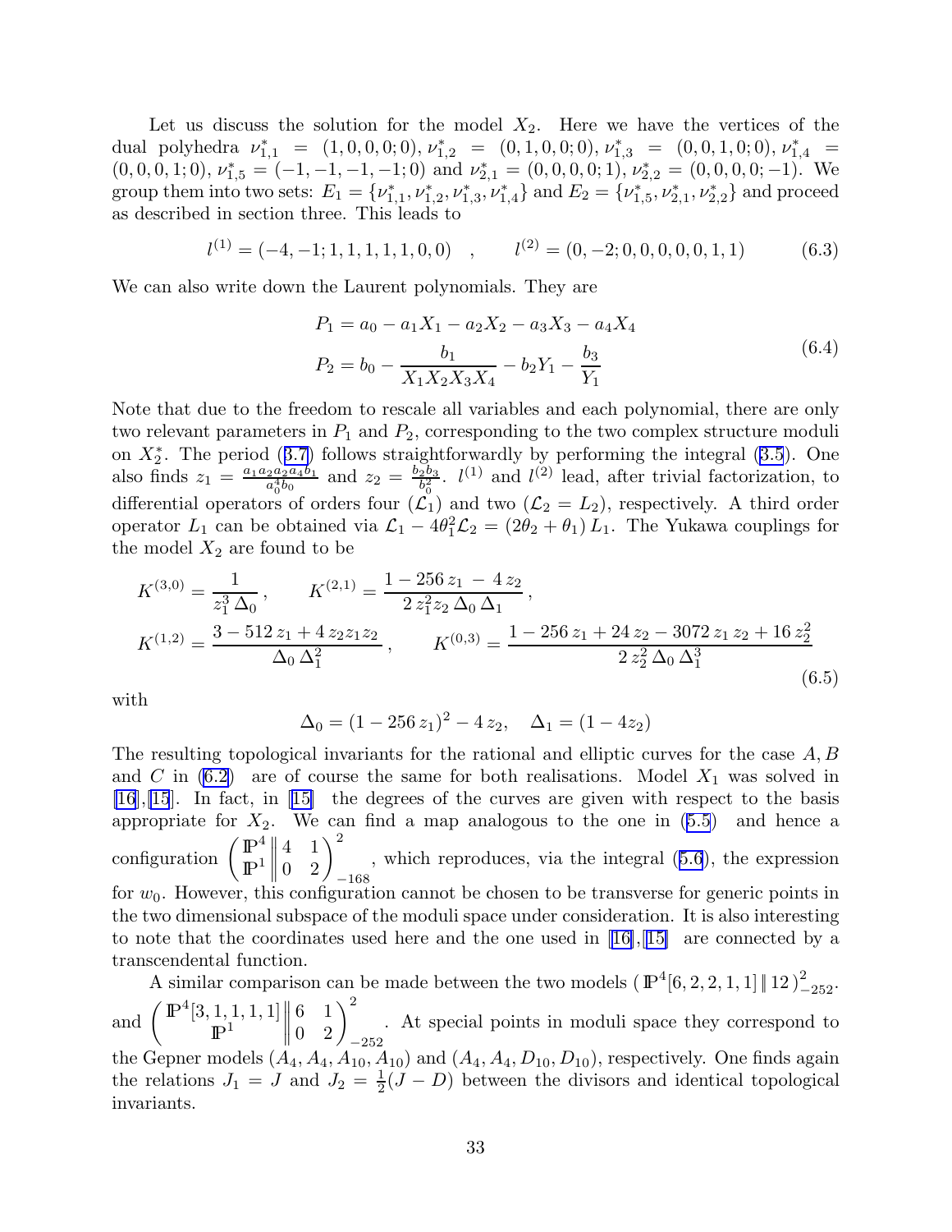Let us discuss the solution for the model $X_2$. Here we have the vertices of the dual polyhedra $\nu^*_{1,1} = (1,0,0,0;0)$, $\nu^*_{1,2} = (0,1,0,0;0)$, $\nu^*_{1,3} = (0,0,1,0;0)$, $\nu^*_{1,4} = (0,0,0,1;0)$, $\nu^*_{1,5} = (-1,-1,-1,-1;0)$ and $\nu^*_{2,1} = (0,0,0,0;1)$, $\nu^*_{2,2} = (0,0,0,0;-1)$. We group them into two sets: $E_1 = \{\nu^*_{1,1}, \nu^*_{1,2}, \nu^*_{1,3}, \nu^*_{1,4}\}$ and $E_2 = \{\nu^*_{1,5}, \nu^*_{2,1}, \nu^*_{2,2}\}$ and proceed as described in section three. This leads to

$$
l^{(1)} = (-4,-1;1,1,1,1,1,0,0) \quad , \qquad l^{(2)} = (0,-2;0,0,0,0,0,1,1) \tag{6.3}
$$

We can also write down the Laurent polynomials. They are

$$
\begin{aligned}
P_1 &= a_0 - a_1 X_1 - a_2 X_2 - a_3 X_3 - a_4 X_4 \\
P_2 &= b_0 - \frac{b_1}{X_1 X_2 X_3 X_4} - b_2 Y_1 - \frac{b_3}{Y_1}
\end{aligned}
\tag{6.4}
$$

Note that due to the freedom to rescale all variables and each polynomial, there are only two relevant parameters in $P_1$ and $P_2$, corresponding to the two complex structure moduli on $X_2^*$. The period (3.7) follows straightforwardly by performing the integral (3.5). One also finds $z_1 = \frac{a_1 a_2 a_2 a_4 b_1}{a_0^4 b_0}$ and $z_2 = \frac{b_2 b_3}{b_0^2}$. $l^{(1)}$ and $l^{(2)}$ lead, after trivial factorization, to differential operators of orders four ($\mathcal{L}_1$) and two ($\mathcal{L}_2 = L_2$), respectively. A third order operator $L_1$ can be obtained via $\mathcal{L}_1 - 4\theta_1^2 \mathcal{L}_2 = (2\theta_2 + \theta_1) L_1$. The Yukawa couplings for the model $X_2$ are found to be

$$
\begin{aligned}
K^{(3,0)} &= \frac{1}{z_1^3\,\Delta_0}\,, \qquad K^{(2,1)} = \frac{1 - 256\,z_1 \,-\, 4\,z_2}{2\,z_1^2 z_2\,\Delta_0\,\Delta_1}\,, \\
K^{(1,2)} &= \frac{3 - 512\,z_1 + 4\,z_2 z_1 z_2}{\Delta_0\,\Delta_1^2}\,, \qquad K^{(0,3)} = \frac{1 - 256\,z_1 + 24\,z_2 - 3072\,z_1\,z_2 + 16\,z_2^2}{2\,z_2^2\,\Delta_0\,\Delta_1^3}
\end{aligned}
\tag{6.5}
$$

with

$$
\Delta_0 = (1 - 256\,z_1)^2 - 4\,z_2, \quad \Delta_1 = (1 - 4 z_2)
$$

The resulting topological invariants for the rational and elliptic curves for the case $A, B$ and $C$ in (6.2) are of course the same for both realisations. Model $X_1$ was solved in [16],[15]. In fact, in [15] the degrees of the curves are given with respect to the basis appropriate for $X_2$. We can find a map analogous to the one in (5.5) and hence a configuration $\left(\begin{matrix}\mathbb{P}^4\\ \mathbb{P}^1\end{matrix}\left\|\begin{matrix}4 & 1\\ 0 & 2\end{matrix}\right.\right)^2_{-168}$, which reproduces, via the integral (5.6), the expression for $w_0$. However, this configuration cannot be chosen to be transverse for generic points in the two dimensional subspace of the moduli space under consideration. It is also interesting to note that the coordinates used here and the one used in [16],[15] are connected by a transcendental function.

A similar comparison can be made between the two models $(\,\mathbb{P}^4[6,2,2,1,1]\,\|\,12\,)^2_{-252}$. and $\left(\begin{matrix}\mathbb{P}^4[3,1,1,1,1]\\ \mathbb{P}^1\end{matrix}\left\|\begin{matrix}6 & 1\\ 0 & 2\end{matrix}\right.\right)^2_{-252}$. At special points in moduli space they correspond to the Gepner models $(A_4, A_4, A_{10}, A_{10})$ and $(A_4, A_4, D_{10}, D_{10})$, respectively. One finds again the relations $J_1 = J$ and $J_2 = \frac{1}{2}(J - D)$ between the divisors and identical topological invariants.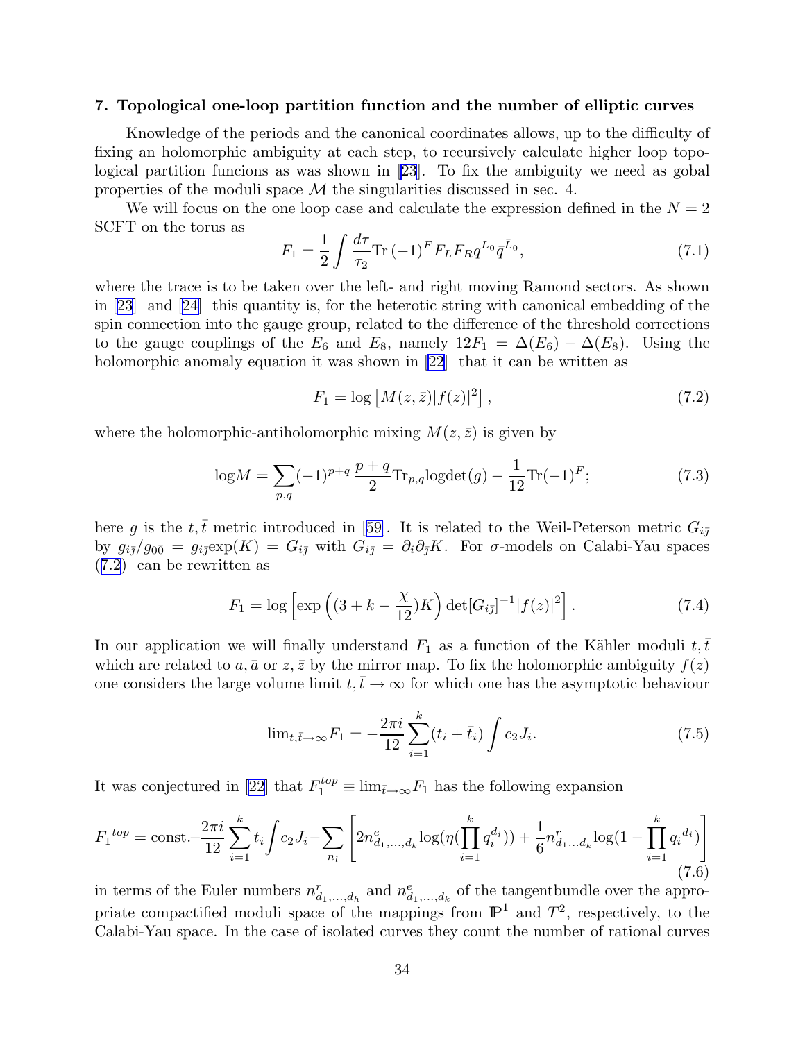## 7. Topological one-loop partition function and the number of elliptic curves

Knowledge of the periods and the canonical coordinates allows, up to the difficulty of fixing an holomorphic ambiguity at each step, to recursively calculate higher loop topological partition funcions as was shown in [23]. To fix the ambiguity we need as gobal properties of the moduli space $\mathcal{M}$ the singularities discussed in sec. 4.

We will focus on the one loop case and calculate the expression defined in the $N=2$ SCFT on the torus as

$$F_1 = \frac{1}{2}\int \frac{d\tau}{\tau_2} \mathrm{Tr}\,(-1)^F F_L F_R q^{L_0} \bar{q}^{\bar{L}_0}, \tag{7.1}$$

where the trace is to be taken over the left- and right moving Ramond sectors. As shown in [23] and [24] this quantity is, for the heterotic string with canonical embedding of the spin connection into the gauge group, related to the difference of the threshold corrections to the gauge couplings of the $E_6$ and $E_8$, namely $12F_1 = \Delta(E_6) - \Delta(E_8)$. Using the holomorphic anomaly equation it was shown in [22] that it can be written as

$$F_1 = \log\left[M(z,\bar{z})|f(z)|^2\right], \tag{7.2}$$

where the holomorphic-antiholomorphic mixing $M(z,\bar{z})$ is given by

$$\log M = \sum_{p,q} (-1)^{p+q}\, \frac{p+q}{2} \mathrm{Tr}_{p,q} \log\det(g) - \frac{1}{12}\mathrm{Tr}(-1)^F; \tag{7.3}$$

here $g$ is the $t,\bar{t}$ metric introduced in [59]. It is related to the Weil-Peterson metric $G_{i\bar{j}}$ by $g_{i\bar{j}}/g_{0\bar{0}} = g_{i\bar{j}}\exp(K) = G_{i\bar{j}}$ with $G_{i\bar{j}} = \partial_i\partial_{\bar{j}}K$. For $\sigma$-models on Calabi-Yau spaces (7.2) can be rewritten as

$$F_1 = \log\left[\exp\left((3+k-\frac{\chi}{12})K\right)\det[G_{i\bar{j}}]^{-1}|f(z)|^2\right]. \tag{7.4}$$

In our application we will finally understand $F_1$ as a function of the Kähler moduli $t,\bar{t}$ which are related to $a,\bar{a}$ or $z,\bar{z}$ by the mirror map. To fix the holomorphic ambiguity $f(z)$ one considers the large volume limit $t,\bar{t}\to\infty$ for which one has the asymptotic behaviour

$$\lim_{t,\bar{t}\to\infty} F_1 = -\frac{2\pi i}{12}\sum_{i=1}^{k}(t_i+\bar{t}_i)\int c_2 J_i. \tag{7.5}$$

It was conjectured in [22] that $F_1^{top} \equiv \lim_{\bar{t}\to\infty} F_1$ has the following expansion

$$F_1{}^{top} = \text{const.} - \frac{2\pi i}{12}\sum_{i=1}^{k} t_i \int c_2 J_i - \sum_{n_l}\left[2n^e_{d_1,\ldots,d_k}\log(\eta(\prod_{i=1}^{k} q_i^{d_i})) + \frac{1}{6}n^r_{d_1\ldots d_k}\log(1-\prod_{i=1}^{k} q_i{}^{d_i})\right] \tag{7.6}$$

in terms of the Euler numbers $n^r_{d_1,\ldots,d_h}$ and $n^e_{d_1,\ldots,d_k}$ of the tangentbundle over the appropriate compactified moduli space of the mappings from $\mathbb{P}^1$ and $T^2$, respectively, to the Calabi-Yau space. In the case of isolated curves they count the number of rational curves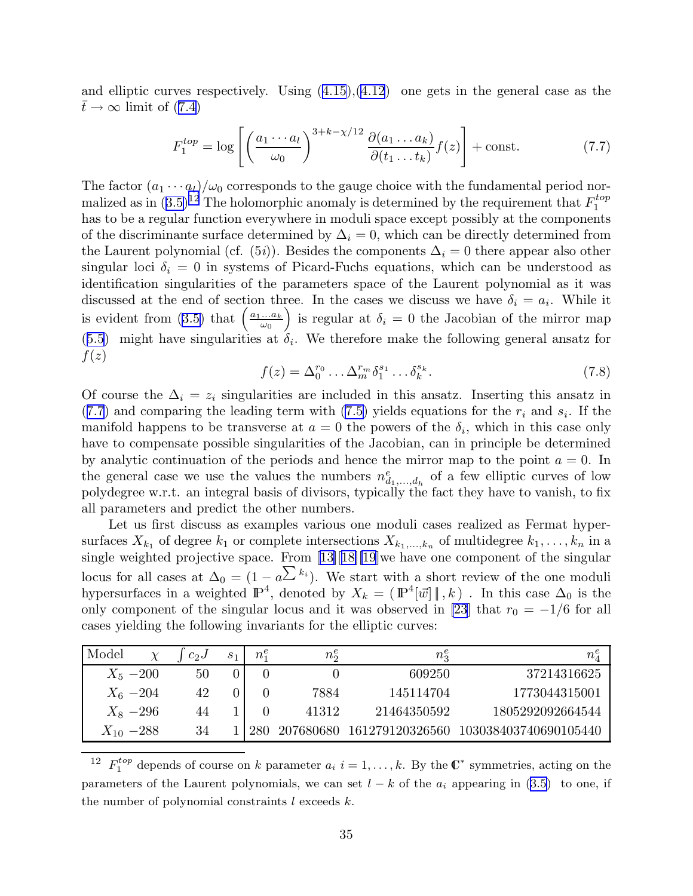and elliptic curves respectively. Using (4.15),(4.12) one gets in the general case as the $\bar{t} \to \infty$ limit of (7.4)

$$F_1^{top} = \log\left[\left(\frac{a_1 \cdots a_l}{\omega_0}\right)^{3+k-\chi/12} \frac{\partial(a_1 \ldots a_k)}{\partial(t_1 \ldots t_k)} f(z)\right] + \text{const.} \tag{7.7}$$

The factor $(a_1 \cdots a_l)/\omega_0$ corresponds to the gauge choice with the fundamental period normalized as in (3.5).[12] The holomorphic anomaly is determined by the requirement that $F_1^{top}$ has to be a regular function everywhere in moduli space except possibly at the components of the discriminante surface determined by $\Delta_i = 0$, which can be directly determined from the Laurent polynomial (cf. (5*i*)). Besides the components $\Delta_i = 0$ there appear also other singular loci $\delta_i = 0$ in systems of Picard-Fuchs equations, which can be understood as identification singularities of the parameters space of the Laurent polynomial as it was discussed at the end of section three. In the cases we discuss we have $\delta_i = a_i$. While it is evident from (3.5) that $\left(\frac{a_1 \ldots a_k}{\omega_0}\right)$ is regular at $\delta_i = 0$ the Jacobian of the mirror map (5.5) might have singularities at $\delta_i$. We therefore make the following general ansatz for $f(z)$

$$f(z) = \Delta_0^{r_0} \ldots \Delta_m^{r_m} \delta_1^{s_1} \ldots \delta_k^{s_k}. \tag{7.8}$$

Of course the $\Delta_i = z_i$ singularities are included in this ansatz. Inserting this ansatz in (7.7) and comparing the leading term with (7.5) yields equations for the $r_i$ and $s_i$. If the manifold happens to be transverse at $a = 0$ the powers of the $\delta_i$, which in this case only have to compensate possible singularities of the Jacobian, can in principle be determined by analytic continuation of the periods and hence the mirror map to the point $a = 0$. In the general case we use the values the numbers $n^e_{d_1,\ldots,d_h}$ of a few elliptic curves of low polydegree w.r.t. an integral basis of divisors, typically the fact they have to vanish, to fix all parameters and predict the other numbers.

Let us first discuss as examples various one moduli cases realized as Fermat hypersurfaces $X_{k_1}$ of degree $k_1$ or complete intersections $X_{k_1,\ldots,k_n}$ of multidegree $k_1, \ldots, k_n$ in a single weighted projective space. From [13][18][19]we have one component of the singular locus for all cases at $\Delta_0 = (1 - a^{\sum k_i})$. We start with a short review of the one moduli hypersurfaces in a weighted $\mathbb{P}^4$, denoted by $X_k = (\,\mathbb{P}^4[\vec{w}]\,\|\,, k\,)$ . In this case $\Delta_0$ is the only component of the singular locus and it was observed in [23] that $r_0 = -1/6$ for all cases yielding the following invariants for the elliptic curves:

| Model | $\chi$ | $\int c_2 J$ | $s_1$ | $n^e_1$ | $n^e_2$ | $n^e_3$ | $n^e_4$ |
|---|---|---|---|---|---|---|---|
| $X_5$ | $-200$ | 50 | 0 | 0 | 0 | 609250 | 37214316625 |
| $X_6$ | $-204$ | 42 | 0 | 0 | 7884 | 145114704 | 1773044315001 |
| $X_8$ | $-296$ | 44 | 1 | 0 | 41312 | 21464350592 | 1805292092664544 |
| $X_{10}$ | $-288$ | 34 | 1 | 280 | 207680680 | 161279120326560 | 103038403740690105440 |

[12] $F_1^{top}$ depends of course on $k$ parameter $a_i$ $i = 1, \ldots, k$. By the $\mathbb{C}^*$ symmetries, acting on the parameters of the Laurent polynomials, we can set $l - k$ of the $a_i$ appearing in (3.5) to one, if the number of polynomial constraints $l$ exceeds $k$.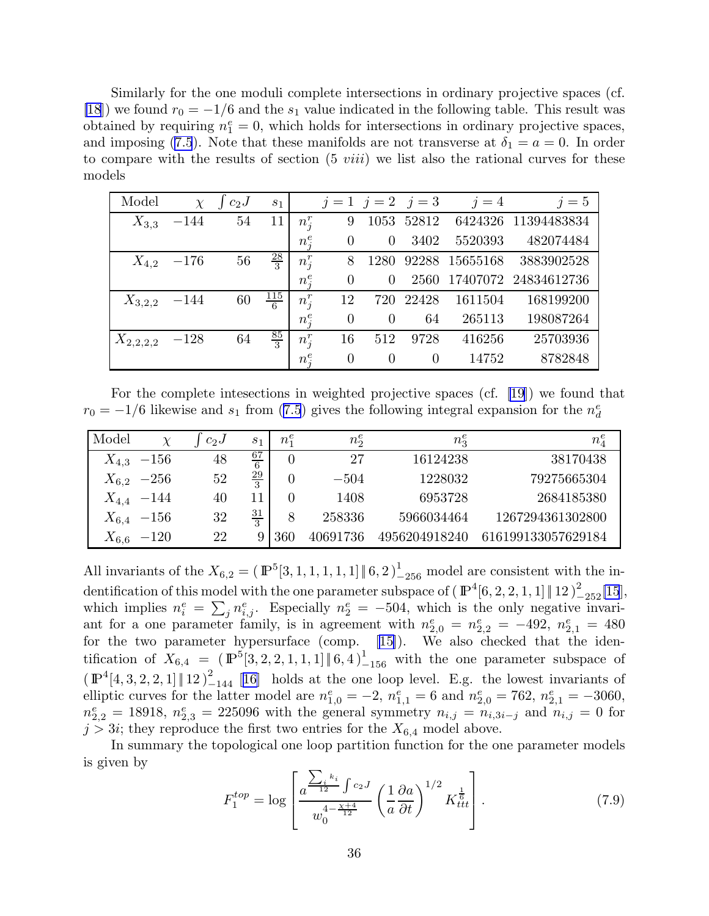Similarly for the one moduli complete intersections in ordinary projective spaces (cf. [18]) we found $r_0 = -1/6$ and the $s_1$ value indicated in the following table. This result was obtained by requiring $n_1^e = 0$, which holds for intersections in ordinary projective spaces, and imposing (7.5). Note that these manifolds are not transverse at $\delta_1 = a = 0$. In order to compare with the results of section (5 *viii*) we list also the rational curves for these models

| Model | $\chi$ | $\int c_2 J$ | $s_1$ | | $j=1$ | $j=2$ | $j=3$ | $j=4$ | $j=5$ |
|---|---|---|---|---|---|---|---|---|---|
| $X_{3,3}$ | $-144$ | 54 | 11 | $n_j^r$ | 9 | 1053 | 52812 | 6424326 | 11394483834 |
| | | | | $n_j^e$ | 0 | 0 | 3402 | 5520393 | 482074484 |
| $X_{4,2}$ | $-176$ | 56 | $\frac{28}{3}$ | $n_j^r$ | 8 | 1280 | 92288 | 15655168 | 3883902528 |
| | | | | $n_j^e$ | 0 | 0 | 2560 | 17407072 | 24834612736 |
| $X_{3,2,2}$ | $-144$ | 60 | $\frac{115}{6}$ | $n_j^r$ | 12 | 720 | 22428 | 1611504 | 168199200 |
| | | | | $n_j^e$ | 0 | 0 | 64 | 265113 | 198087264 |
| $X_{2,2,2,2}$ | $-128$ | 64 | $\frac{85}{3}$ | $n_j^r$ | 16 | 512 | 9728 | 416256 | 25703936 |
| | | | | $n_j^e$ | 0 | 0 | 0 | 14752 | 8782848 |

For the complete intesections in weighted projective spaces (cf. [19]) we found that $r_0 = -1/6$ likewise and $s_1$ from (7.5) gives the following integral expansion for the $n_d^e$

| Model | $\chi$ | $\int c_2 J$ | $s_1$ | $n_1^e$ | $n_2^e$ | $n_3^e$ | $n_4^e$ |
|---|---|---|---|---|---|---|---|
| $X_{4,3}$ | $-156$ | 48 | $\frac{67}{6}$ | 0 | 27 | 16124238 | 38170438 |
| $X_{6,2}$ | $-256$ | 52 | $\frac{29}{3}$ | 0 | $-504$ | 1228032 | 79275665304 |
| $X_{4,4}$ | $-144$ | 40 | 11 | 0 | 1408 | 6953728 | 2684185380 |
| $X_{6,4}$ | $-156$ | 32 | $\frac{31}{3}$ | 8 | 258336 | 5966034464 | 1267294361302800 |
| $X_{6,6}$ | $-120$ | 22 | 9 | 360 | 40691736 | 4956204918240 | 616199133057629184 |

All invariants of the $X_{6,2} = (\,\mathbb{P}^5[3,1,1,1,1,1] \,\|\, 6,2\,)^1_{-256}$ model are consistent with the indentification of this model with the one parameter subspace of $(\,\mathbb{P}^4[6,2,2,1,1] \,\|\, 12\,)^2_{-252}$[15], which implies $n_i^e = \sum_j n_{i,j}^e$. Especially $n_2^e = -504$, which is the only negative invariant for a one parameter family, is in agreement with $n_{2,0}^e = n_{2,2}^e = -492$, $n_{2,1}^e = 480$ for the two parameter hypersurface (comp. [15]). We also checked that the identification of $X_{6,4} = (\,\mathbb{P}^5[3,2,2,1,1,1] \,\|\, 6,4\,)^1_{-156}$ with the one parameter subspace of $(\,\mathbb{P}^4[4,3,2,2,1] \,\|\, 12\,)^2_{-144}$ [16] holds at the one loop level. E.g. the lowest invariants of elliptic curves for the latter model are $n_{1,0}^e = -2$, $n_{1,1}^e = 6$ and $n_{2,0}^e = 762$, $n_{2,1}^e = -3060$, $n_{2,2}^e = 18918$, $n_{2,3}^e = 225096$ with the general symmetry $n_{i,j} = n_{i,3i-j}$ and $n_{i,j} = 0$ for $j > 3i$; they reproduce the first two entries for the $X_{6,4}$ model above.

In summary the topological one loop partition function for the one parameter models is given by

$$F_1^{top} = \log \left[ \frac{a^{\frac{\sum_i k_i}{12} \int c_2 J}}{w_0^{4 - \frac{\chi + 4}{12}}} \left( \frac{1}{a} \frac{\partial a}{\partial t} \right)^{1/2} K_{ttt}^{\frac{1}{6}} \right]. \tag{7.9}$$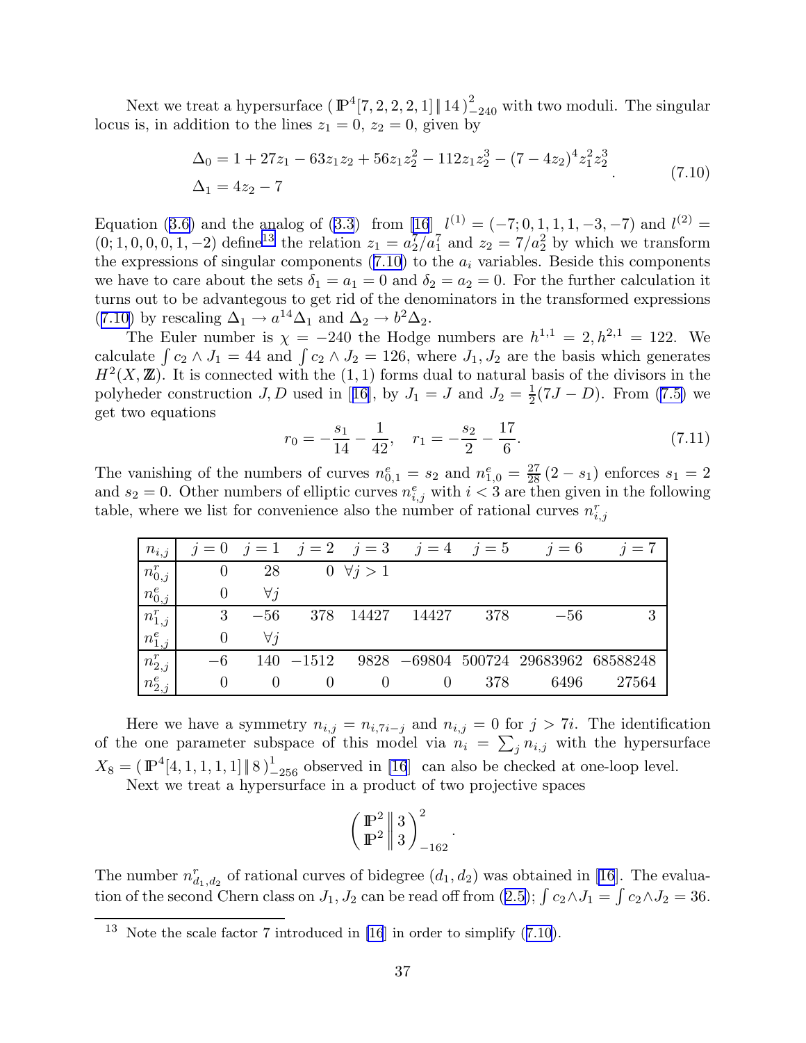Next we treat a hypersurface $(\mathbb{P}^4[7,2,2,2,1] \| 14)^2_{-240}$ with two moduli. The singular locus is, in addition to the lines $z_1 = 0$, $z_2 = 0$, given by

$$
\begin{aligned}
\Delta_0 &= 1 + 27z_1 - 63z_1z_2 + 56z_1z_2^2 - 112z_1z_2^3 - (7-4z_2)^4 z_1^2 z_2^3 \\
\Delta_1 &= 4z_2 - 7
\end{aligned}
\quad . \tag{7.10}
$$

Equation (3.6) and the analog of (3.3) from [16] $l^{(1)} = (-7; 0, 1, 1, 1, -3, -7)$ and $l^{(2)} = (0; 1, 0, 0, 0, 1, -2)$ define[13] the relation $z_1 = a_2^7/a_1^7$ and $z_2 = 7/a_2^2$ by which we transform the expressions of singular components (7.10) to the $a_i$ variables. Beside this components we have to care about the sets $\delta_1 = a_1 = 0$ and $\delta_2 = a_2 = 0$. For the further calculation it turns out to be advantegous to get rid of the denominators in the transformed expressions (7.10) by rescaling $\Delta_1 \to a^{14}\Delta_1$ and $\Delta_2 \to b^2\Delta_2$.

The Euler number is $\chi = -240$ the Hodge numbers are $h^{1,1} = 2, h^{2,1} = 122$. We calculate $\int c_2 \wedge J_1 = 44$ and $\int c_2 \wedge J_2 = 126$, where $J_1, J_2$ are the basis which generates $H^2(X, \mathbb{Z})$. It is connected with the $(1,1)$ forms dual to natural basis of the divisors in the polyheder construction $J, D$ used in [16], by $J_1 = J$ and $J_2 = \frac{1}{2}(7J - D)$. From (7.5) we get two equations

$$
r_0 = -\frac{s_1}{14} - \frac{1}{42}, \quad r_1 = -\frac{s_2}{2} - \frac{17}{6}. \tag{7.11}
$$

The vanishing of the numbers of curves $n^e_{0,1} = s_2$ and $n^e_{1,0} = \frac{27}{28}(2 - s_1)$ enforces $s_1 = 2$ and $s_2 = 0$. Other numbers of elliptic curves $n^e_{i,j}$ with $i < 3$ are then given in the following table, where we list for convenience also the number of rational curves $n^r_{i,j}$

| $n_{i,j}$ | $j=0$ | $j=1$ | $j=2$ | $j=3$ | $j=4$ | $j=5$ | $j=6$ | $j=7$ |
|---|---|---|---|---|---|---|---|---|
| $n^r_{0,j}$ | 0 | 28 | 0 | $\forall j > 1$ | | | | |
| $n^e_{0,j}$ | 0 | $\forall j$ | | | | | | |
| $n^r_{1,j}$ | 3 | $-56$ | 378 | 14427 | 14427 | 378 | $-56$ | 3 |
| $n^e_{1,j}$ | 0 | $\forall j$ | | | | | | |
| $n^r_{2,j}$ | $-6$ | 140 | $-1512$ | 9828 | $-69804$ | 500724 | 29683962 | 68588248 |
| $n^e_{2,j}$ | 0 | 0 | 0 | 0 | 0 | 378 | 6496 | 27564 |

Here we have a symmetry $n_{i,j} = n_{i,7i-j}$ and $n_{i,j} = 0$ for $j > 7i$. The identification of the one parameter subspace of this model via $n_i = \sum_j n_{i,j}$ with the hypersurface $X_8 = (\mathbb{P}^4[4,1,1,1,1] \| 8)^1_{-256}$ observed in [16] can also be checked at one-loop level.

Next we treat a hypersurface in a product of two projective spaces

$$
\left( \begin{matrix} \mathbb{P}^2 \\ \mathbb{P}^2 \end{matrix} \middle\| \begin{matrix} 3 \\ 3 \end{matrix} \right)^2_{-162}.
$$

The number $n^r_{d_1,d_2}$ of rational curves of bidegree $(d_1, d_2)$ was obtained in [16]. The evaluation of the second Chern class on $J_1, J_2$ can be read off from (2.5); $\int c_2 \wedge J_1 = \int c_2 \wedge J_2 = 36$.

[13] Note the scale factor 7 introduced in [16] in order to simplify (7.10).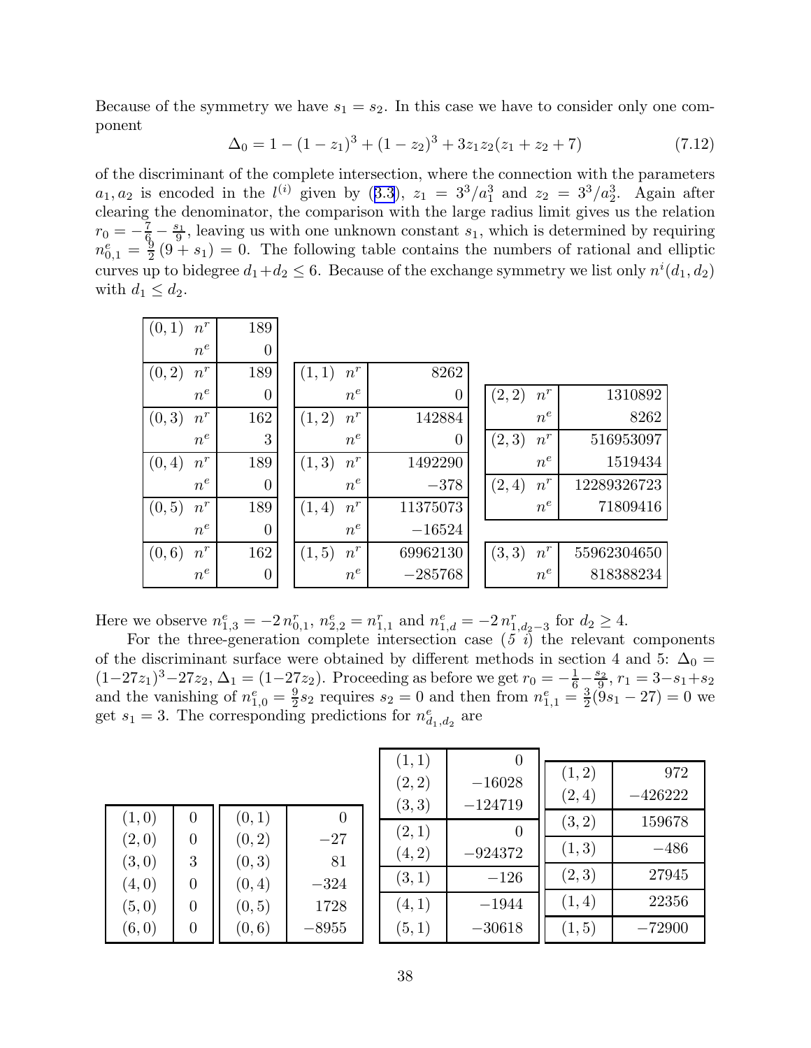Because of the symmetry we have $s_1 = s_2$. In this case we have to consider only one component

$$\Delta_0 = 1 - (1-z_1)^3 + (1-z_2)^3 + 3z_1 z_2(z_1 + z_2 + 7) \tag{7.12}$$

of the discriminant of the complete intersection, where the connection with the parameters $a_1, a_2$ is encoded in the $l^{(i)}$ given by (3.3), $z_1 = 3^3/a_1^3$ and $z_2 = 3^3/a_2^3$. Again after clearing the denominator, the comparison with the large radius limit gives us the relation $r_0 = -\frac{7}{6} - \frac{s_1}{9}$, leaving us with one unknown constant $s_1$, which is determined by requiring $n^e_{0,1} = \frac{9}{2}(9 + s_1) = 0$. The following table contains the numbers of rational and elliptic curves up to bidegree $d_1 + d_2 \leq 6$. Because of the exchange symmetry we list only $n^i(d_1, d_2)$ with $d_1 \leq d_2$.

| $(d_1,d_2)$ | | |
|---|---|---|
| $(0,1)$ | $n^r$ | 189 |
| | $n^e$ | 0 |
| $(0,2)$ | $n^r$ | 189 |
| | $n^e$ | 0 |
| $(0,3)$ | $n^r$ | 162 |
| | $n^e$ | 3 |
| $(0,4)$ | $n^r$ | 189 |
| | $n^e$ | 0 |
| $(0,5)$ | $n^r$ | 189 |
| | $n^e$ | 0 |
| $(0,6)$ | $n^r$ | 162 |
| | $n^e$ | 0 |

| $(d_1,d_2)$ | | |
|---|---|---|
| $(1,1)$ | $n^r$ | 8262 |
| | $n^e$ | 0 |
| $(1,2)$ | $n^r$ | 142884 |
| | $n^e$ | 0 |
| $(1,3)$ | $n^r$ | 1492290 |
| | $n^e$ | $-378$ |
| $(1,4)$ | $n^r$ | 11375073 |
| | $n^e$ | $-16524$ |
| $(1,5)$ | $n^r$ | 69962130 |
| | $n^e$ | $-285768$ |

| $(d_1,d_2)$ | | |
|---|---|---|
| $(2,2)$ | $n^r$ | 1310892 |
| | $n^e$ | 8262 |
| $(2,3)$ | $n^r$ | 516953097 |
| | $n^e$ | 1519434 |
| $(2,4)$ | $n^r$ | 12289326723 |
| | $n^e$ | 71809416 |
| $(3,3)$ | $n^r$ | 55962304650 |
| | $n^e$ | 818388234 |

Here we observe $n^e_{1,3} = -2\, n^r_{0,1}$, $n^e_{2,2} = n^r_{1,1}$ and $n^e_{1,d} = -2\, n^r_{1,d_2-3}$ for $d_2 \geq 4$.

For the three-generation complete intersection case (*5 i*) the relevant components of the discriminant surface were obtained by different methods in section 4 and 5: $\Delta_0 = (1-27z_1)^3 - 27z_2$, $\Delta_1 = (1-27z_2)$. Proceeding as before we get $r_0 = -\frac{1}{6} - \frac{s_2}{9}$, $r_1 = 3 - s_1 + s_2$ and the vanishing of $n^e_{1,0} = \frac{9}{2}s_2$ requires $s_2 = 0$ and then from $n^e_{1,1} = \frac{3}{2}(9s_1 - 27) = 0$ we get $s_1 = 3$. The corresponding predictions for $n^e_{d_1,d_2}$ are

| $(d_1,d_2)$ | $n^e$ |
|---|---|
| $(1,0)$ | 0 |
| $(2,0)$ | 0 |
| $(3,0)$ | 3 |
| $(4,0)$ | 0 |
| $(5,0)$ | 0 |
| $(6,0)$ | 0 |

| $(d_1,d_2)$ | $n^e$ |
|---|---|
| $(0,1)$ | 0 |
| $(0,2)$ | $-27$ |
| $(0,3)$ | 81 |
| $(0,4)$ | $-324$ |
| $(0,5)$ | 1728 |
| $(0,6)$ | $-8955$ |

| $(d_1,d_2)$ | $n^e$ |
|---|---|
| $(1,1)$ | 0 |
| $(2,2)$ | $-16028$ |
| $(3,3)$ | $-124719$ |
| $(2,1)$ | 0 |
| $(4,2)$ | $-924372$ |
| $(3,1)$ | $-126$ |
| $(4,1)$ | $-1944$ |
| $(5,1)$ | $-30618$ |

| $(d_1,d_2)$ | $n^e$ |
|---|---|
| $(1,2)$ | 972 |
| $(2,4)$ | $-426222$ |
| $(3,2)$ | 159678 |
| $(1,3)$ | $-486$ |
| $(2,3)$ | 27945 |
| $(1,4)$ | 22356 |
| $(1,5)$ | $-72900$ |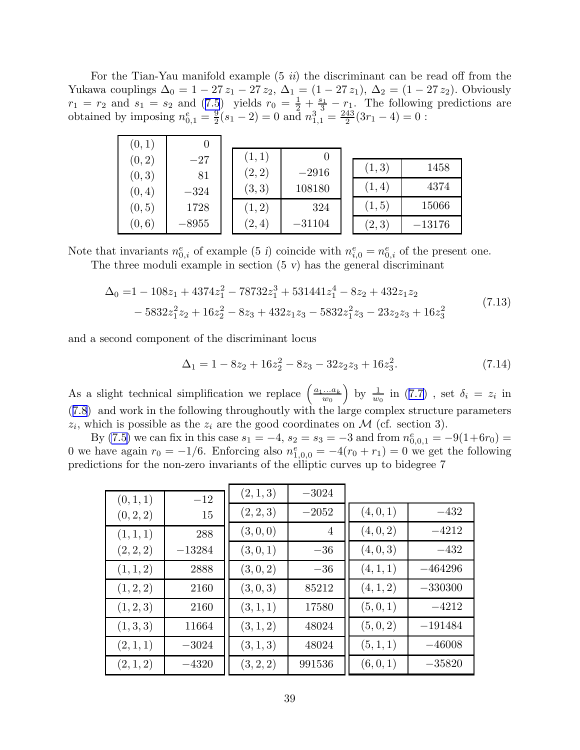For the Tian-Yau manifold example (5 *ii*) the discriminant can be read off from the Yukawa couplings $\Delta_0 = 1 - 27\,z_1 - 27\,z_2$, $\Delta_1 = (1 - 27\,z_1)$, $\Delta_2 = (1 - 27\,z_2)$. Obviously $r_1 = r_2$ and $s_1 = s_2$ and (7.5) yields $r_0 = \frac{1}{2} + \frac{s_1}{3} - r_1$. The following predictions are obtained by imposing $n^e_{0,1} = \frac{9}{2}(s_1 - 2) = 0$ and $n^3_{1,1} = \frac{243}{2}(3r_1 - 4) = 0$ :

| | |
|---|---|
| $(0,1)$ | $0$ |
| $(0,2)$ | $-27$ |
| $(0,3)$ | $81$ |
| $(0,4)$ | $-324$ |
| $(0,5)$ | $1728$ |
| $(0,6)$ | $-8955$ |

| | |
|---|---|
| $(1,1)$ | $0$ |
| $(2,2)$ | $-2916$ |
| $(3,3)$ | $108180$ |
| $(1,2)$ | $324$ |
| $(2,4)$ | $-31104$ |

| | |
|---|---|
| $(1,3)$ | $1458$ |
| $(1,4)$ | $4374$ |
| $(1,5)$ | $15066$ |
| $(2,3)$ | $-13176$ |

Note that invariants $n^e_{0,i}$ of example (5 *i*) coincide with $n^e_{i,0} = n^e_{0,i}$ of the present one.

The three moduli example in section (5 *v*) has the general discriminant

$$
\begin{aligned}
\Delta_0 =& 1 - 108 z_1 + 4374 z_1^2 - 78732 z_1^3 + 531441 z_1^4 - 8 z_2 + 432 z_1 z_2 \\
&- 5832 z_1^2 z_2 + 16 z_2^2 - 8 z_3 + 432 z_1 z_3 - 5832 z_1^2 z_3 - 23 z_2 z_3 + 16 z_3^2
\end{aligned}
\tag{7.13}
$$

and a second component of the discriminant locus

$$
\Delta_1 = 1 - 8 z_2 + 16 z_2^2 - 8 z_3 - 32 z_2 z_3 + 16 z_3^2. \tag{7.14}
$$

As a slight technical simplification we replace $\left(\frac{a_1 \ldots a_k}{w_0}\right)$ by $\frac{1}{w_0}$ in (7.7) , set $\delta_i = z_i$ in (7.8) and work in the following throughoutly with the large complex structure parameters $z_i$, which is possible as the $z_i$ are the good coordinates on $\mathcal{M}$ (cf. section 3).

By (7.5) we can fix in this case $s_1 = -4$, $s_2 = s_3 = -3$ and from $n^e_{0,0,1} = -9(1+6r_0) = 0$ we have again $r_0 = -1/6$. Enforcing also $n^e_{1,0,0} = -4(r_0 + r_1) = 0$ we get the following predictions for the non-zero invariants of the elliptic curves up to bidegree 7

| | |
|---|---|
| $(0,1,1)$ | $-12$ |
| $(0,2,2)$ | $15$ |
| $(1,1,1)$ | $288$ |
| $(2,2,2)$ | $-13284$ |
| $(1,1,2)$ | $2888$ |
| $(1,2,2)$ | $2160$ |
| $(1,2,3)$ | $2160$ |
| $(1,3,3)$ | $11664$ |
| $(2,1,1)$ | $-3024$ |
| $(2,1,2)$ | $-4320$ |

| | |
|---|---|
| $(2,1,3)$ | $-3024$ |
| $(2,2,3)$ | $-2052$ |
| $(3,0,0)$ | $4$ |
| $(3,0,1)$ | $-36$ |
| $(3,0,2)$ | $-36$ |
| $(3,0,3)$ | $85212$ |
| $(3,1,1)$ | $17580$ |
| $(3,1,2)$ | $48024$ |
| $(3,1,3)$ | $48024$ |
| $(3,2,2)$ | $991536$ |

| | |
|---|---|
| $(4,0,1)$ | $-432$ |
| $(4,0,2)$ | $-4212$ |
| $(4,0,3)$ | $-432$ |
| $(4,1,1)$ | $-464296$ |
| $(4,1,2)$ | $-330300$ |
| $(5,0,1)$ | $-4212$ |
| $(5,0,2)$ | $-191484$ |
| $(5,1,1)$ | $-46008$ |
| $(6,0,1)$ | $-35820$ |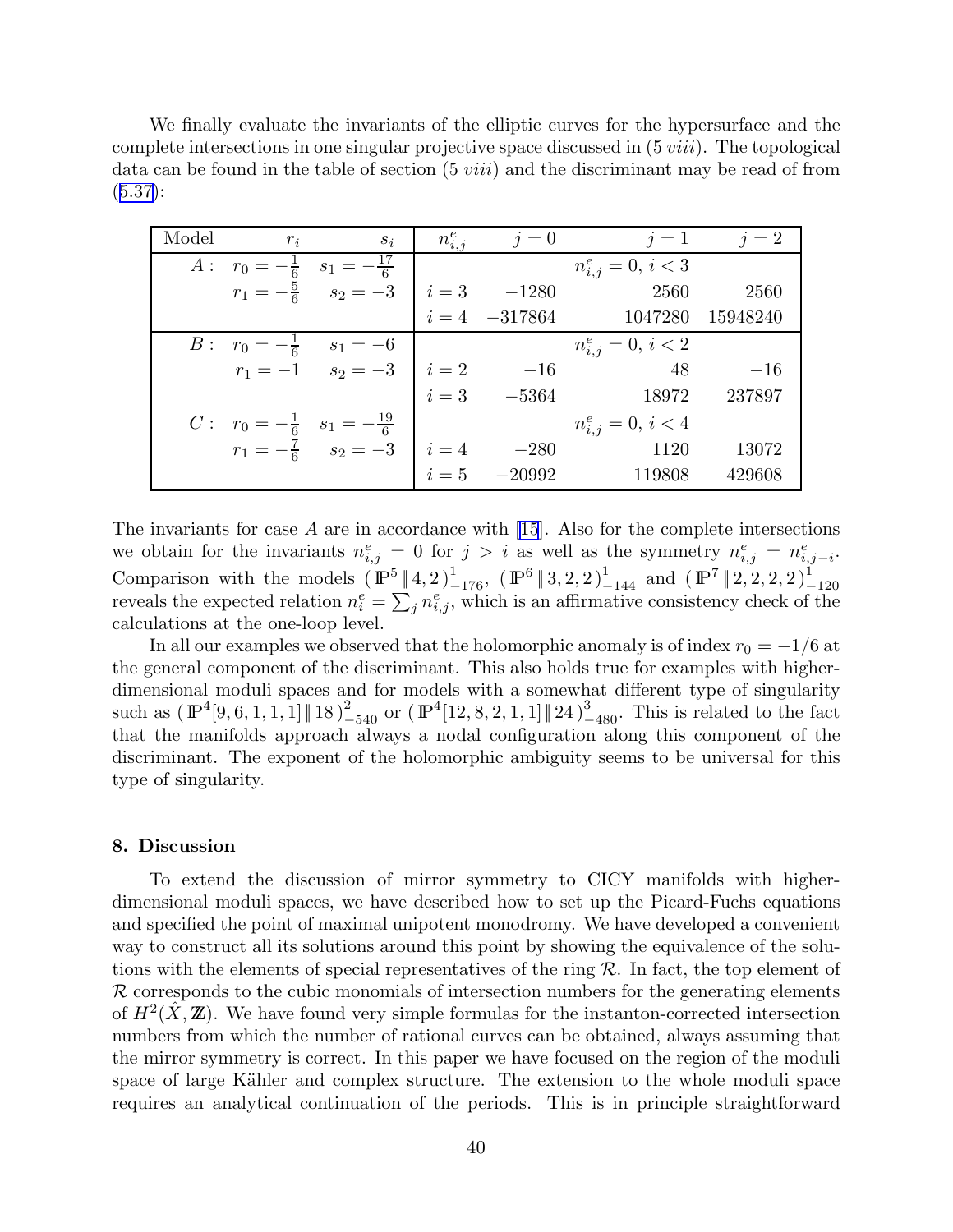We finally evaluate the invariants of the elliptic curves for the hypersurface and the complete intersections in one singular projective space discussed in (5 *viii*). The topological data can be found in the table of section (5 *viii*) and the discriminant may be read of from (5.37):

| Model | $r_i$ | $s_i$ | $n^e_{i,j}$ | $j=0$ | $j=1$ | $j=2$ |
|---|---|---|---|---|---|---|
| $A:$ | $r_0=-\frac{1}{6}$ | $s_1=-\frac{17}{6}$ | | | $n^e_{i,j}=0,\ i<3$ | |
| | $r_1=-\frac{5}{6}$ | $s_2=-3$ | $i=3$ | $-1280$ | $2560$ | $2560$ |
| | | | $i=4$ | $-317864$ | $1047280$ | $15948240$ |
| $B:$ | $r_0=-\frac{1}{6}$ | $s_1=-6$ | | | $n^e_{i,j}=0,\ i<2$ | |
| | $r_1=-1$ | $s_2=-3$ | $i=2$ | $-16$ | $48$ | $-16$ |
| | | | $i=3$ | $-5364$ | $18972$ | $237897$ |
| $C:$ | $r_0=-\frac{1}{6}$ | $s_1=-\frac{19}{6}$ | | | $n^e_{i,j}=0,\ i<4$ | |
| | $r_1=-\frac{7}{6}$ | $s_2=-3$ | $i=4$ | $-280$ | $1120$ | $13072$ |
| | | | $i=5$ | $-20992$ | $119808$ | $429608$ |

The invariants for case $A$ are in accordance with [15]. Also for the complete intersections we obtain for the invariants $n^e_{i,j}=0$ for $j>i$ as well as the symmetry $n^e_{i,j}=n^e_{i,j-i}$. Comparison with the models $(\mathbb{P}^5\,\|\,4,2)^1_{-176}$, $(\mathbb{P}^6\,\|\,3,2,2)^1_{-144}$ and $(\mathbb{P}^7\,\|\,2,2,2,2)^1_{-120}$ reveals the expected relation $n^e_i=\sum_j n^e_{i,j}$, which is an affirmative consistency check of the calculations at the one-loop level.

In all our examples we observed that the holomorphic anomaly is of index $r_0=-1/6$ at the general component of the discriminant. This also holds true for examples with higher-dimensional moduli spaces and for models with a somewhat different type of singularity such as $(\mathbb{P}^4[9,6,1,1,1]\,\|\,18)^2_{-540}$ or $(\mathbb{P}^4[12,8,2,1,1]\,\|\,24)^3_{-480}$. This is related to the fact that the manifolds approach always a nodal configuration along this component of the discriminant. The exponent of the holomorphic ambiguity seems to be universal for this type of singularity.

## 8. Discussion

To extend the discussion of mirror symmetry to CICY manifolds with higher-dimensional moduli spaces, we have described how to set up the Picard-Fuchs equations and specified the point of maximal unipotent monodromy. We have developed a convenient way to construct all its solutions around this point by showing the equivalence of the solutions with the elements of special representatives of the ring $\mathcal{R}$. In fact, the top element of $\mathcal{R}$ corresponds to the cubic monomials of intersection numbers for the generating elements of $H^2(\hat{X},\mathbb{Z})$. We have found very simple formulas for the instanton-corrected intersection numbers from which the number of rational curves can be obtained, always assuming that the mirror symmetry is correct. In this paper we have focused on the region of the moduli space of large Kähler and complex structure. The extension to the whole moduli space requires an analytical continuation of the periods. This is in principle straightforward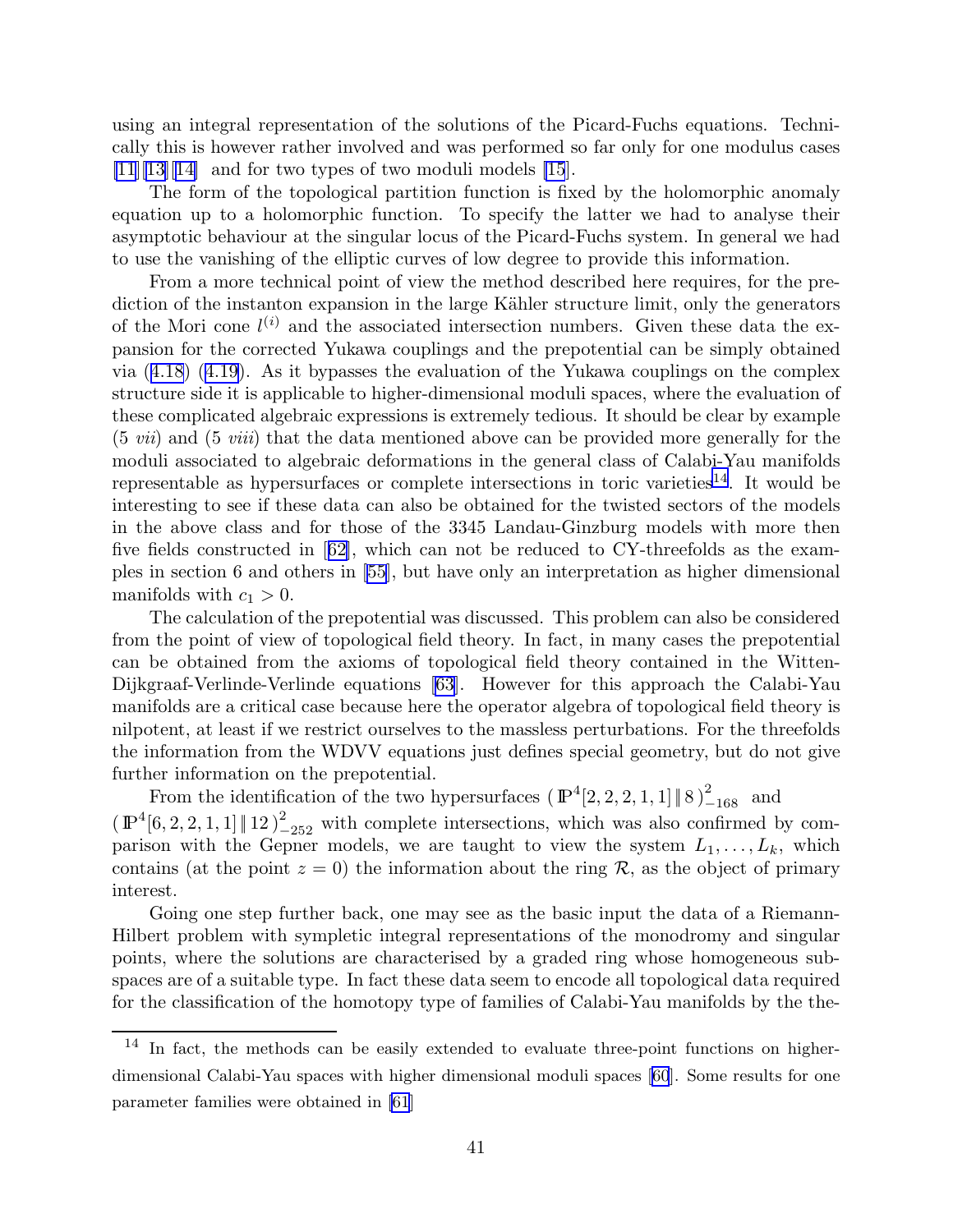using an integral representation of the solutions of the Picard-Fuchs equations. Technically this is however rather involved and was performed so far only for one modulus cases [11][13][14] and for two types of two moduli models [15].

The form of the topological partition function is fixed by the holomorphic anomaly equation up to a holomorphic function. To specify the latter we had to analyse their asymptotic behaviour at the singular locus of the Picard-Fuchs system. In general we had to use the vanishing of the elliptic curves of low degree to provide this information.

From a more technical point of view the method described here requires, for the prediction of the instanton expansion in the large Kähler structure limit, only the generators of the Mori cone $l^{(i)}$ and the associated intersection numbers. Given these data the expansion for the corrected Yukawa couplings and the prepotential can be simply obtained via (4.18) (4.19). As it bypasses the evaluation of the Yukawa couplings on the complex structure side it is applicable to higher-dimensional moduli spaces, where the evaluation of these complicated algebraic expressions is extremely tedious. It should be clear by example (5 *vii*) and (5 *viii*) that the data mentioned above can be provided more generally for the moduli associated to algebraic deformations in the general class of Calabi-Yau manifolds representable as hypersurfaces or complete intersections in toric varieties[14]. It would be interesting to see if these data can also be obtained for the twisted sectors of the models in the above class and for those of the 3345 Landau-Ginzburg models with more then five fields constructed in [62], which can not be reduced to CY-threefolds as the examples in section 6 and others in [55], but have only an interpretation as higher dimensional manifolds with $c_1 > 0$.

The calculation of the prepotential was discussed. This problem can also be considered from the point of view of topological field theory. In fact, in many cases the prepotential can be obtained from the axioms of topological field theory contained in the Witten-Dijkgraaf-Verlinde-Verlinde equations [63]. However for this approach the Calabi-Yau manifolds are a critical case because here the operator algebra of topological field theory is nilpotent, at least if we restrict ourselves to the massless perturbations. For the threefolds the information from the WDVV equations just defines special geometry, but do not give further information on the prepotential.

From the identification of the two hypersurfaces $(\mathbb{P}^4[2,2,2,1,1] \| 8)^2_{-168}$ and $(\mathbb{P}^4[6,2,2,1,1] \| 12)^2_{-252}$ with complete intersections, which was also confirmed by comparison with the Gepner models, we are taught to view the system $L_1, \ldots, L_k$, which contains (at the point $z = 0$) the information about the ring $\mathcal{R}$, as the object of primary interest.

Going one step further back, one may see as the basic input the data of a Riemann-Hilbert problem with sympletic integral representations of the monodromy and singular points, where the solutions are characterised by a graded ring whose homogeneous subspaces are of a suitable type. In fact these data seem to encode all topological data required for the classification of the homotopy type of families of Calabi-Yau manifolds by the the-

---

[14] In fact, the methods can be easily extended to evaluate three-point functions on higher-dimensional Calabi-Yau spaces with higher dimensional moduli spaces [60]. Some results for one parameter families were obtained in [61]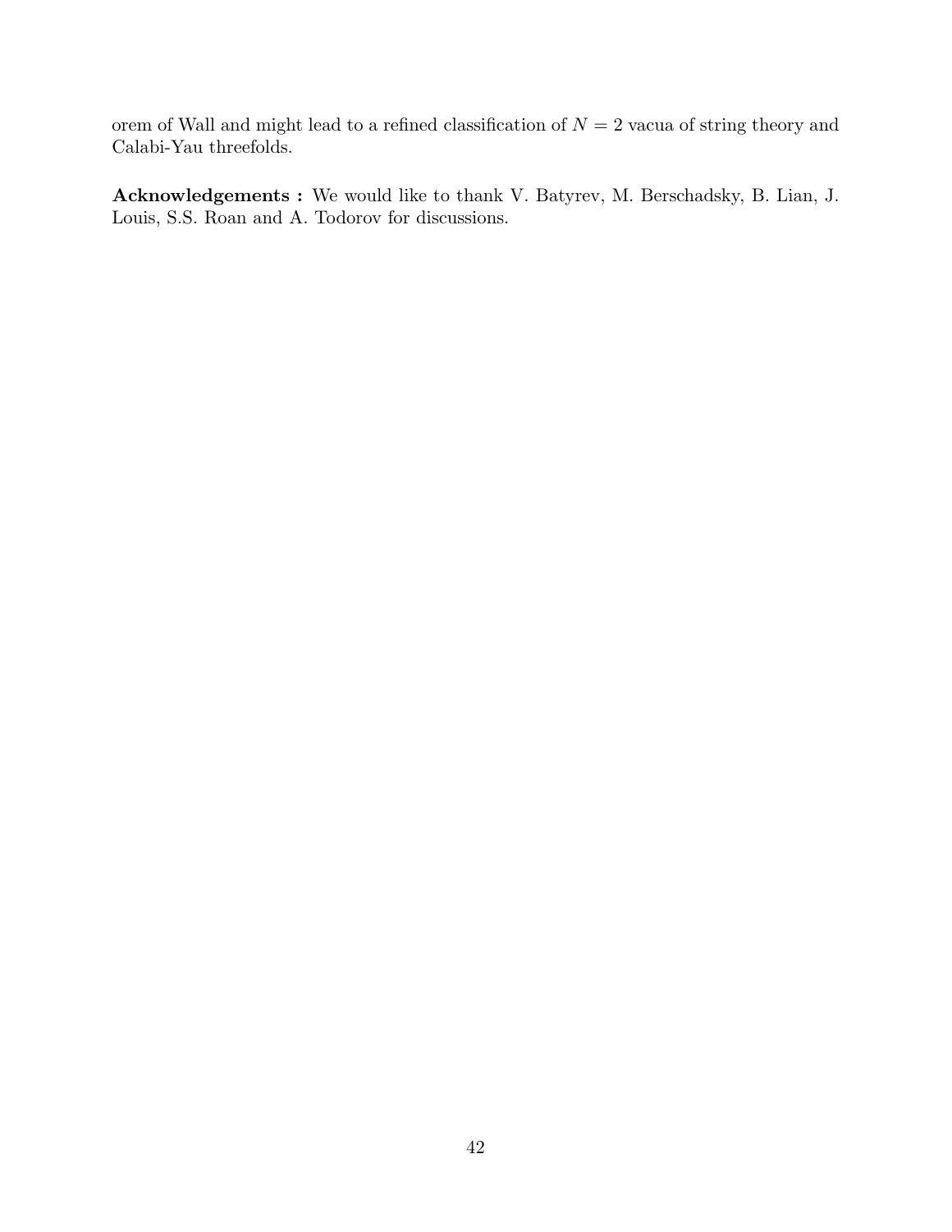orem of Wall and might lead to a refined classification of $N = 2$ vacua of string theory and Calabi-Yau threefolds.

**Acknowledgements :** We would like to thank V. Batyrev, M. Berschadsky, B. Lian, J. Louis, S.S. Roan and A. Todorov for discussions.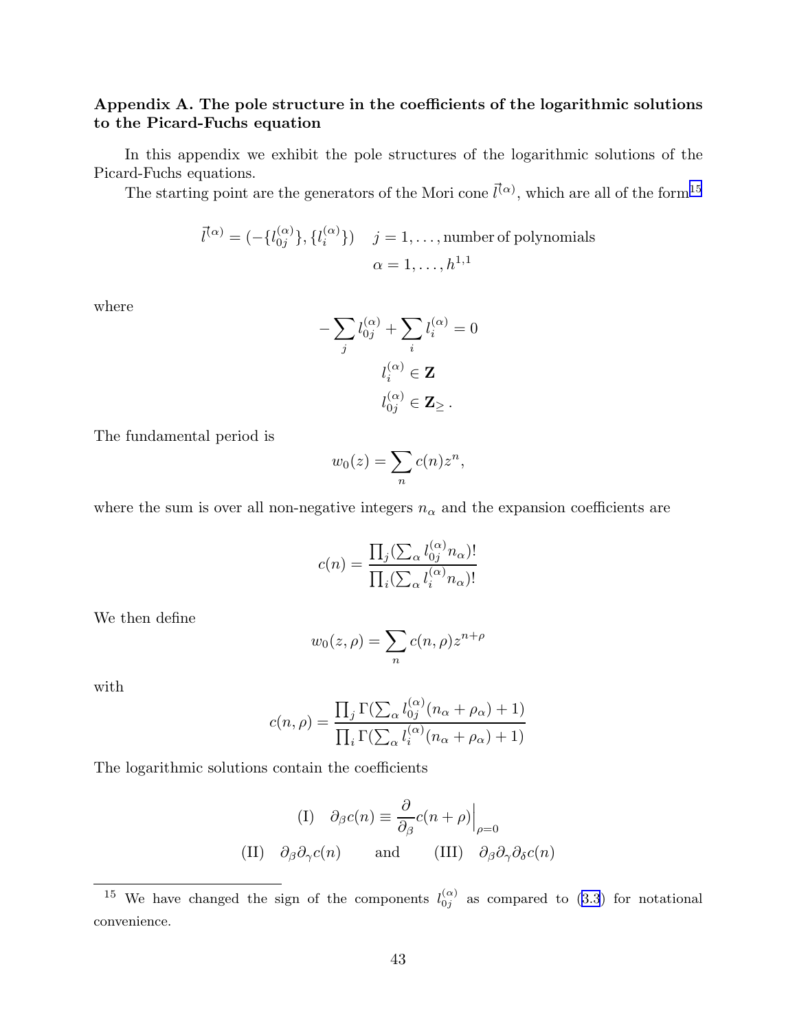**Appendix A. The pole structure in the coefficients of the logarithmic solutions to the Picard-Fuchs equation**

In this appendix we exhibit the pole structures of the logarithmic solutions of the Picard-Fuchs equations.

The starting point are the generators of the Mori cone $\vec{l}^{(\alpha)}$, which are all of the form[15]

$$
\vec{l}^{(\alpha)} = (-\{l_{0j}^{(\alpha)}\}, \{l_i^{(\alpha)}\}) \quad j = 1, \ldots, \text{number of polynomials}
$$
$$
\alpha = 1, \ldots, h^{1,1}
$$

where

$$
-\sum_j l_{0j}^{(\alpha)} + \sum_i l_i^{(\alpha)} = 0
$$
$$
l_i^{(\alpha)} \in \mathbf{Z}
$$
$$
l_{0j}^{(\alpha)} \in \mathbf{Z}_{\geq} .
$$

The fundamental period is

$$
w_0(z) = \sum_n c(n) z^n,
$$

where the sum is over all non-negative integers $n_\alpha$ and the expansion coefficients are

$$
c(n) = \frac{\prod_j (\sum_\alpha l_{0j}^{(\alpha)} n_\alpha)!}{\prod_i (\sum_\alpha l_i^{(\alpha)} n_\alpha)!}
$$

We then define

$$
w_0(z, \rho) = \sum_n c(n, \rho) z^{n+\rho}
$$

with

$$
c(n, \rho) = \frac{\prod_j \Gamma(\sum_\alpha l_{0j}^{(\alpha)} (n_\alpha + \rho_\alpha) + 1)}{\prod_i \Gamma(\sum_\alpha l_i^{(\alpha)} (n_\alpha + \rho_\alpha) + 1)}
$$

The logarithmic solutions contain the coefficients

$$
\text{(I)} \quad \partial_\beta c(n) \equiv \frac{\partial}{\partial_\beta} c(n + \rho)\Big|_{\rho=0}
$$
$$
\text{(II)} \quad \partial_\beta \partial_\gamma c(n) \qquad \text{and} \qquad \text{(III)} \quad \partial_\beta \partial_\gamma \partial_\delta c(n)
$$

[15] We have changed the sign of the components $l_{0j}^{(\alpha)}$ as compared to (3.3) for notational convenience.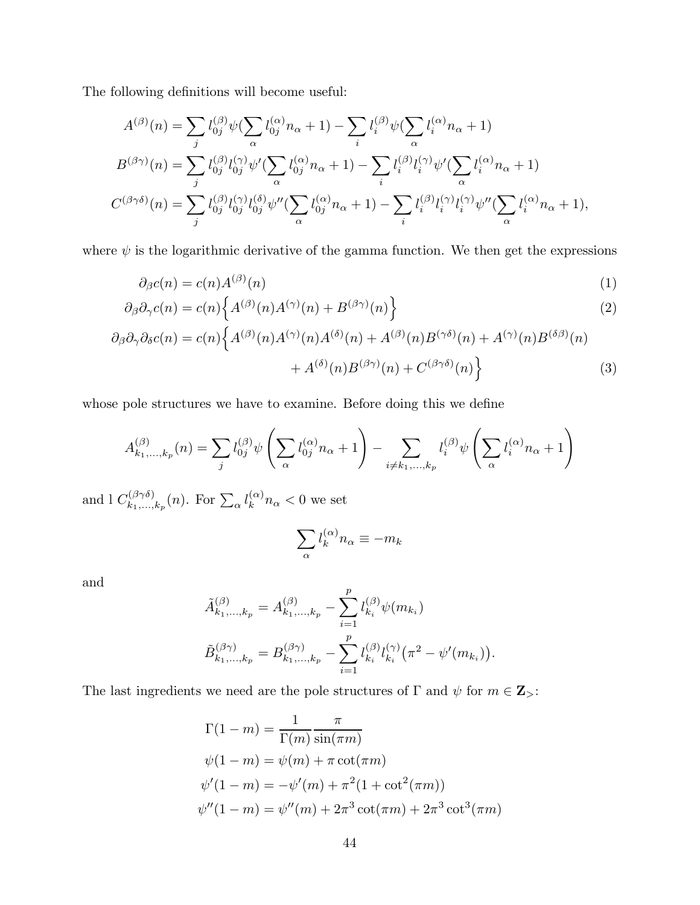The following definitions will become useful:

$$
\begin{aligned}
A^{(\beta)}(n) &= \sum_j l_{0j}^{(\beta)} \psi(\sum_\alpha l_{0j}^{(\alpha)} n_\alpha + 1) - \sum_i l_i^{(\beta)} \psi(\sum_\alpha l_i^{(\alpha)} n_\alpha + 1) \\
B^{(\beta\gamma)}(n) &= \sum_j l_{0j}^{(\beta)} l_{0j}^{(\gamma)} \psi'(\sum_\alpha l_{0j}^{(\alpha)} n_\alpha + 1) - \sum_i l_i^{(\beta)} l_i^{(\gamma)} \psi'(\sum_\alpha l_i^{(\alpha)} n_\alpha + 1) \\
C^{(\beta\gamma\delta)}(n) &= \sum_j l_{0j}^{(\beta)} l_{0j}^{(\gamma)} l_{0j}^{(\delta)} \psi''(\sum_\alpha l_{0j}^{(\alpha)} n_\alpha + 1) - \sum_i l_i^{(\beta)} l_i^{(\gamma)} l_i^{(\gamma)} \psi''(\sum_\alpha l_i^{(\alpha)} n_\alpha + 1),
\end{aligned}
$$

where $\psi$ is the logarithmic derivative of the gamma function. We then get the expressions

$$
\partial_\beta c(n) = c(n) A^{(\beta)}(n) \tag{1}
$$

$$
\partial_\beta \partial_\gamma c(n) = c(n) \Big\{ A^{(\beta)}(n) A^{(\gamma)}(n) + B^{(\beta\gamma)}(n) \Big\} \tag{2}
$$

$$
\begin{aligned}
\partial_\beta \partial_\gamma \partial_\delta c(n) = c(n) \Big\{ & A^{(\beta)}(n) A^{(\gamma)}(n) A^{(\delta)}(n) + A^{(\beta)}(n) B^{(\gamma\delta)}(n) + A^{(\gamma)}(n) B^{(\delta\beta)}(n) \\
& + A^{(\delta)}(n) B^{(\beta\gamma)}(n) + C^{(\beta\gamma\delta)}(n) \Big\}
\end{aligned} \tag{3}
$$

whose pole structures we have to examine. Before doing this we define

$$
A_{k_1,\ldots,k_p}^{(\beta)}(n) = \sum_j l_{0j}^{(\beta)} \psi\left( \sum_\alpha l_{0j}^{(\alpha)} n_\alpha + 1 \right) - \sum_{i \neq k_1,\ldots,k_p} l_i^{(\beta)} \psi\left( \sum_\alpha l_i^{(\alpha)} n_\alpha + 1 \right)
$$

and l $C_{k_1,\ldots,k_p}^{(\beta\gamma\delta)}(n)$. For $\sum_\alpha l_k^{(\alpha)} n_\alpha < 0$ we set

$$
\sum_\alpha l_k^{(\alpha)} n_\alpha \equiv -m_k
$$

and

$$
\begin{aligned}
\tilde{A}_{k_1,\ldots,k_p}^{(\beta)} &= A_{k_1,\ldots,k_p}^{(\beta)} - \sum_{i=1}^p l_{k_i}^{(\beta)} \psi(m_{k_i}) \\
\tilde{B}_{k_1,\ldots,k_p}^{(\beta\gamma)} &= B_{k_1,\ldots,k_p}^{(\beta\gamma)} - \sum_{i=1}^p l_{k_i}^{(\beta)} l_{k_i}^{(\gamma)} \big( \pi^2 - \psi'(m_{k_i}) \big).
\end{aligned}
$$

The last ingredients we need are the pole structures of $\Gamma$ and $\psi$ for $m \in \mathbf{Z}_>$:

$$
\begin{aligned}
\Gamma(1-m) &= \frac{1}{\Gamma(m)} \frac{\pi}{\sin(\pi m)} \\
\psi(1-m) &= \psi(m) + \pi \cot(\pi m) \\
\psi'(1-m) &= -\psi'(m) + \pi^2 (1 + \cot^2(\pi m)) \\
\psi''(1-m) &= \psi''(m) + 2\pi^3 \cot(\pi m) + 2\pi^3 \cot^3(\pi m)
\end{aligned}
$$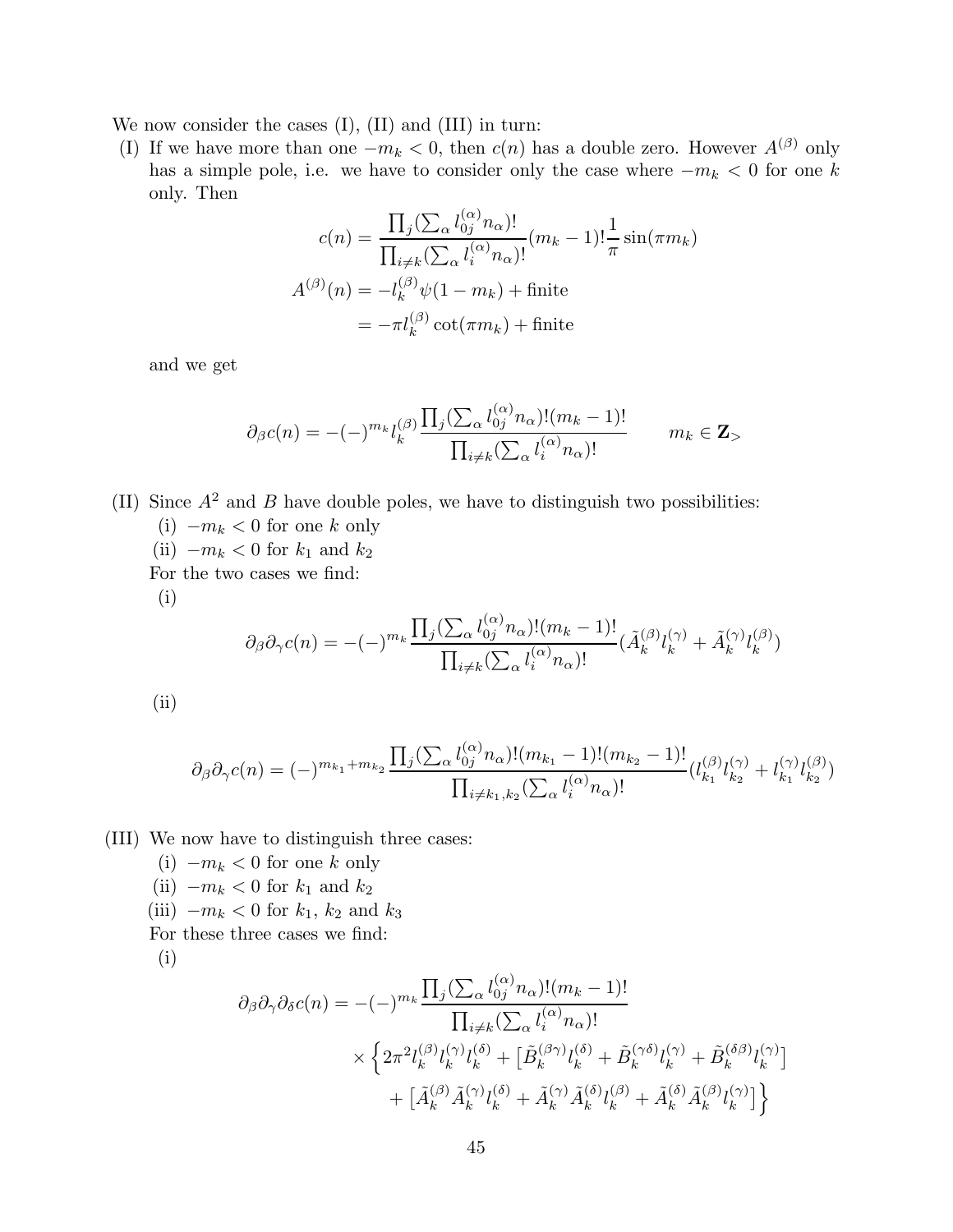We now consider the cases (I), (II) and (III) in turn:

(I) If we have more than one $-m_k < 0$, then $c(n)$ has a double zero. However $A^{(\beta)}$ only has a simple pole, i.e. we have to consider only the case where $-m_k < 0$ for one $k$ only. Then

$$
\begin{aligned}
c(n) &= \frac{\prod_j (\sum_\alpha l_{0j}^{(\alpha)} n_\alpha)!}{\prod_{i \neq k} (\sum_\alpha l_i^{(\alpha)} n_\alpha)!} (m_k - 1)! \frac{1}{\pi} \sin(\pi m_k) \\
A^{(\beta)}(n) &= -l_k^{(\beta)} \psi(1 - m_k) + \text{finite} \\
&= -\pi l_k^{(\beta)} \cot(\pi m_k) + \text{finite}
\end{aligned}
$$

and we get

$$
\partial_\beta c(n) = -(-)^{m_k} l_k^{(\beta)} \frac{\prod_j (\sum_\alpha l_{0j}^{(\alpha)} n_\alpha)! (m_k - 1)!}{\prod_{i \neq k} (\sum_\alpha l_i^{(\alpha)} n_\alpha)!} \qquad m_k \in \mathbf{Z}_>
$$

(II) Since $A^2$ and $B$ have double poles, we have to distinguish two possibilities:

(i) $-m_k < 0$ for one $k$ only

(ii) $-m_k < 0$ for $k_1$ and $k_2$

For the two cases we find:

(i)

$$
\partial_\beta \partial_\gamma c(n) = -(-)^{m_k} \frac{\prod_j (\sum_\alpha l_{0j}^{(\alpha)} n_\alpha)! (m_k - 1)!}{\prod_{i \neq k} (\sum_\alpha l_i^{(\alpha)} n_\alpha)!} (\tilde{A}_k^{(\beta)} l_k^{(\gamma)} + \tilde{A}_k^{(\gamma)} l_k^{(\beta)})
$$

(ii)

$$
\partial_\beta \partial_\gamma c(n) = (-)^{m_{k_1} + m_{k_2}} \frac{\prod_j (\sum_\alpha l_{0j}^{(\alpha)} n_\alpha)! (m_{k_1} - 1)! (m_{k_2} - 1)!}{\prod_{i \neq k_1, k_2} (\sum_\alpha l_i^{(\alpha)} n_\alpha)!} (l_{k_1}^{(\beta)} l_{k_2}^{(\gamma)} + l_{k_1}^{(\gamma)} l_{k_2}^{(\beta)})
$$

(III) We now have to distinguish three cases:

(i) $-m_k < 0$ for one $k$ only

(ii) $-m_k < 0$ for $k_1$ and $k_2$

(iii) $-m_k < 0$ for $k_1$, $k_2$ and $k_3$

For these three cases we find:

(i)

$$
\begin{aligned}
\partial_\beta \partial_\gamma \partial_\delta c(n) = -(-)^{m_k} & \frac{\prod_j (\sum_\alpha l_{0j}^{(\alpha)} n_\alpha)! (m_k - 1)!}{\prod_{i \neq k} (\sum_\alpha l_i^{(\alpha)} n_\alpha)!} \\
& \times \Big\{ 2\pi^2 l_k^{(\beta)} l_k^{(\gamma)} l_k^{(\delta)} + \big[ \tilde{B}_k^{(\beta\gamma)} l_k^{(\delta)} + \tilde{B}_k^{(\gamma\delta)} l_k^{(\gamma)} + \tilde{B}_k^{(\delta\beta)} l_k^{(\gamma)} \big] \\
& \quad + \big[ \tilde{A}_k^{(\beta)} \tilde{A}_k^{(\gamma)} l_k^{(\delta)} + \tilde{A}_k^{(\gamma)} \tilde{A}_k^{(\delta)} l_k^{(\beta)} + \tilde{A}_k^{(\delta)} \tilde{A}_k^{(\beta)} l_k^{(\gamma)} \big] \Big\}
\end{aligned}
$$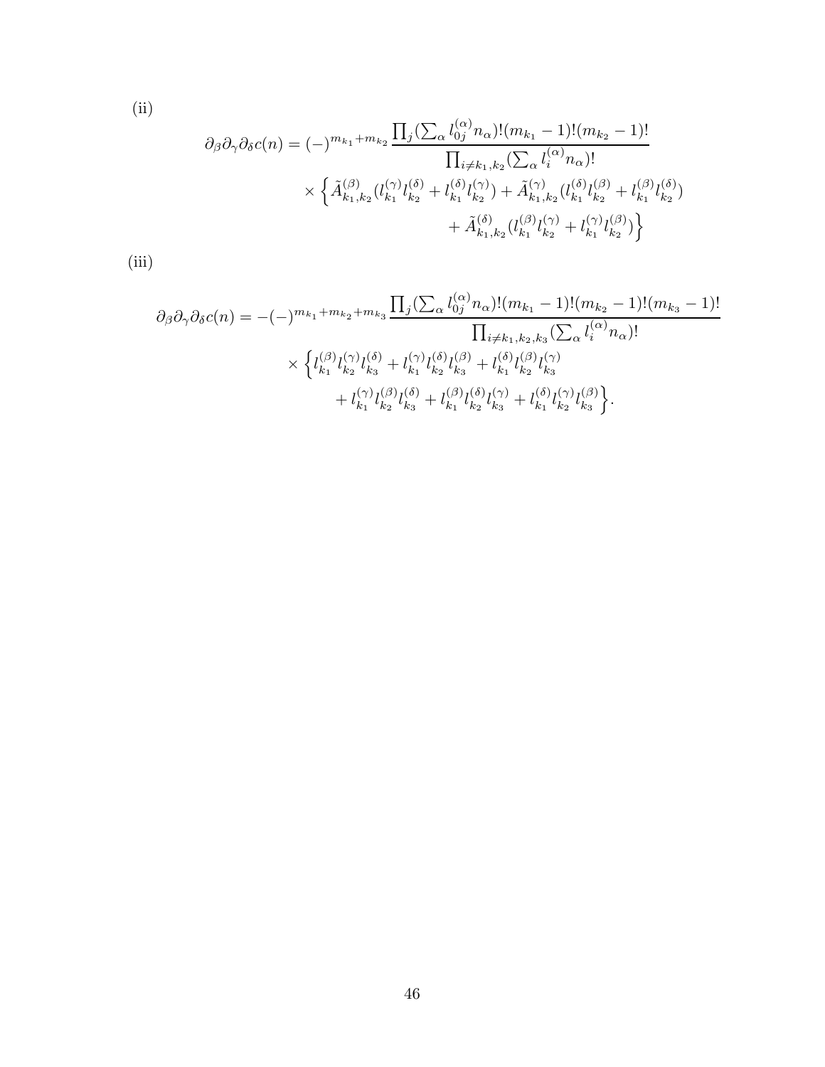(ii)

$$
\begin{aligned}
\partial_\beta \partial_\gamma \partial_\delta c(n) = (-)^{m_{k_1}+m_{k_2}} & \frac{\prod_j (\sum_\alpha l_{0j}^{(\alpha)} n_\alpha)! (m_{k_1}-1)! (m_{k_2}-1)!}{\prod_{i \neq k_1, k_2} (\sum_\alpha l_i^{(\alpha)} n_\alpha)!} \\
& \times \Big\{ \tilde{A}^{(\beta)}_{k_1,k_2} (l^{(\gamma)}_{k_1} l^{(\delta)}_{k_2} + l^{(\delta)}_{k_1} l^{(\gamma)}_{k_2}) + \tilde{A}^{(\gamma)}_{k_1,k_2} (l^{(\delta)}_{k_1} l^{(\beta)}_{k_2} + l^{(\beta)}_{k_1} l^{(\delta)}_{k_2}) \\
& \qquad + \tilde{A}^{(\delta)}_{k_1,k_2} (l^{(\beta)}_{k_1} l^{(\gamma)}_{k_2} + l^{(\gamma)}_{k_1} l^{(\beta)}_{k_2}) \Big\}
\end{aligned}
$$

(iii)

$$
\begin{aligned}
\partial_\beta \partial_\gamma \partial_\delta c(n) = -(-)^{m_{k_1}+m_{k_2}+m_{k_3}} & \frac{\prod_j (\sum_\alpha l_{0j}^{(\alpha)} n_\alpha)! (m_{k_1}-1)! (m_{k_2}-1)! (m_{k_3}-1)!}{\prod_{i \neq k_1, k_2, k_3} (\sum_\alpha l_i^{(\alpha)} n_\alpha)!} \\
& \times \Big\{ l^{(\beta)}_{k_1} l^{(\gamma)}_{k_2} l^{(\delta)}_{k_3} + l^{(\gamma)}_{k_1} l^{(\delta)}_{k_2} l^{(\beta)}_{k_3} + l^{(\delta)}_{k_1} l^{(\beta)}_{k_2} l^{(\gamma)}_{k_3} \\
& \qquad + l^{(\gamma)}_{k_1} l^{(\beta)}_{k_2} l^{(\delta)}_{k_3} + l^{(\beta)}_{k_1} l^{(\delta)}_{k_2} l^{(\gamma)}_{k_3} + l^{(\delta)}_{k_1} l^{(\gamma)}_{k_2} l^{(\beta)}_{k_3} \Big\}.
\end{aligned}
$$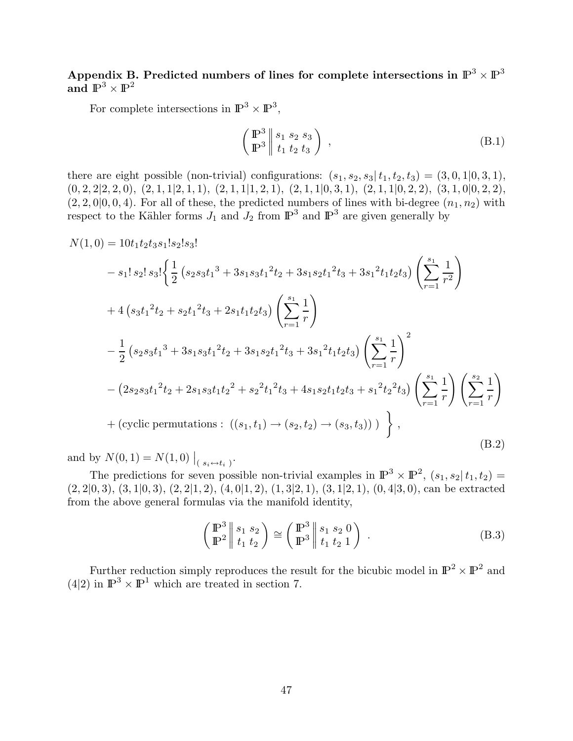**Appendix B. Predicted numbers of lines for complete intersections in $\mathbb{P}^3 \times \mathbb{P}^3$ and $\mathbb{P}^3 \times \mathbb{P}^2$**

For complete intersections in $\mathbb{P}^3 \times \mathbb{P}^3$,

$$
\left( \begin{matrix} \mathbb{P}^3 \\ \mathbb{P}^3 \end{matrix} \middle\| \begin{matrix} s_1 \; s_2 \; s_3 \\ t_1 \; t_2 \; t_3 \end{matrix} \right) \; , \tag{B.1}
$$

there are eight possible (non-trivial) configurations: $(s_1, s_2, s_3 | \, t_1, t_2, t_3) = (3, 0, 1|0, 3, 1)$, $(0, 2, 2|2, 2, 0)$, $(2, 1, 1|2, 1, 1)$, $(2, 1, 1|1, 2, 1)$, $(2, 1, 1|0, 3, 1)$, $(2, 1, 1|0, 2, 2)$, $(3, 1, 0|0, 2, 2)$, $(2, 2, 0|0, 0, 4)$. For all of these, the predicted numbers of lines with bi-degree $(n_1, n_2)$ with respect to the Kähler forms $J_1$ and $J_2$ from $\mathbb{P}^3$ and $\mathbb{P}^3$ are given generally by

$$
\begin{aligned}
N(1,0) &= 10 t_1 t_2 t_3 s_1! s_2! s_3! \\
&\quad - s_1! \, s_2! \, s_3! \Bigg\{ \frac{1}{2} \left( s_2 s_3 {t_1}^3 + 3 s_1 s_3 {t_1}^2 t_2 + 3 s_1 s_2 {t_1}^2 t_3 + 3 {s_1}^2 t_1 t_2 t_3 \right) \left( \sum_{r=1}^{s_1} \frac{1}{r^2} \right) \\
&\quad + 4 \left( s_3 {t_1}^2 t_2 + s_2 {t_1}^2 t_3 + 2 s_1 t_1 t_2 t_3 \right) \left( \sum_{r=1}^{s_1} \frac{1}{r} \right) \\
&\quad - \frac{1}{2} \left( s_2 s_3 {t_1}^3 + 3 s_1 s_3 {t_1}^2 t_2 + 3 s_1 s_2 {t_1}^2 t_3 + 3 {s_1}^2 t_1 t_2 t_3 \right) \left( \sum_{r=1}^{s_1} \frac{1}{r} \right)^2 \\
&\quad - \left( 2 s_2 s_3 {t_1}^2 t_2 + 2 s_1 s_3 t_1 {t_2}^2 + {s_2}^2 {t_1}^2 t_3 + 4 s_1 s_2 t_1 t_2 t_3 + {s_1}^2 {t_2}^2 t_3 \right) \left( \sum_{r=1}^{s_1} \frac{1}{r} \right) \left( \sum_{r=1}^{s_2} \frac{1}{r} \right) \\
&\quad + \left( \text{cyclic permutations} : \; \left( (s_1, t_1) \to (s_2, t_2) \to (s_3, t_3) \right) \, \right) \; \Bigg\} \, ,
\end{aligned} \tag{B.2}
$$

and by $N(0,1) = N(1,0) \big|_{( \, s_i \leftrightarrow t_i \, )}$.

The predictions for seven possible non-trivial examples in $\mathbb{P}^3 \times \mathbb{P}^2$, $(s_1, s_2 | \, t_1, t_2) = (2, 2|0, 3)$, $(3, 1|0, 3)$, $(2, 2|1, 2)$, $(4, 0|1, 2)$, $(1, 3|2, 1)$, $(3, 1|2, 1)$, $(0, 4|3, 0)$, can be extracted from the above general formulas via the manifold identity,

$$
\left( \begin{matrix} \mathbb{P}^3 \\ \mathbb{P}^2 \end{matrix} \middle\| \begin{matrix} s_1 \; s_2 \\ t_1 \; t_2 \end{matrix} \right) \cong \left( \begin{matrix} \mathbb{P}^3 \\ \mathbb{P}^3 \end{matrix} \middle\| \begin{matrix} s_1 \; s_2 \; 0 \\ t_1 \; t_2 \; 1 \end{matrix} \right) \; . \tag{B.3}
$$

Further reduction simply reproduces the result for the bicubic model in $\mathbb{P}^2 \times \mathbb{P}^2$ and $(4|2)$ in $\mathbb{P}^3 \times \mathbb{P}^1$ which are treated in section 7.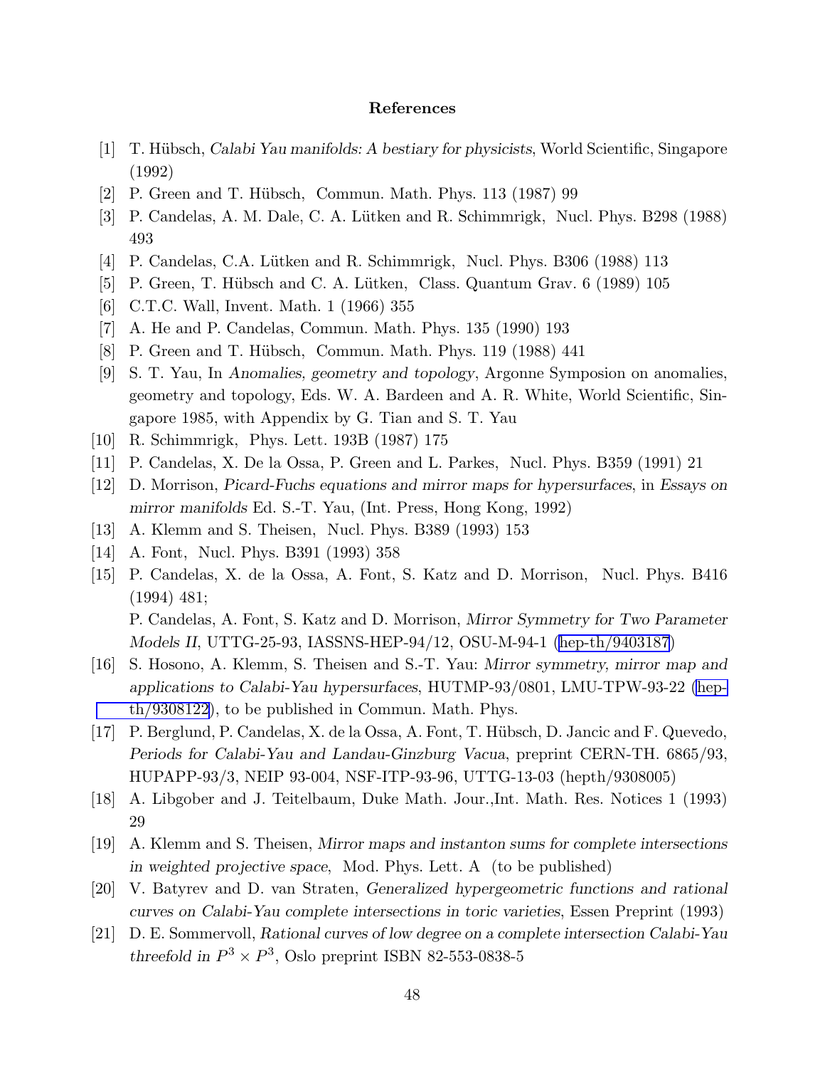### References

[1] T. Hübsch, *Calabi Yau manifolds: A bestiary for physicists*, World Scientific, Singapore (1992)

[2] P. Green and T. Hübsch, Commun. Math. Phys. 113 (1987) 99

[3] P. Candelas, A. M. Dale, C. A. Lütken and R. Schimmrigk, Nucl. Phys. B298 (1988) 493

[4] P. Candelas, C.A. Lütken and R. Schimmrigk, Nucl. Phys. B306 (1988) 113

[5] P. Green, T. Hübsch and C. A. Lütken, Class. Quantum Grav. 6 (1989) 105

[6] C.T.C. Wall, Invent. Math. 1 (1966) 355

[7] A. He and P. Candelas, Commun. Math. Phys. 135 (1990) 193

[8] P. Green and T. Hübsch, Commun. Math. Phys. 119 (1988) 441

[9] S. T. Yau, In *Anomalies, geometry and topology*, Argonne Symposion on anomalies, geometry and topology, Eds. W. A. Bardeen and A. R. White, World Scientific, Singapore 1985, with Appendix by G. Tian and S. T. Yau

[10] R. Schimmrigk, Phys. Lett. 193B (1987) 175

[11] P. Candelas, X. De la Ossa, P. Green and L. Parkes, Nucl. Phys. B359 (1991) 21

[12] D. Morrison, *Picard-Fuchs equations and mirror maps for hypersurfaces*, in *Essays on mirror manifolds* Ed. S.-T. Yau, (Int. Press, Hong Kong, 1992)

[13] A. Klemm and S. Theisen, Nucl. Phys. B389 (1993) 153

[14] A. Font, Nucl. Phys. B391 (1993) 358

[15] P. Candelas, X. de la Ossa, A. Font, S. Katz and D. Morrison, Nucl. Phys. B416 (1994) 481;
P. Candelas, A. Font, S. Katz and D. Morrison, *Mirror Symmetry for Two Parameter Models II*, UTTG-25-93, IASSNS-HEP-94/12, OSU-M-94-1 (hep-th/9403187)

[16] S. Hosono, A. Klemm, S. Theisen and S.-T. Yau: *Mirror symmetry, mirror map and applications to Calabi-Yau hypersurfaces*, HUTMP-93/0801, LMU-TPW-93-22 (hep-th/9308122), to be published in Commun. Math. Phys.

[17] P. Berglund, P. Candelas, X. de la Ossa, A. Font, T. Hübsch, D. Jancic and F. Quevedo, *Periods for Calabi-Yau and Landau-Ginzburg Vacua*, preprint CERN-TH. 6865/93, HUPAPP-93/3, NEIP 93-004, NSF-ITP-93-96, UTTG-13-03 (hepth/9308005)

[18] A. Libgober and J. Teitelbaum, Duke Math. Jour.,Int. Math. Res. Notices 1 (1993) 29

[19] A. Klemm and S. Theisen, *Mirror maps and instanton sums for complete intersections in weighted projective space*, Mod. Phys. Lett. A (to be published)

[20] V. Batyrev and D. van Straten, *Generalized hypergeometric functions and rational curves on Calabi-Yau complete intersections in toric varieties*, Essen Preprint (1993)

[21] D. E. Sommervoll, *Rational curves of low degree on a complete intersection Calabi-Yau threefold in $P^3 \times P^3$*, Oslo preprint ISBN 82-553-0838-5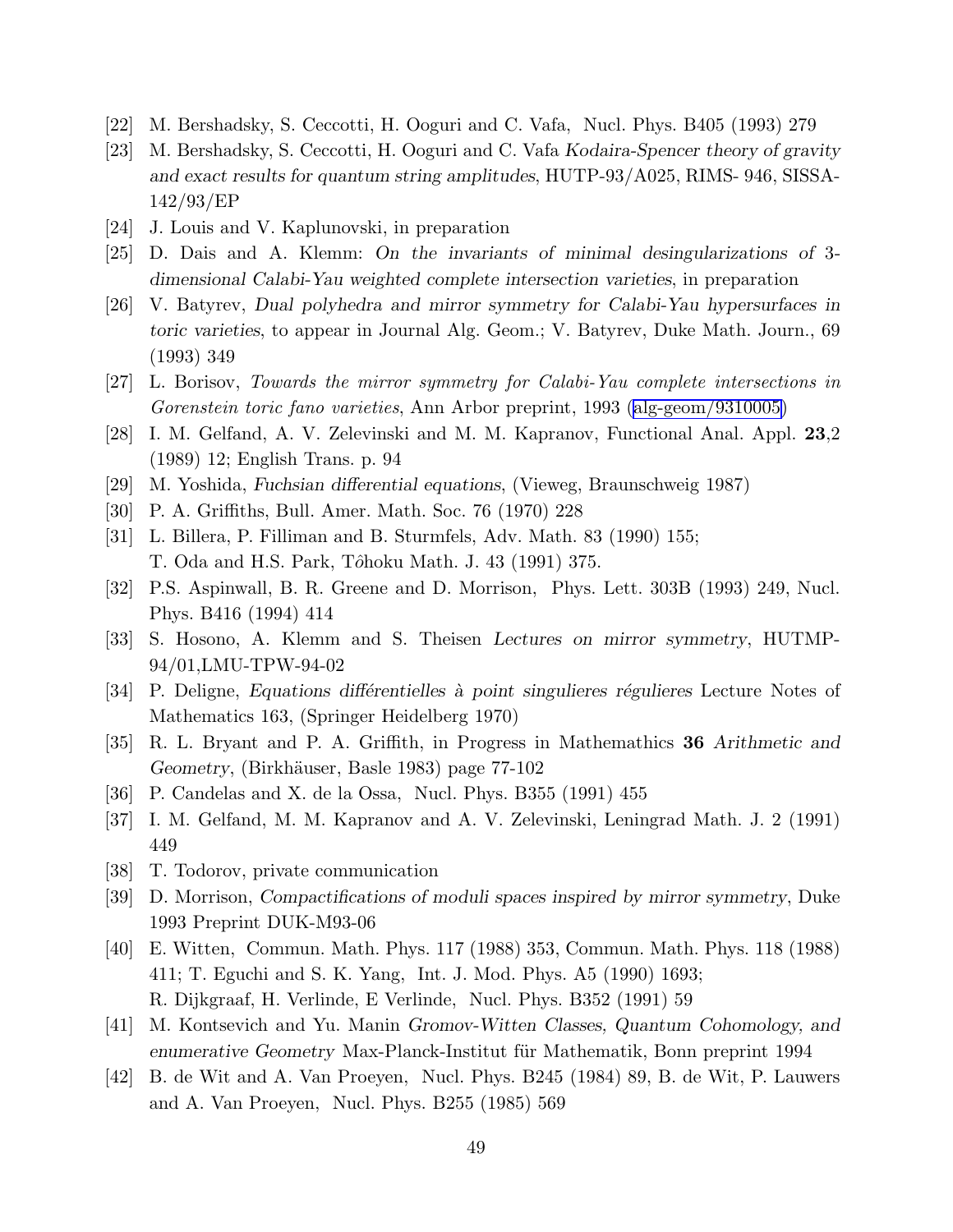[22] M. Bershadsky, S. Ceccotti, H. Ooguri and C. Vafa, Nucl. Phys. B405 (1993) 279

[23] M. Bershadsky, S. Ceccotti, H. Ooguri and C. Vafa *Kodaira-Spencer theory of gravity and exact results for quantum string amplitudes*, HUTP-93/A025, RIMS- 946, SISSA-142/93/EP

[24] J. Louis and V. Kaplunovski, in preparation

[25] D. Dais and A. Klemm: *On the invariants of minimal desingularizations of 3-dimensional Calabi-Yau weighted complete intersection varieties*, in preparation

[26] V. Batyrev, *Dual polyhedra and mirror symmetry for Calabi-Yau hypersurfaces in toric varieties*, to appear in Journal Alg. Geom.; V. Batyrev, Duke Math. Journ., 69 (1993) 349

[27] L. Borisov, *Towards the mirror symmetry for Calabi-Yau complete intersections in Gorenstein toric fano varieties*, Ann Arbor preprint, 1993 (alg-geom/9310005)

[28] I. M. Gelfand, A. V. Zelevinski and M. M. Kapranov, Functional Anal. Appl. **23**,2 (1989) 12; English Trans. p. 94

[29] M. Yoshida, *Fuchsian differential equations*, (Vieweg, Braunschweig 1987)

[30] P. A. Griffiths, Bull. Amer. Math. Soc. 76 (1970) 228

[31] L. Billera, P. Filliman and B. Sturmfels, Adv. Math. 83 (1990) 155;
T. Oda and H.S. Park, Tôhoku Math. J. 43 (1991) 375.

[32] P.S. Aspinwall, B. R. Greene and D. Morrison, Phys. Lett. 303B (1993) 249, Nucl. Phys. B416 (1994) 414

[33] S. Hosono, A. Klemm and S. Theisen *Lectures on mirror symmetry*, HUTMP-94/01,LMU-TPW-94-02

[34] P. Deligne, *Equations différentielles à point singulieres régulieres* Lecture Notes of Mathematics 163, (Springer Heidelberg 1970)

[35] R. L. Bryant and P. A. Griffith, in Progress in Mathemathics **36** *Arithmetic and Geometry*, (Birkhäuser, Basle 1983) page 77-102

[36] P. Candelas and X. de la Ossa, Nucl. Phys. B355 (1991) 455

[37] I. M. Gelfand, M. M. Kapranov and A. V. Zelevinski, Leningrad Math. J. 2 (1991) 449

[38] T. Todorov, private communication

[39] D. Morrison, *Compactifications of moduli spaces inspired by mirror symmetry*, Duke 1993 Preprint DUK-M93-06

[40] E. Witten, Commun. Math. Phys. 117 (1988) 353, Commun. Math. Phys. 118 (1988) 411; T. Eguchi and S. K. Yang, Int. J. Mod. Phys. A5 (1990) 1693;
R. Dijkgraaf, H. Verlinde, E Verlinde, Nucl. Phys. B352 (1991) 59

[41] M. Kontsevich and Yu. Manin *Gromov-Witten Classes, Quantum Cohomology, and enumerative Geometry* Max-Planck-Institut für Mathematik, Bonn preprint 1994

[42] B. de Wit and A. Van Proeyen, Nucl. Phys. B245 (1984) 89, B. de Wit, P. Lauwers and A. Van Proeyen, Nucl. Phys. B255 (1985) 569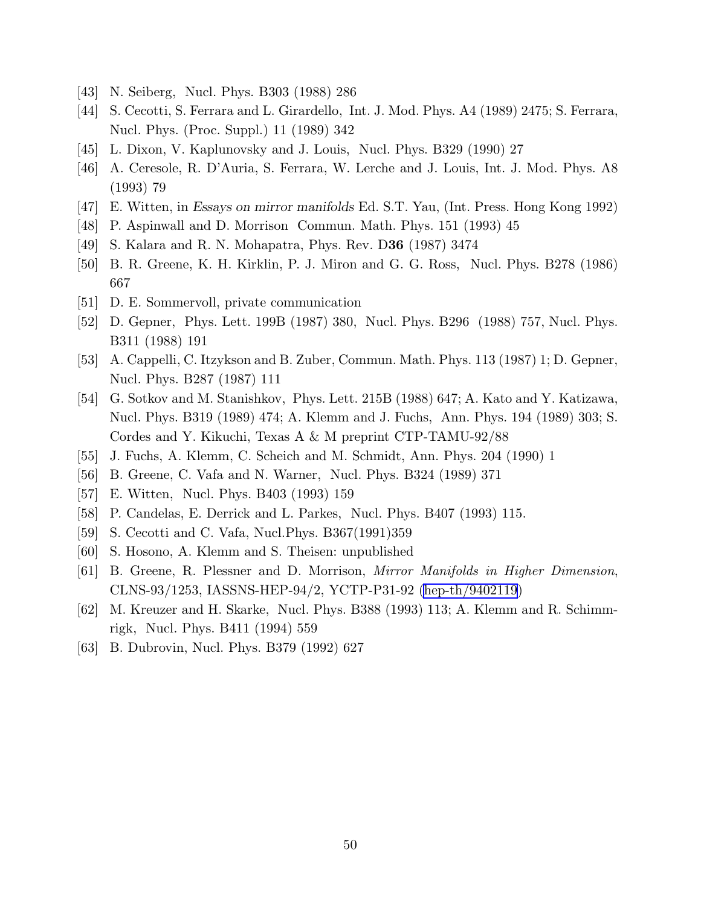[43] N. Seiberg, Nucl. Phys. B303 (1988) 286

[44] S. Cecotti, S. Ferrara and L. Girardello, Int. J. Mod. Phys. A4 (1989) 2475; S. Ferrara, Nucl. Phys. (Proc. Suppl.) 11 (1989) 342

[45] L. Dixon, V. Kaplunovsky and J. Louis, Nucl. Phys. B329 (1990) 27

[46] A. Ceresole, R. D'Auria, S. Ferrara, W. Lerche and J. Louis, Int. J. Mod. Phys. A8 (1993) 79

[47] E. Witten, in *Essays on mirror manifolds* Ed. S.T. Yau, (Int. Press. Hong Kong 1992)

[48] P. Aspinwall and D. Morrison Commun. Math. Phys. 151 (1993) 45

[49] S. Kalara and R. N. Mohapatra, Phys. Rev. D**36** (1987) 3474

[50] B. R. Greene, K. H. Kirklin, P. J. Miron and G. G. Ross, Nucl. Phys. B278 (1986) 667

[51] D. E. Sommervoll, private communication

[52] D. Gepner, Phys. Lett. 199B (1987) 380, Nucl. Phys. B296 (1988) 757, Nucl. Phys. B311 (1988) 191

[53] A. Cappelli, C. Itzykson and B. Zuber, Commun. Math. Phys. 113 (1987) 1; D. Gepner, Nucl. Phys. B287 (1987) 111

[54] G. Sotkov and M. Stanishkov, Phys. Lett. 215B (1988) 647; A. Kato and Y. Katizawa, Nucl. Phys. B319 (1989) 474; A. Klemm and J. Fuchs, Ann. Phys. 194 (1989) 303; S. Cordes and Y. Kikuchi, Texas A & M preprint CTP-TAMU-92/88

[55] J. Fuchs, A. Klemm, C. Scheich and M. Schmidt, Ann. Phys. 204 (1990) 1

[56] B. Greene, C. Vafa and N. Warner, Nucl. Phys. B324 (1989) 371

[57] E. Witten, Nucl. Phys. B403 (1993) 159

[58] P. Candelas, E. Derrick and L. Parkes, Nucl. Phys. B407 (1993) 115.

[59] S. Cecotti and C. Vafa, Nucl.Phys. B367(1991)359

[60] S. Hosono, A. Klemm and S. Theisen: unpublished

[61] B. Greene, R. Plessner and D. Morrison, *Mirror Manifolds in Higher Dimension*, CLNS-93/1253, IASSNS-HEP-94/2, YCTP-P31-92 (hep-th/9402119)

[62] M. Kreuzer and H. Skarke, Nucl. Phys. B388 (1993) 113; A. Klemm and R. Schimmrigk, Nucl. Phys. B411 (1994) 559

[63] B. Dubrovin, Nucl. Phys. B379 (1992) 627